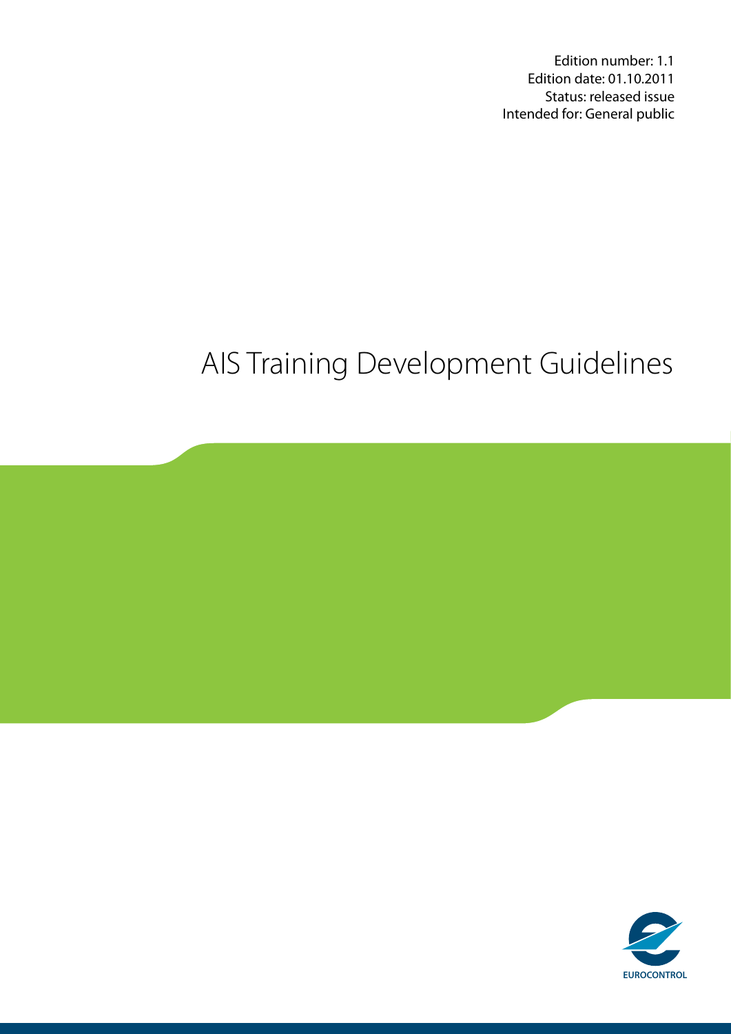Edition number: 1.1
Edition date: 01.10.2011
Status: released issue
Intended for: General public

# AIS Training Development Guidelines

EUROCONTROL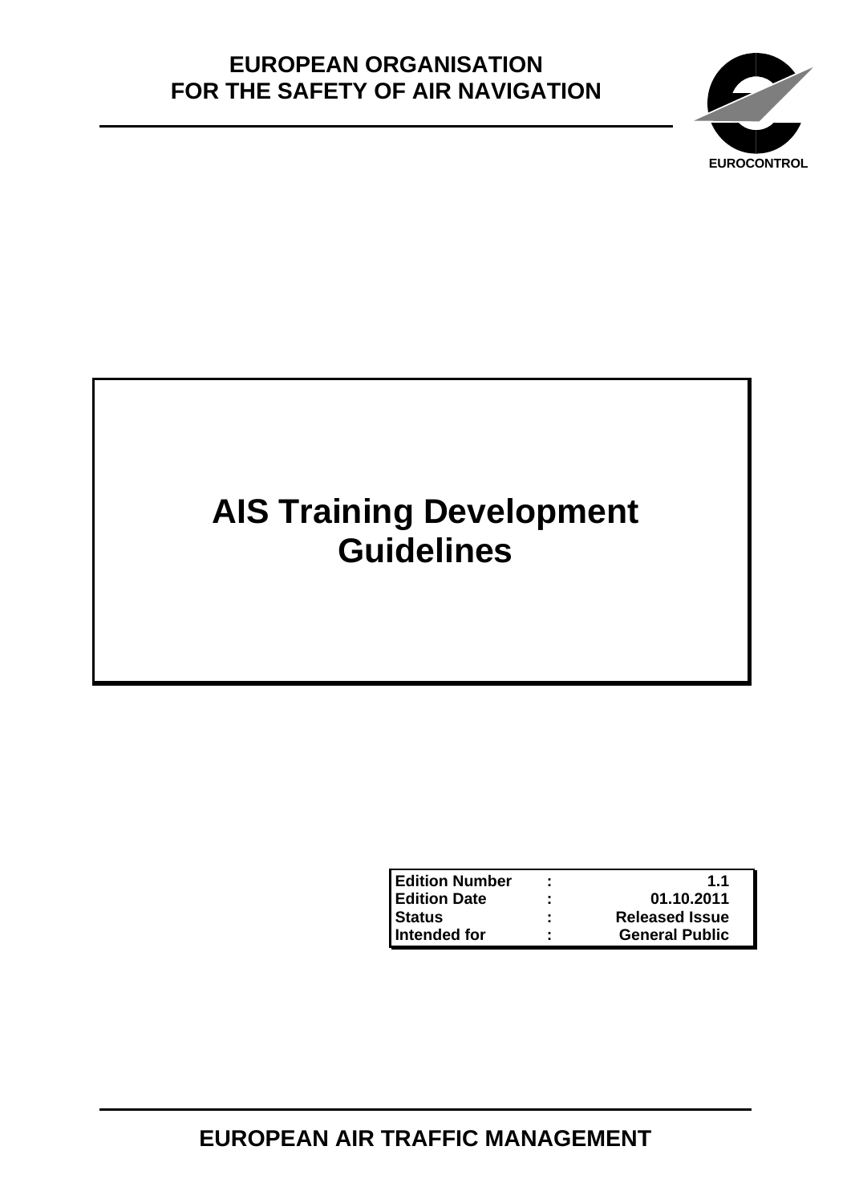EUROPEAN ORGANISATION
FOR THE SAFETY OF AIR NAVIGATION

EUROCONTROL

# AIS Training Development Guidelines

| Edition Number | : | 1.1 |
|---|---|---|
| Edition Date | : | 01.10.2011 |
| Status | : | Released Issue |
| Intended for | : | General Public |

EUROPEAN AIR TRAFFIC MANAGEMENT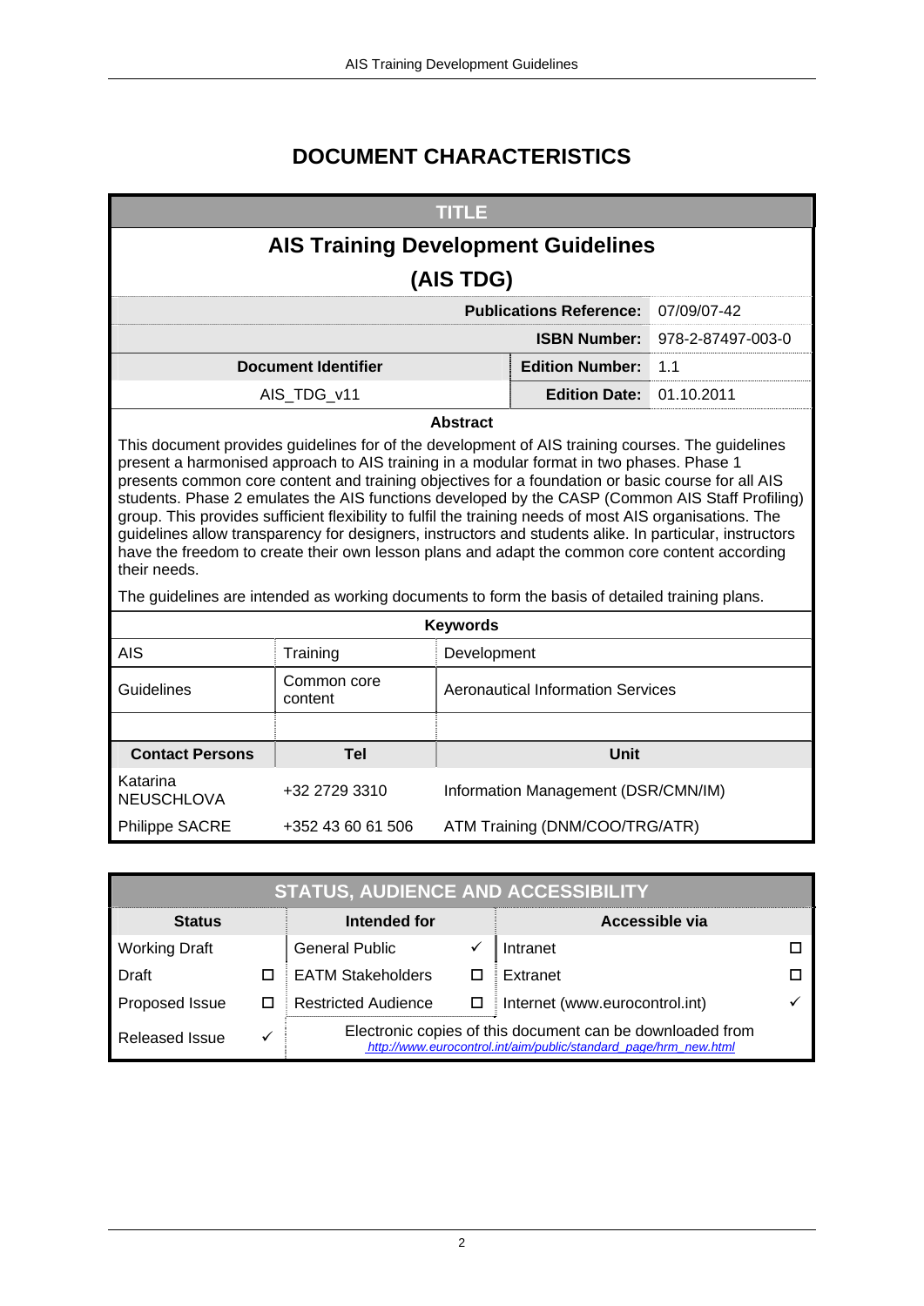# DOCUMENT CHARACTERISTICS

| TITLE | | | |
|---|---|---|---|
| **AIS Training Development Guidelines (AIS TDG)** | | | |
| | | **Publications Reference:** | 07/09/07-42 |
| | | **ISBN Number:** | 978-2-87497-003-0 |
| **Document Identifier** | | **Edition Number:** | 1.1 |
| AIS_TDG_v11 | | **Edition Date:** | 01.10.2011 |

**Abstract**

This document provides guidelines for of the development of AIS training courses. The guidelines present a harmonised approach to AIS training in a modular format in two phases. Phase 1 presents common core content and training objectives for a foundation or basic course for all AIS students. Phase 2 emulates the AIS functions developed by the CASP (Common AIS Staff Profiling) group. This provides sufficient flexibility to fulfil the training needs of most AIS organisations. The guidelines allow transparency for designers, instructors and students alike. In particular, instructors have the freedom to create their own lesson plans and adapt the common core content according their needs.

The guidelines are intended as working documents to form the basis of detailed training plans.

| Keywords | | |
|---|---|---|
| AIS | Training | Development |
| Guidelines | Common core content | Aeronautical Information Services |
| | | |

| Contact Persons | Tel | Unit |
|---|---|---|
| Katarina NEUSCHLOVA | +32 2729 3310 | Information Management (DSR/CMN/IM) |
| Philippe SACRE | +352 43 60 61 506 | ATM Training (DNM/COO/TRG/ATR) |

| STATUS, AUDIENCE AND ACCESSIBILITY | | | | | |
|---|---|---|---|---|---|
| **Status** | | **Intended for** | | **Accessible via** | |
| Working Draft | | General Public | ✓ | Intranet | ☐ |
| Draft | ☐ | EATM Stakeholders | ☐ | Extranet | ☐ |
| Proposed Issue | ☐ | Restricted Audience | ☐ | Internet (www.eurocontrol.int) | ✓ |
| Released Issue | ✓ | Electronic copies of this document can be downloaded from *http://www.eurocontrol.int/aim/public/standard_page/hrm_new.html* | | | |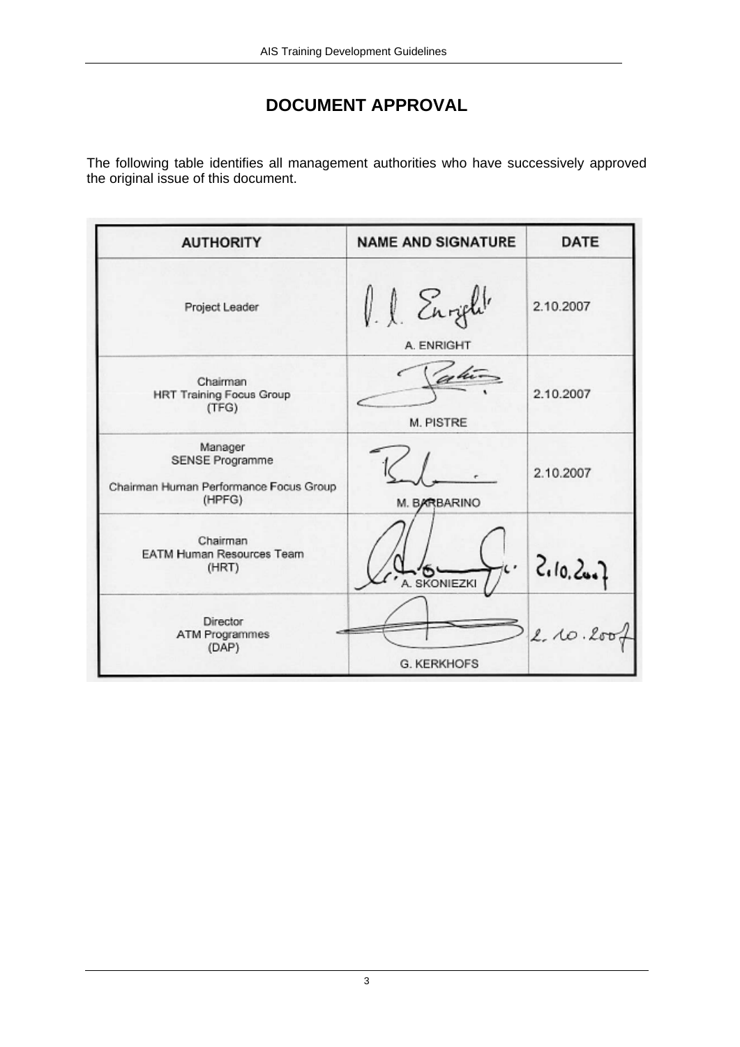# DOCUMENT APPROVAL

The following table identifies all management authorities who have successively approved the original issue of this document.

| AUTHORITY | NAME AND SIGNATURE | DATE |
|---|---|---|
| Project Leader | A. ENRIGHT | 2.10.2007 |
| Chairman<br>HRT Training Focus Group<br>(TFG) | M. PISTRE | 2.10.2007 |
| Manager<br>SENSE Programme<br><br>Chairman Human Performance Focus Group<br>(HPFG) | M. BARBARINO | 2.10.2007 |
| Chairman<br>EATM Human Resources Team<br>(HRT) | A. SKONIEZKI | 2.10.2007 |
| Director<br>ATM Programmes<br>(DAP) | G. KERKHOFS | 2.10.2007 |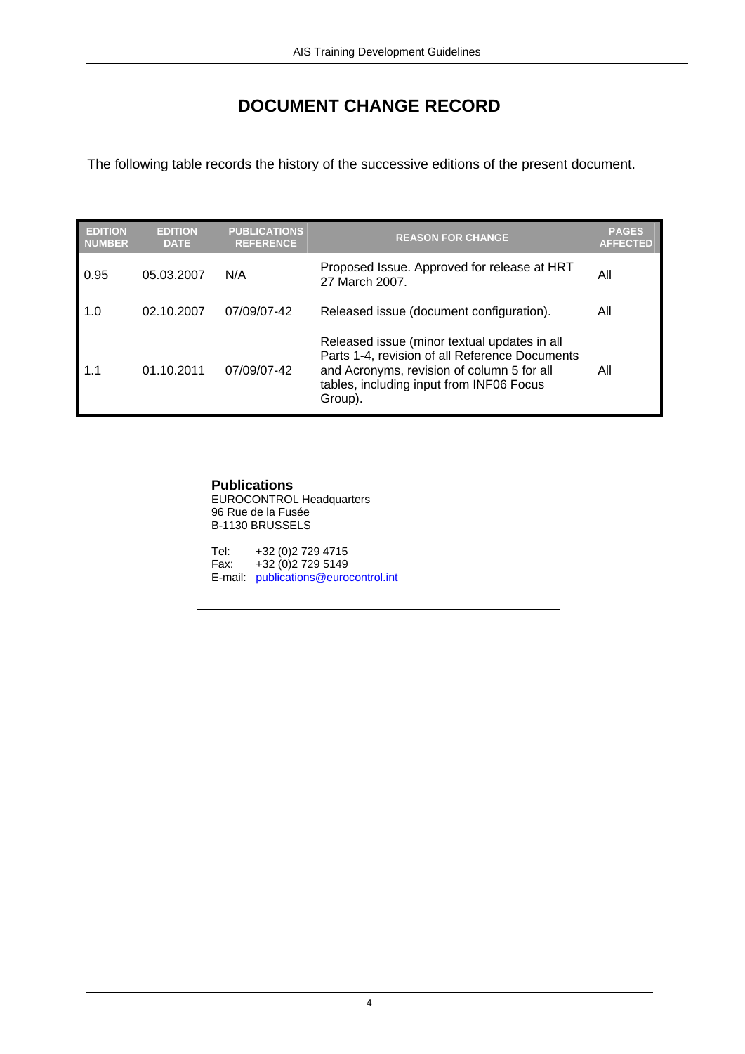# DOCUMENT CHANGE RECORD

The following table records the history of the successive editions of the present document.

| EDITION NUMBER | EDITION DATE | PUBLICATIONS REFERENCE | REASON FOR CHANGE | PAGES AFFECTED |
|---|---|---|---|---|
| 0.95 | 05.03.2007 | N/A | Proposed Issue. Approved for release at HRT 27 March 2007. | All |
| 1.0 | 02.10.2007 | 07/09/07-42 | Released issue (document configuration). | All |
| 1.1 | 01.10.2011 | 07/09/07-42 | Released issue (minor textual updates in all Parts 1-4, revision of all Reference Documents and Acronyms, revision of column 5 for all tables, including input from INF06 Focus Group). | All |

**Publications**
EUROCONTROL Headquarters
96 Rue de la Fusée
B-1130 BRUSSELS

Tel: +32 (0)2 729 4715
Fax: +32 (0)2 729 5149
E-mail: publications@eurocontrol.int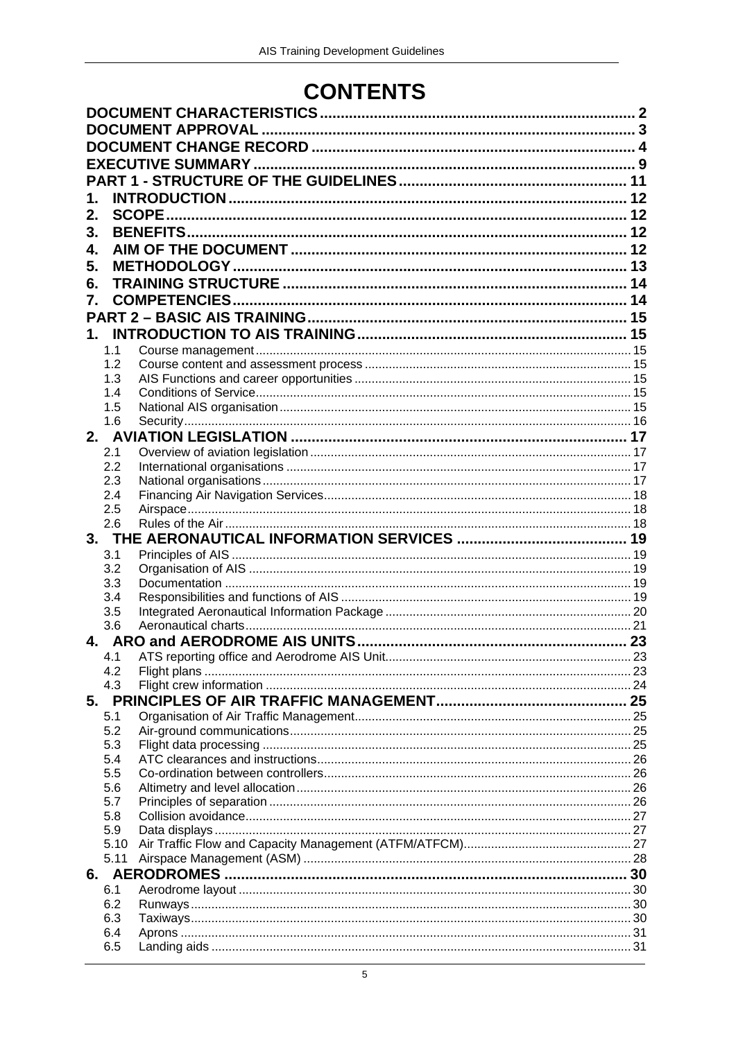# CONTENTS

**DOCUMENT CHARACTERISTICS** .......... 2

**DOCUMENT APPROVAL** .......... 3

**DOCUMENT CHANGE RECORD** .......... 4

**EXECUTIVE SUMMARY** .......... 9

**PART 1 - STRUCTURE OF THE GUIDELINES** .......... 11

**1. INTRODUCTION** .......... 12

**2. SCOPE** .......... 12

**3. BENEFITS** .......... 12

**4. AIM OF THE DOCUMENT** .......... 12

**5. METHODOLOGY** .......... 13

**6. TRAINING STRUCTURE** .......... 14

**7. COMPETENCIES** .......... 14

**PART 2 – BASIC AIS TRAINING** .......... 15

**1. INTRODUCTION TO AIS TRAINING** .......... 15

- 1.1 Course management .......... 15
- 1.2 Course content and assessment process .......... 15
- 1.3 AIS Functions and career opportunities .......... 15
- 1.4 Conditions of Service .......... 15
- 1.5 National AIS organisation .......... 15
- 1.6 Security .......... 16

**2. AVIATION LEGISLATION** .......... 17

- 2.1 Overview of aviation legislation .......... 17
- 2.2 International organisations .......... 17
- 2.3 National organisations .......... 17
- 2.4 Financing Air Navigation Services .......... 18
- 2.5 Airspace .......... 18
- 2.6 Rules of the Air .......... 18

**3. THE AERONAUTICAL INFORMATION SERVICES** .......... 19

- 3.1 Principles of AIS .......... 19
- 3.2 Organisation of AIS .......... 19
- 3.3 Documentation .......... 19
- 3.4 Responsibilities and functions of AIS .......... 19
- 3.5 Integrated Aeronautical Information Package .......... 20
- 3.6 Aeronautical charts .......... 21

**4. ARO and AERODROME AIS UNITS** .......... 23

- 4.1 ATS reporting office and Aerodrome AIS Unit .......... 23
- 4.2 Flight plans .......... 23
- 4.3 Flight crew information .......... 24

**5. PRINCIPLES OF AIR TRAFFIC MANAGEMENT** .......... 25

- 5.1 Organisation of Air Traffic Management .......... 25
- 5.2 Air-ground communications .......... 25
- 5.3 Flight data processing .......... 25
- 5.4 ATC clearances and instructions .......... 26
- 5.5 Co-ordination between controllers .......... 26
- 5.6 Altimetry and level allocation .......... 26
- 5.7 Principles of separation .......... 26
- 5.8 Collision avoidance .......... 27
- 5.9 Data displays .......... 27
- 5.10 Air Traffic Flow and Capacity Management (ATFM/ATFCM) .......... 27
- 5.11 Airspace Management (ASM) .......... 28

**6. AERODROMES** .......... 30

- 6.1 Aerodrome layout .......... 30
- 6.2 Runways .......... 30
- 6.3 Taxiways .......... 30
- 6.4 Aprons .......... 31
- 6.5 Landing aids .......... 31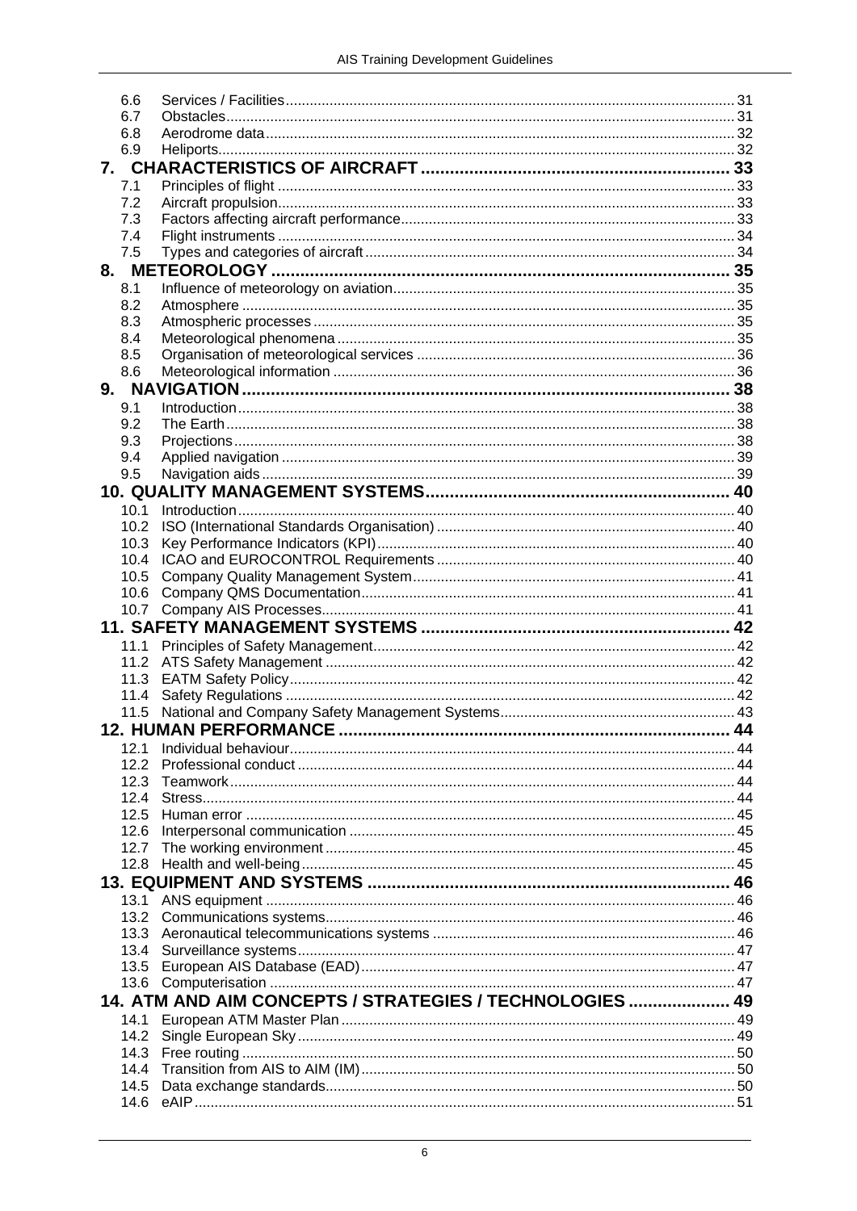6.6 Services / Facilities ..... 31
6.7 Obstacles ..... 31
6.8 Aerodrome data ..... 32
6.9 Heliports ..... 32

**7. CHARACTERISTICS OF AIRCRAFT ..... 33**

7.1 Principles of flight ..... 33
7.2 Aircraft propulsion ..... 33
7.3 Factors affecting aircraft performance ..... 33
7.4 Flight instruments ..... 34
7.5 Types and categories of aircraft ..... 34

**8. METEOROLOGY ..... 35**

8.1 Influence of meteorology on aviation ..... 35
8.2 Atmosphere ..... 35
8.3 Atmospheric processes ..... 35
8.4 Meteorological phenomena ..... 35
8.5 Organisation of meteorological services ..... 36
8.6 Meteorological information ..... 36

**9. NAVIGATION ..... 38**

9.1 Introduction ..... 38
9.2 The Earth ..... 38
9.3 Projections ..... 38
9.4 Applied navigation ..... 39
9.5 Navigation aids ..... 39

**10. QUALITY MANAGEMENT SYSTEMS ..... 40**

10.1 Introduction ..... 40
10.2 ISO (International Standards Organisation) ..... 40
10.3 Key Performance Indicators (KPI) ..... 40
10.4 ICAO and EUROCONTROL Requirements ..... 40
10.5 Company Quality Management System ..... 41
10.6 Company QMS Documentation ..... 41
10.7 Company AIS Processes ..... 41

**11. SAFETY MANAGEMENT SYSTEMS ..... 42**

11.1 Principles of Safety Management ..... 42
11.2 ATS Safety Management ..... 42
11.3 EATM Safety Policy ..... 42
11.4 Safety Regulations ..... 42
11.5 National and Company Safety Management Systems ..... 43

**12. HUMAN PERFORMANCE ..... 44**

12.1 Individual behaviour ..... 44
12.2 Professional conduct ..... 44
12.3 Teamwork ..... 44
12.4 Stress ..... 44
12.5 Human error ..... 45
12.6 Interpersonal communication ..... 45
12.7 The working environment ..... 45
12.8 Health and well-being ..... 45

**13. EQUIPMENT AND SYSTEMS ..... 46**

13.1 ANS equipment ..... 46
13.2 Communications systems ..... 46
13.3 Aeronautical telecommunications systems ..... 46
13.4 Surveillance systems ..... 47
13.5 European AIS Database (EAD) ..... 47
13.6 Computerisation ..... 47

**14. ATM AND AIM CONCEPTS / STRATEGIES / TECHNOLOGIES ..... 49**

14.1 European ATM Master Plan ..... 49
14.2 Single European Sky ..... 49
14.3 Free routing ..... 50
14.4 Transition from AIS to AIM (IM) ..... 50
14.5 Data exchange standards ..... 50
14.6 eAIP ..... 51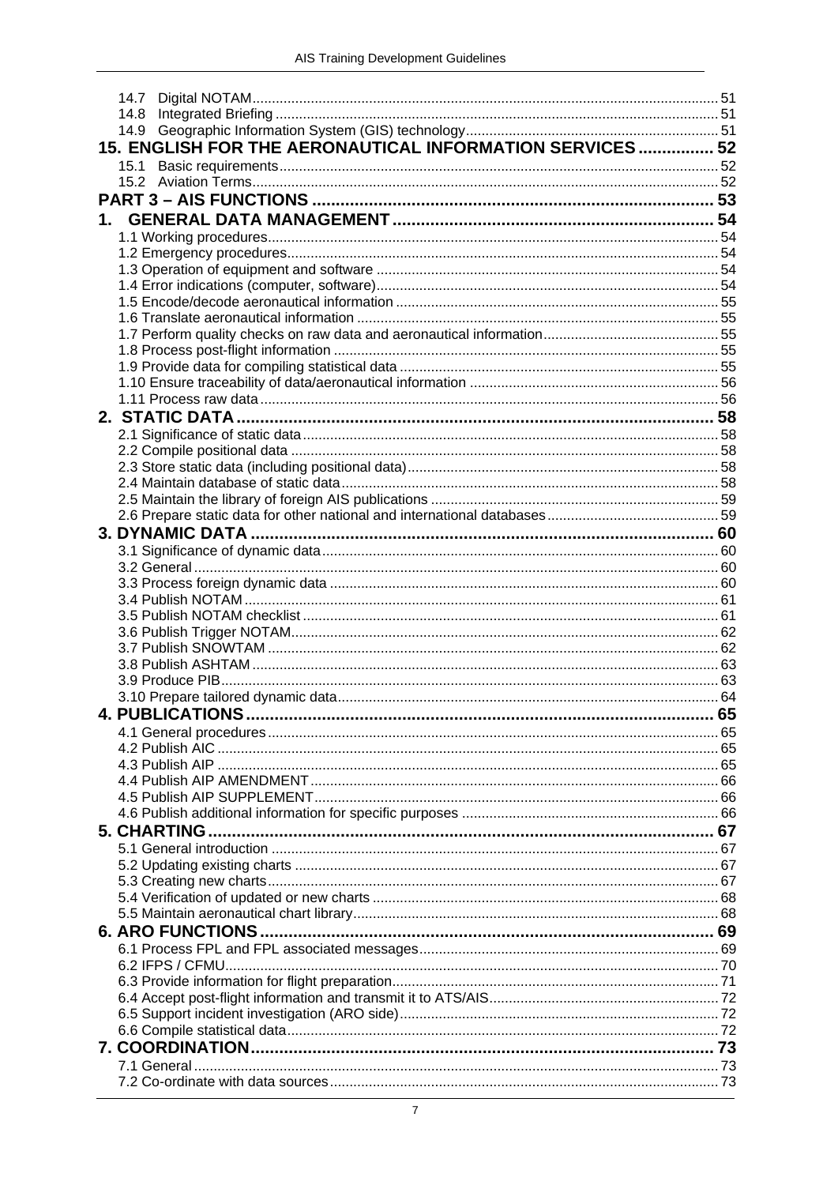14.7 Digital NOTAM ..... 51
14.8 Integrated Briefing ..... 51
14.9 Geographic Information System (GIS) technology ..... 51

**15. ENGLISH FOR THE AERONAUTICAL INFORMATION SERVICES ..... 52**

15.1 Basic requirements ..... 52
15.2 Aviation Terms ..... 52

**PART 3 – AIS FUNCTIONS ..... 53**

**1. GENERAL DATA MANAGEMENT ..... 54**

1.1 Working procedures ..... 54
1.2 Emergency procedures ..... 54
1.3 Operation of equipment and software ..... 54
1.4 Error indications (computer, software) ..... 54
1.5 Encode/decode aeronautical information ..... 55
1.6 Translate aeronautical information ..... 55
1.7 Perform quality checks on raw data and aeronautical information ..... 55
1.8 Process post-flight information ..... 55
1.9 Provide data for compiling statistical data ..... 55
1.10 Ensure traceability of data/aeronautical information ..... 56
1.11 Process raw data ..... 56

**2. STATIC DATA ..... 58**

2.1 Significance of static data ..... 58
2.2 Compile positional data ..... 58
2.3 Store static data (including positional data) ..... 58
2.4 Maintain database of static data ..... 58
2.5 Maintain the library of foreign AIS publications ..... 59
2.6 Prepare static data for other national and international databases ..... 59

**3. DYNAMIC DATA ..... 60**

3.1 Significance of dynamic data ..... 60
3.2 General ..... 60
3.3 Process foreign dynamic data ..... 60
3.4 Publish NOTAM ..... 61
3.5 Publish NOTAM checklist ..... 61
3.6 Publish Trigger NOTAM ..... 62
3.7 Publish SNOWTAM ..... 62
3.8 Publish ASHTAM ..... 63
3.9 Produce PIB ..... 63
3.10 Prepare tailored dynamic data ..... 64

**4. PUBLICATIONS ..... 65**

4.1 General procedures ..... 65
4.2 Publish AIC ..... 65
4.3 Publish AIP ..... 65
4.4 Publish AIP AMENDMENT ..... 66
4.5 Publish AIP SUPPLEMENT ..... 66
4.6 Publish additional information for specific purposes ..... 66

**5. CHARTING ..... 67**

5.1 General introduction ..... 67
5.2 Updating existing charts ..... 67
5.3 Creating new charts ..... 67
5.4 Verification of updated or new charts ..... 68
5.5 Maintain aeronautical chart library ..... 68

**6. ARO FUNCTIONS ..... 69**

6.1 Process FPL and FPL associated messages ..... 69
6.2 IFPS / CFMU ..... 70
6.3 Provide information for flight preparation ..... 71
6.4 Accept post-flight information and transmit it to ATS/AIS ..... 72
6.5 Support incident investigation (ARO side) ..... 72
6.6 Compile statistical data ..... 72

**7. COORDINATION ..... 73**

7.1 General ..... 73
7.2 Co-ordinate with data sources ..... 73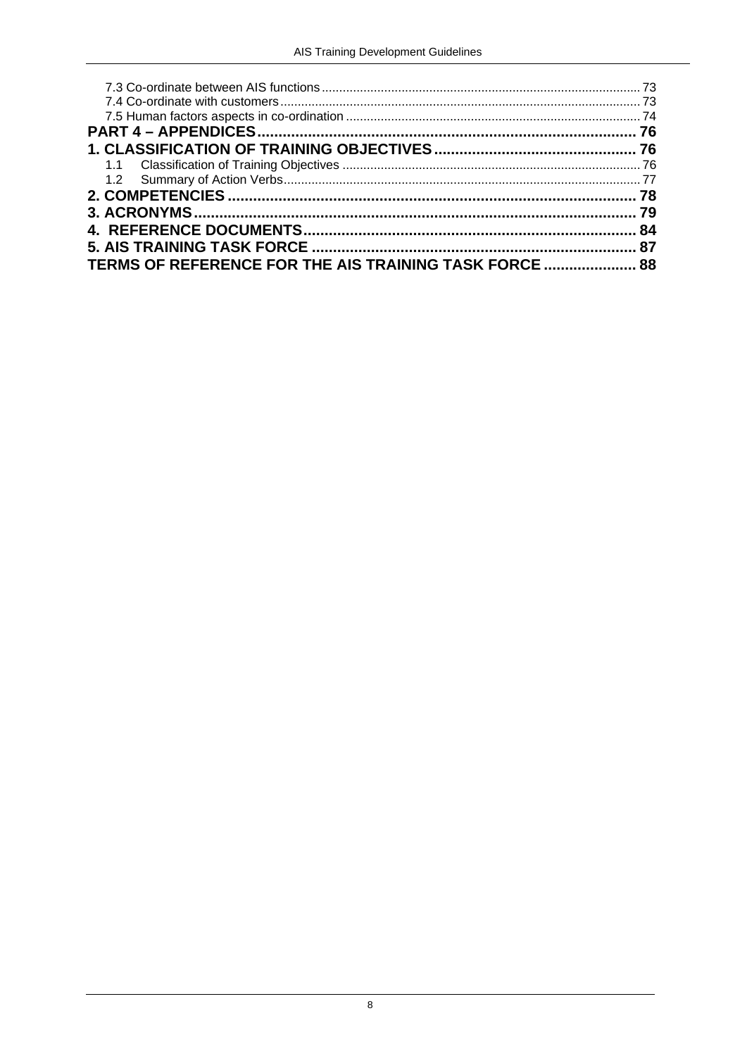7.3 Co-ordinate between AIS functions ........ 73
7.4 Co-ordinate with customers ........ 73
7.5 Human factors aspects in co-ordination ........ 74

**PART 4 – APPENDICES ........ 76**

**1. CLASSIFICATION OF TRAINING OBJECTIVES ........ 76**

1.1 Classification of Training Objectives ........ 76
1.2 Summary of Action Verbs ........ 77

**2. COMPETENCIES ........ 78**

**3. ACRONYMS ........ 79**

**4. REFERENCE DOCUMENTS ........ 84**

**5. AIS TRAINING TASK FORCE ........ 87**

**TERMS OF REFERENCE FOR THE AIS TRAINING TASK FORCE ........ 88**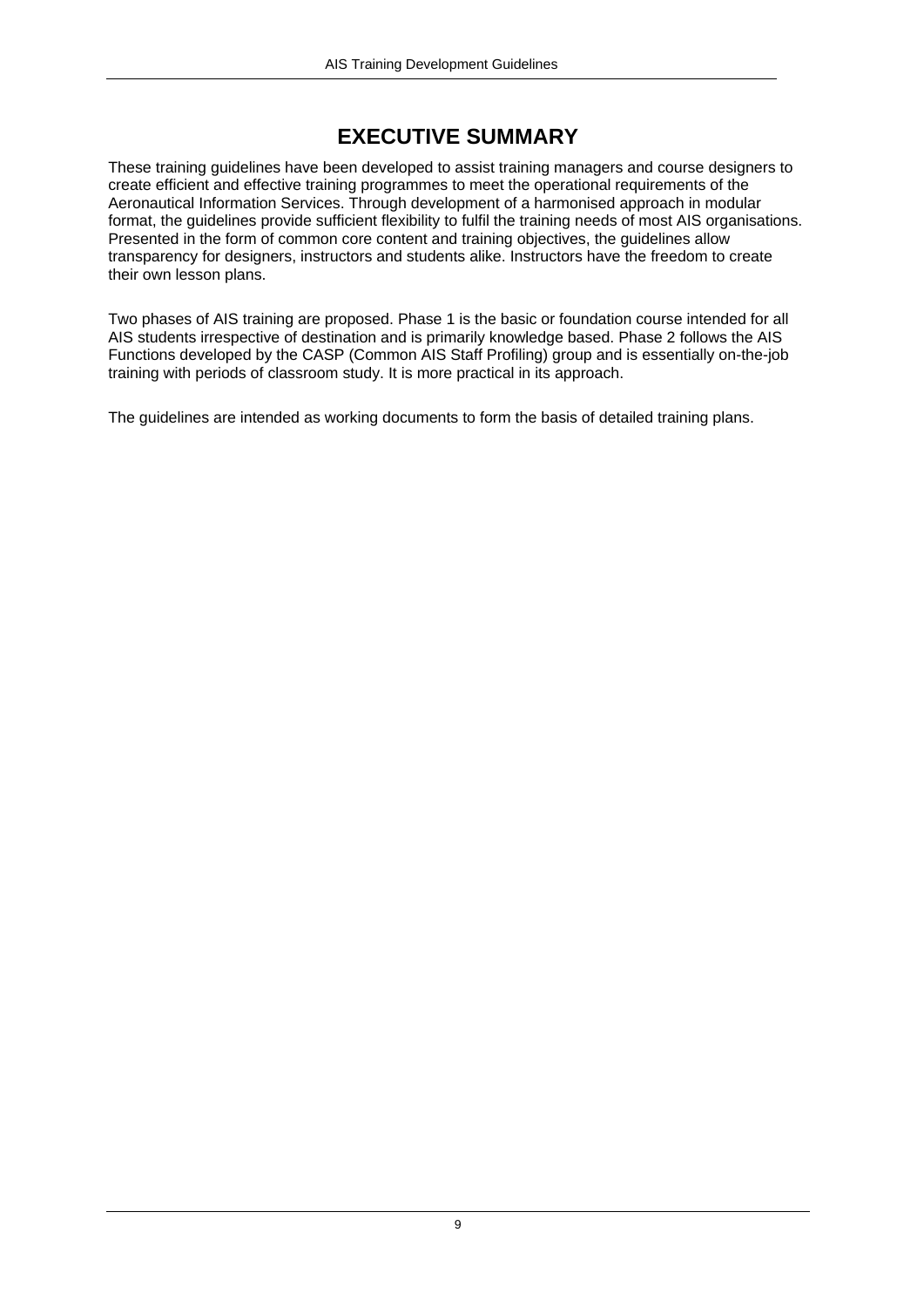# EXECUTIVE SUMMARY

These training guidelines have been developed to assist training managers and course designers to create efficient and effective training programmes to meet the operational requirements of the Aeronautical Information Services. Through development of a harmonised approach in modular format, the guidelines provide sufficient flexibility to fulfil the training needs of most AIS organisations. Presented in the form of common core content and training objectives, the guidelines allow transparency for designers, instructors and students alike. Instructors have the freedom to create their own lesson plans.

Two phases of AIS training are proposed. Phase 1 is the basic or foundation course intended for all AIS students irrespective of destination and is primarily knowledge based. Phase 2 follows the AIS Functions developed by the CASP (Common AIS Staff Profiling) group and is essentially on-the-job training with periods of classroom study. It is more practical in its approach.

The guidelines are intended as working documents to form the basis of detailed training plans.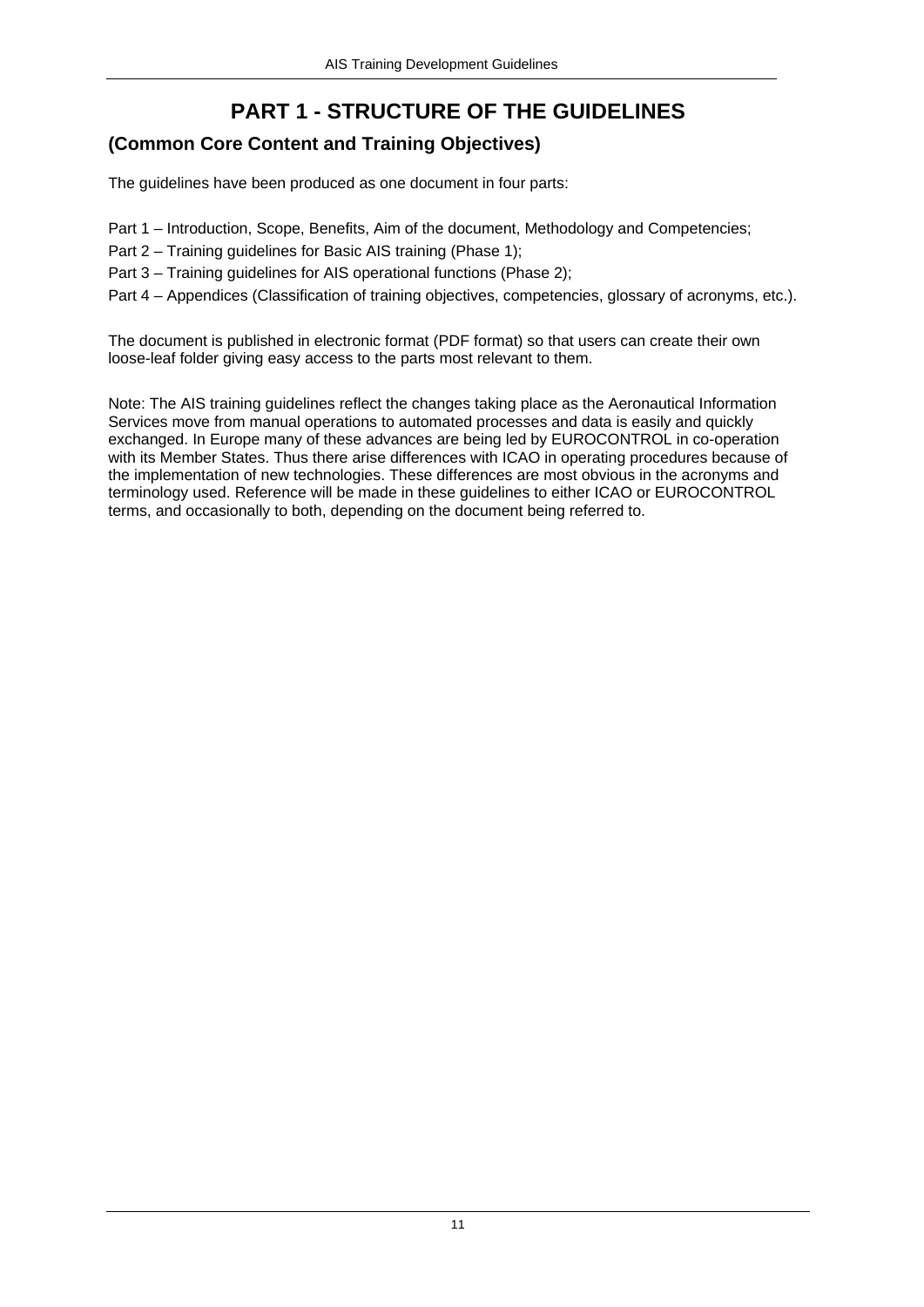# PART 1 - STRUCTURE OF THE GUIDELINES

## (Common Core Content and Training Objectives)

The guidelines have been produced as one document in four parts:

Part 1 – Introduction, Scope, Benefits, Aim of the document, Methodology and Competencies;

Part 2 – Training guidelines for Basic AIS training (Phase 1);

Part 3 – Training guidelines for AIS operational functions (Phase 2);

Part 4 – Appendices (Classification of training objectives, competencies, glossary of acronyms, etc.).

The document is published in electronic format (PDF format) so that users can create their own loose-leaf folder giving easy access to the parts most relevant to them.

Note: The AIS training guidelines reflect the changes taking place as the Aeronautical Information Services move from manual operations to automated processes and data is easily and quickly exchanged. In Europe many of these advances are being led by EUROCONTROL in co-operation with its Member States. Thus there arise differences with ICAO in operating procedures because of the implementation of new technologies. These differences are most obvious in the acronyms and terminology used. Reference will be made in these guidelines to either ICAO or EUROCONTROL terms, and occasionally to both, depending on the document being referred to.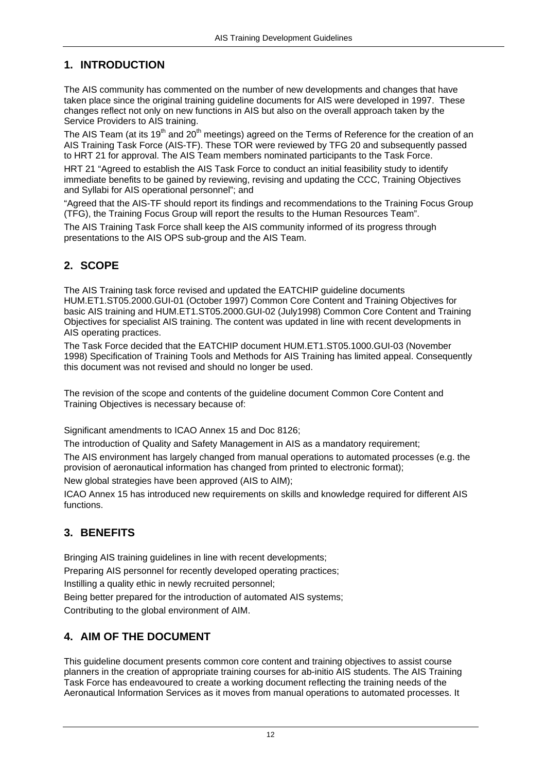## 1. INTRODUCTION

The AIS community has commented on the number of new developments and changes that have taken place since the original training guideline documents for AIS were developed in 1997. These changes reflect not only on new functions in AIS but also on the overall approach taken by the Service Providers to AIS training.

The AIS Team (at its 19th and 20th meetings) agreed on the Terms of Reference for the creation of an AIS Training Task Force (AIS-TF). These TOR were reviewed by TFG 20 and subsequently passed to HRT 21 for approval. The AIS Team members nominated participants to the Task Force.

HRT 21 "Agreed to establish the AIS Task Force to conduct an initial feasibility study to identify immediate benefits to be gained by reviewing, revising and updating the CCC, Training Objectives and Syllabi for AIS operational personnel"; and

"Agreed that the AIS-TF should report its findings and recommendations to the Training Focus Group (TFG), the Training Focus Group will report the results to the Human Resources Team".

The AIS Training Task Force shall keep the AIS community informed of its progress through presentations to the AIS OPS sub-group and the AIS Team.

## 2. SCOPE

The AIS Training task force revised and updated the EATCHIP guideline documents HUM.ET1.ST05.2000.GUI-01 (October 1997) Common Core Content and Training Objectives for basic AIS training and HUM.ET1.ST05.2000.GUI-02 (July1998) Common Core Content and Training Objectives for specialist AIS training. The content was updated in line with recent developments in AIS operating practices.

The Task Force decided that the EATCHIP document HUM.ET1.ST05.1000.GUI-03 (November 1998) Specification of Training Tools and Methods for AIS Training has limited appeal. Consequently this document was not revised and should no longer be used.

The revision of the scope and contents of the guideline document Common Core Content and Training Objectives is necessary because of:

Significant amendments to ICAO Annex 15 and Doc 8126;

The introduction of Quality and Safety Management in AIS as a mandatory requirement;

The AIS environment has largely changed from manual operations to automated processes (e.g. the provision of aeronautical information has changed from printed to electronic format);

New global strategies have been approved (AIS to AIM);

ICAO Annex 15 has introduced new requirements on skills and knowledge required for different AIS functions.

## 3. BENEFITS

Bringing AIS training guidelines in line with recent developments;

Preparing AIS personnel for recently developed operating practices;

Instilling a quality ethic in newly recruited personnel;

Being better prepared for the introduction of automated AIS systems;

Contributing to the global environment of AIM.

## 4. AIM OF THE DOCUMENT

This guideline document presents common core content and training objectives to assist course planners in the creation of appropriate training courses for ab-initio AIS students. The AIS Training Task Force has endeavoured to create a working document reflecting the training needs of the Aeronautical Information Services as it moves from manual operations to automated processes. It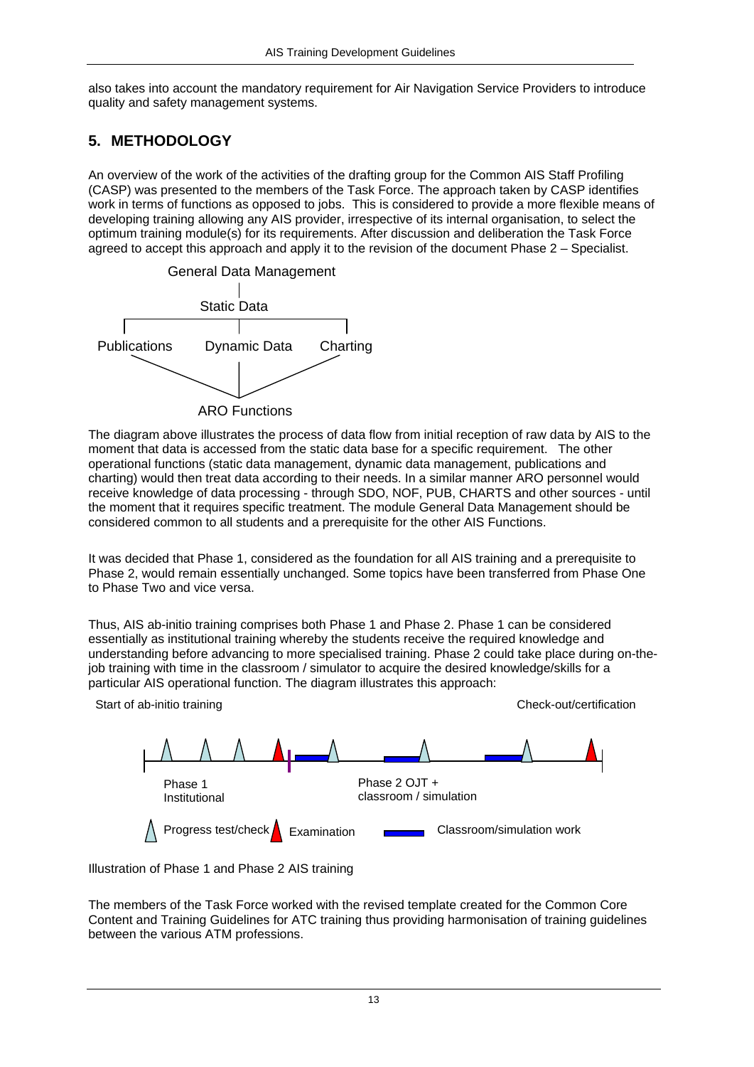also takes into account the mandatory requirement for Air Navigation Service Providers to introduce quality and safety management systems.

## 5. METHODOLOGY

An overview of the work of the activities of the drafting group for the Common AIS Staff Profiling (CASP) was presented to the members of the Task Force. The approach taken by CASP identifies work in terms of functions as opposed to jobs. This is considered to provide a more flexible means of developing training allowing any AIS provider, irrespective of its internal organisation, to select the optimum training module(s) for its requirements. After discussion and deliberation the Task Force agreed to accept this approach and apply it to the revision of the document Phase 2 – Specialist.

General Data Management

Static Data

Publications Dynamic Data Charting

ARO Functions

The diagram above illustrates the process of data flow from initial reception of raw data by AIS to the moment that data is accessed from the static data base for a specific requirement. The other operational functions (static data management, dynamic data management, publications and charting) would then treat data according to their needs. In a similar manner ARO personnel would receive knowledge of data processing - through SDO, NOF, PUB, CHARTS and other sources - until the moment that it requires specific treatment. The module General Data Management should be considered common to all students and a prerequisite for the other AIS Functions.

It was decided that Phase 1, considered as the foundation for all AIS training and a prerequisite to Phase 2, would remain essentially unchanged. Some topics have been transferred from Phase One to Phase Two and vice versa.

Thus, AIS ab-initio training comprises both Phase 1 and Phase 2. Phase 1 can be considered essentially as institutional training whereby the students receive the required knowledge and understanding before advancing to more specialised training. Phase 2 could take place during on-the-job training with time in the classroom / simulator to acquire the desired knowledge/skills for a particular AIS operational function. The diagram illustrates this approach:

Start of ab-initio training Check-out/certification

Phase 1 Institutional

Phase 2 OJT + classroom / simulation

Progress test/check Examination Classroom/simulation work

Illustration of Phase 1 and Phase 2 AIS training

The members of the Task Force worked with the revised template created for the Common Core Content and Training Guidelines for ATC training thus providing harmonisation of training guidelines between the various ATM professions.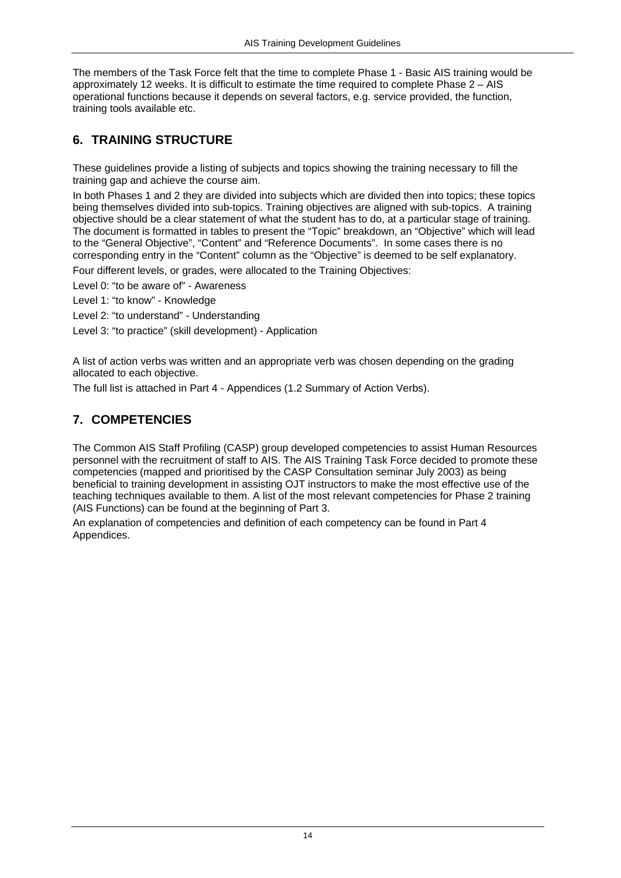The members of the Task Force felt that the time to complete Phase 1 - Basic AIS training would be approximately 12 weeks. It is difficult to estimate the time required to complete Phase 2 – AIS operational functions because it depends on several factors, e.g. service provided, the function, training tools available etc.

## 6. TRAINING STRUCTURE

These guidelines provide a listing of subjects and topics showing the training necessary to fill the training gap and achieve the course aim.

In both Phases 1 and 2 they are divided into subjects which are divided then into topics; these topics being themselves divided into sub-topics. Training objectives are aligned with sub-topics. A training objective should be a clear statement of what the student has to do, at a particular stage of training. The document is formatted in tables to present the "Topic" breakdown, an "Objective" which will lead to the "General Objective", "Content" and "Reference Documents". In some cases there is no corresponding entry in the "Content" column as the "Objective" is deemed to be self explanatory.

Four different levels, or grades, were allocated to the Training Objectives:

Level 0: "to be aware of" - Awareness

Level 1: "to know" - Knowledge

Level 2: "to understand" - Understanding

Level 3: "to practice" (skill development) - Application

A list of action verbs was written and an appropriate verb was chosen depending on the grading allocated to each objective.

The full list is attached in Part 4 - Appendices (1.2 Summary of Action Verbs).

## 7. COMPETENCIES

The Common AIS Staff Profiling (CASP) group developed competencies to assist Human Resources personnel with the recruitment of staff to AIS. The AIS Training Task Force decided to promote these competencies (mapped and prioritised by the CASP Consultation seminar July 2003) as being beneficial to training development in assisting OJT instructors to make the most effective use of the teaching techniques available to them. A list of the most relevant competencies for Phase 2 training (AIS Functions) can be found at the beginning of Part 3.

An explanation of competencies and definition of each competency can be found in Part 4 Appendices.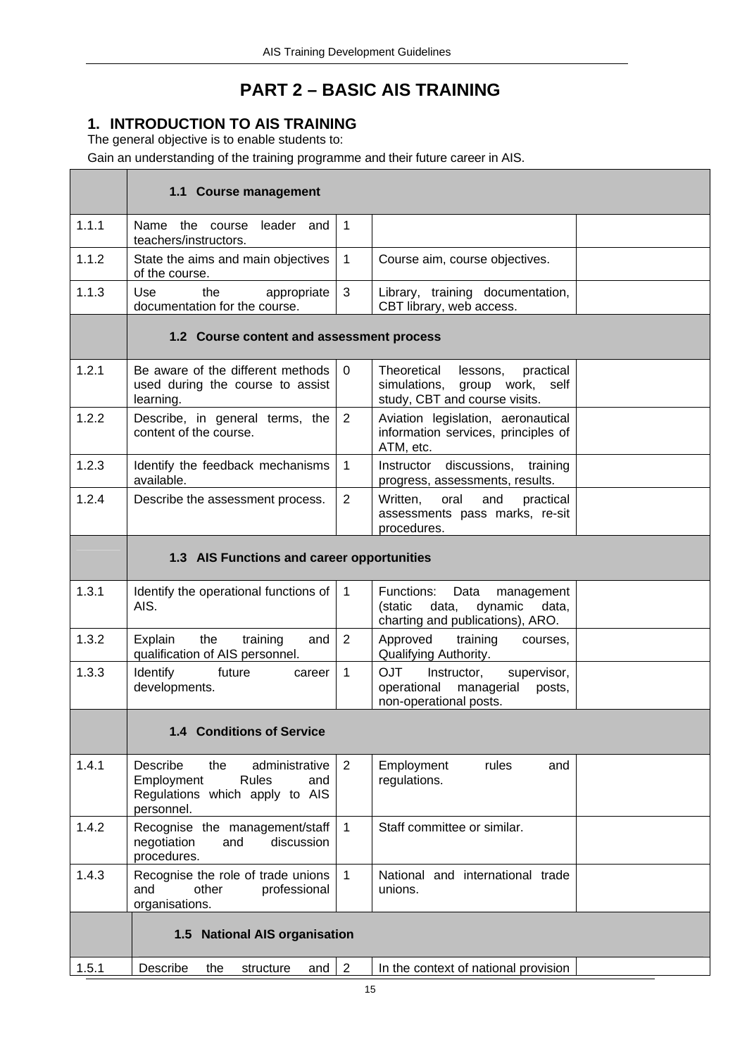# PART 2 – BASIC AIS TRAINING

## 1. INTRODUCTION TO AIS TRAINING

The general objective is to enable students to:

Gain an understanding of the training programme and their future career in AIS.

| | | | | |
|---|---|---|---|---|
| | **1.1 Course management** | | | |
| 1.1.1 | Name the course leader and teachers/instructors. | 1 | | |
| 1.1.2 | State the aims and main objectives of the course. | 1 | Course aim, course objectives. | |
| 1.1.3 | Use the appropriate documentation for the course. | 3 | Library, training documentation, CBT library, web access. | |
| | **1.2 Course content and assessment process** | | | |
| 1.2.1 | Be aware of the different methods used during the course to assist learning. | 0 | Theoretical lessons, practical simulations, group work, self study, CBT and course visits. | |
| 1.2.2 | Describe, in general terms, the content of the course. | 2 | Aviation legislation, aeronautical information services, principles of ATM, etc. | |
| 1.2.3 | Identify the feedback mechanisms available. | 1 | Instructor discussions, training progress, assessments, results. | |
| 1.2.4 | Describe the assessment process. | 2 | Written, oral and practical assessments pass marks, re-sit procedures. | |
| | **1.3 AIS Functions and career opportunities** | | | |
| 1.3.1 | Identify the operational functions of AIS. | 1 | Functions: Data management (static data, dynamic data, charting and publications), ARO. | |
| 1.3.2 | Explain the training and qualification of AIS personnel. | 2 | Approved training courses, Qualifying Authority. | |
| 1.3.3 | Identify future career developments. | 1 | OJT Instructor, supervisor, operational managerial posts, non-operational posts. | |
| | **1.4 Conditions of Service** | | | |
| 1.4.1 | Describe the administrative Employment Rules and Regulations which apply to AIS personnel. | 2 | Employment rules and regulations. | |
| 1.4.2 | Recognise the management/staff negotiation and discussion procedures. | 1 | Staff committee or similar. | |
| 1.4.3 | Recognise the role of trade unions and other professional organisations. | 1 | National and international trade unions. | |
| | **1.5 National AIS organisation** | | | |
| 1.5.1 | Describe the structure and | 2 | In the context of national provision | |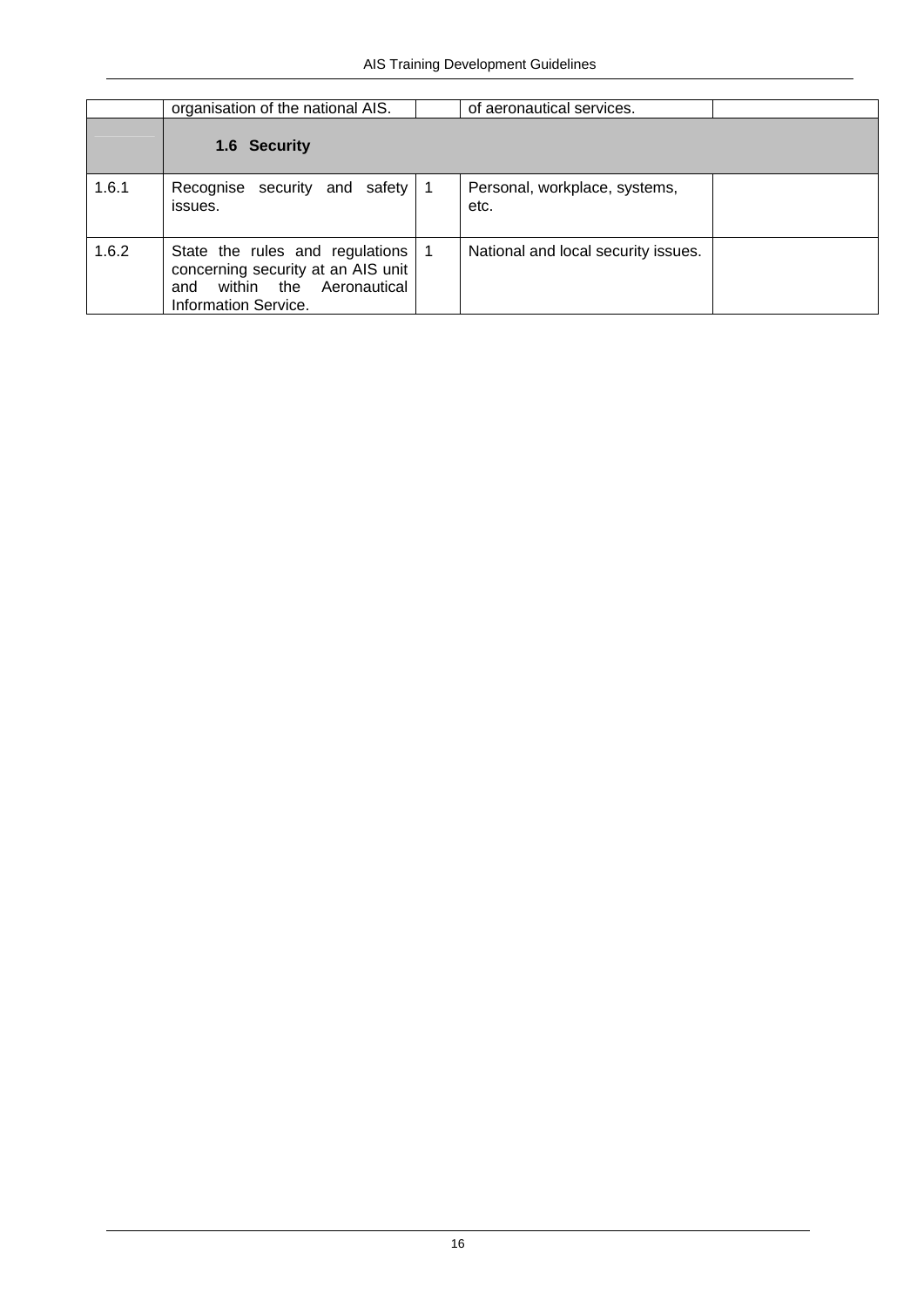| | | | | |
|---|---|---|---|---|
| | organisation of the national AIS. | | of aeronautical services. | |
| | **1.6 Security** | | | |
| 1.6.1 | Recognise security and safety issues. | 1 | Personal, workplace, systems, etc. | |
| 1.6.2 | State the rules and regulations concerning security at an AIS unit and within the Aeronautical Information Service. | 1 | National and local security issues. | |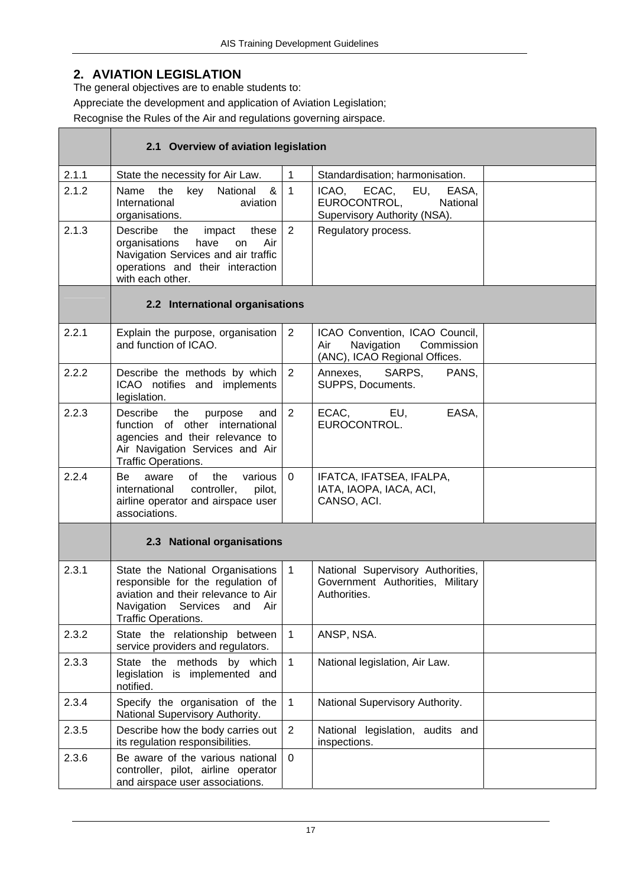## 2. AVIATION LEGISLATION

The general objectives are to enable students to:

Appreciate the development and application of Aviation Legislation;

Recognise the Rules of the Air and regulations governing airspace.

| | **2.1 Overview of aviation legislation** | | | |
|---|---|---|---|---|
| 2.1.1 | State the necessity for Air Law. | 1 | Standardisation; harmonisation. | |
| 2.1.2 | Name the key National & International aviation organisations. | 1 | ICAO, ECAC, EU, EASA, EUROCONTROL, National Supervisory Authority (NSA). | |
| 2.1.3 | Describe the impact these organisations have on Air Navigation Services and air traffic operations and their interaction with each other. | 2 | Regulatory process. | |
| | **2.2 International organisations** | | | |
| 2.2.1 | Explain the purpose, organisation and function of ICAO. | 2 | ICAO Convention, ICAO Council, Air Navigation Commission (ANC), ICAO Regional Offices. | |
| 2.2.2 | Describe the methods by which ICAO notifies and implements legislation. | 2 | Annexes, SARPS, PANS, SUPPS, Documents. | |
| 2.2.3 | Describe the purpose and function of other international agencies and their relevance to Air Navigation Services and Air Traffic Operations. | 2 | ECAC, EU, EASA, EUROCONTROL. | |
| 2.2.4 | Be aware of the various international controller, pilot, airline operator and airspace user associations. | 0 | IFATCA, IFATSEA, IFALPA, IATA, IAOPA, IACA, ACI, CANSO, ACI. | |
| | **2.3 National organisations** | | | |
| 2.3.1 | State the National Organisations responsible for the regulation of aviation and their relevance to Air Navigation Services and Air Traffic Operations. | 1 | National Supervisory Authorities, Government Authorities, Military Authorities. | |
| 2.3.2 | State the relationship between service providers and regulators. | 1 | ANSP, NSA. | |
| 2.3.3 | State the methods by which legislation is implemented and notified. | 1 | National legislation, Air Law. | |
| 2.3.4 | Specify the organisation of the National Supervisory Authority. | 1 | National Supervisory Authority. | |
| 2.3.5 | Describe how the body carries out its regulation responsibilities. | 2 | National legislation, audits and inspections. | |
| 2.3.6 | Be aware of the various national controller, pilot, airline operator and airspace user associations. | 0 | | |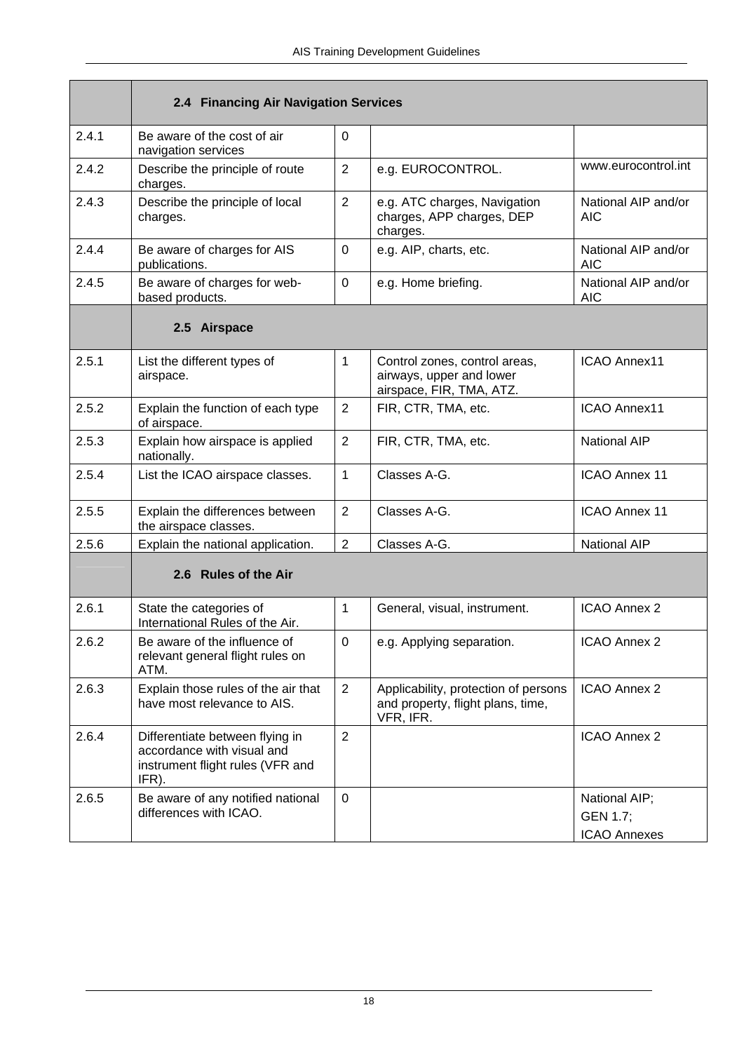| | 2.4 Financing Air Navigation Services | | | |
|---|---|---|---|---|
| 2.4.1 | Be aware of the cost of air navigation services | 0 | | |
| 2.4.2 | Describe the principle of route charges. | 2 | e.g. EUROCONTROL. | www.eurocontrol.int |
| 2.4.3 | Describe the principle of local charges. | 2 | e.g. ATC charges, Navigation charges, APP charges, DEP charges. | National AIP and/or AIC |
| 2.4.4 | Be aware of charges for AIS publications. | 0 | e.g. AIP, charts, etc. | National AIP and/or AIC |
| 2.4.5 | Be aware of charges for web-based products. | 0 | e.g. Home briefing. | National AIP and/or AIC |
| | **2.5 Airspace** | | | |
| 2.5.1 | List the different types of airspace. | 1 | Control zones, control areas, airways, upper and lower airspace, FIR, TMA, ATZ. | ICAO Annex11 |
| 2.5.2 | Explain the function of each type of airspace. | 2 | FIR, CTR, TMA, etc. | ICAO Annex11 |
| 2.5.3 | Explain how airspace is applied nationally. | 2 | FIR, CTR, TMA, etc. | National AIP |
| 2.5.4 | List the ICAO airspace classes. | 1 | Classes A-G. | ICAO Annex 11 |
| 2.5.5 | Explain the differences between the airspace classes. | 2 | Classes A-G. | ICAO Annex 11 |
| 2.5.6 | Explain the national application. | 2 | Classes A-G. | National AIP |
| | **2.6 Rules of the Air** | | | |
| 2.6.1 | State the categories of International Rules of the Air. | 1 | General, visual, instrument. | ICAO Annex 2 |
| 2.6.2 | Be aware of the influence of relevant general flight rules on ATM. | 0 | e.g. Applying separation. | ICAO Annex 2 |
| 2.6.3 | Explain those rules of the air that have most relevance to AIS. | 2 | Applicability, protection of persons and property, flight plans, time, VFR, IFR. | ICAO Annex 2 |
| 2.6.4 | Differentiate between flying in accordance with visual and instrument flight rules (VFR and IFR). | 2 | | ICAO Annex 2 |
| 2.6.5 | Be aware of any notified national differences with ICAO. | 0 | | National AIP; GEN 1.7; ICAO Annexes |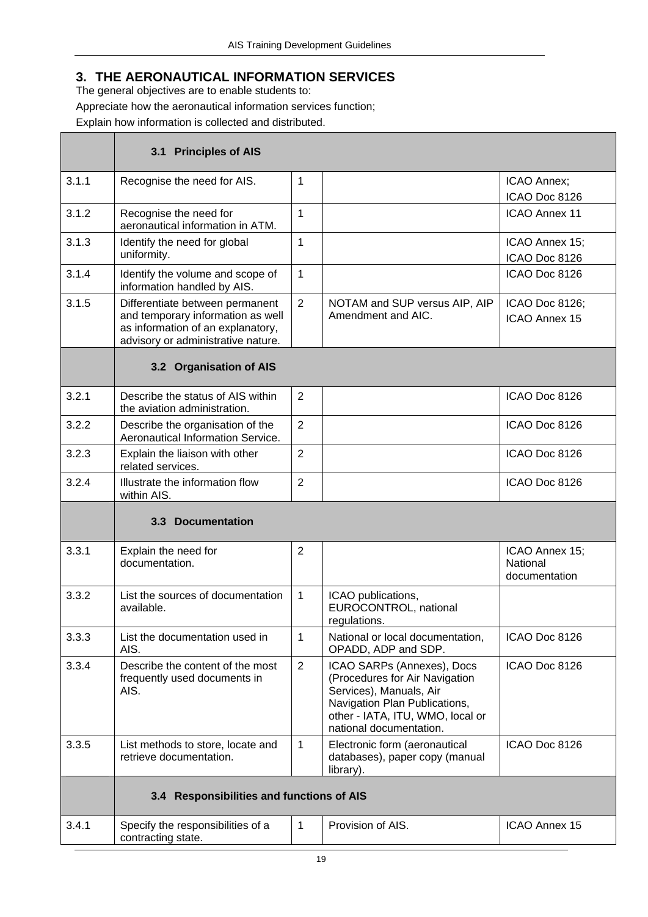## 3. THE AERONAUTICAL INFORMATION SERVICES

The general objectives are to enable students to:

Appreciate how the aeronautical information services function;

Explain how information is collected and distributed.

| | 3.1 Principles of AIS | | | |
|---|---|---|---|---|
| 3.1.1 | Recognise the need for AIS. | 1 | | ICAO Annex; ICAO Doc 8126 |
| 3.1.2 | Recognise the need for aeronautical information in ATM. | 1 | | ICAO Annex 11 |
| 3.1.3 | Identify the need for global uniformity. | 1 | | ICAO Annex 15; ICAO Doc 8126 |
| 3.1.4 | Identify the volume and scope of information handled by AIS. | 1 | | ICAO Doc 8126 |
| 3.1.5 | Differentiate between permanent and temporary information as well as information of an explanatory, advisory or administrative nature. | 2 | NOTAM and SUP versus AIP, AIP Amendment and AIC. | ICAO Doc 8126; ICAO Annex 15 |
| | **3.2 Organisation of AIS** | | | |
| 3.2.1 | Describe the status of AIS within the aviation administration. | 2 | | ICAO Doc 8126 |
| 3.2.2 | Describe the organisation of the Aeronautical Information Service. | 2 | | ICAO Doc 8126 |
| 3.2.3 | Explain the liaison with other related services. | 2 | | ICAO Doc 8126 |
| 3.2.4 | Illustrate the information flow within AIS. | 2 | | ICAO Doc 8126 |
| | **3.3 Documentation** | | | |
| 3.3.1 | Explain the need for documentation. | 2 | | ICAO Annex 15; National documentation |
| 3.3.2 | List the sources of documentation available. | 1 | ICAO publications, EUROCONTROL, national regulations. | |
| 3.3.3 | List the documentation used in AIS. | 1 | National or local documentation, OPADD, ADP and SDP. | ICAO Doc 8126 |
| 3.3.4 | Describe the content of the most frequently used documents in AIS. | 2 | ICAO SARPs (Annexes), Docs (Procedures for Air Navigation Services), Manuals, Air Navigation Plan Publications, other - IATA, ITU, WMO, local or national documentation. | ICAO Doc 8126 |
| 3.3.5 | List methods to store, locate and retrieve documentation. | 1 | Electronic form (aeronautical databases), paper copy (manual library). | ICAO Doc 8126 |
| | **3.4 Responsibilities and functions of AIS** | | | |
| 3.4.1 | Specify the responsibilities of a contracting state. | 1 | Provision of AIS. | ICAO Annex 15 |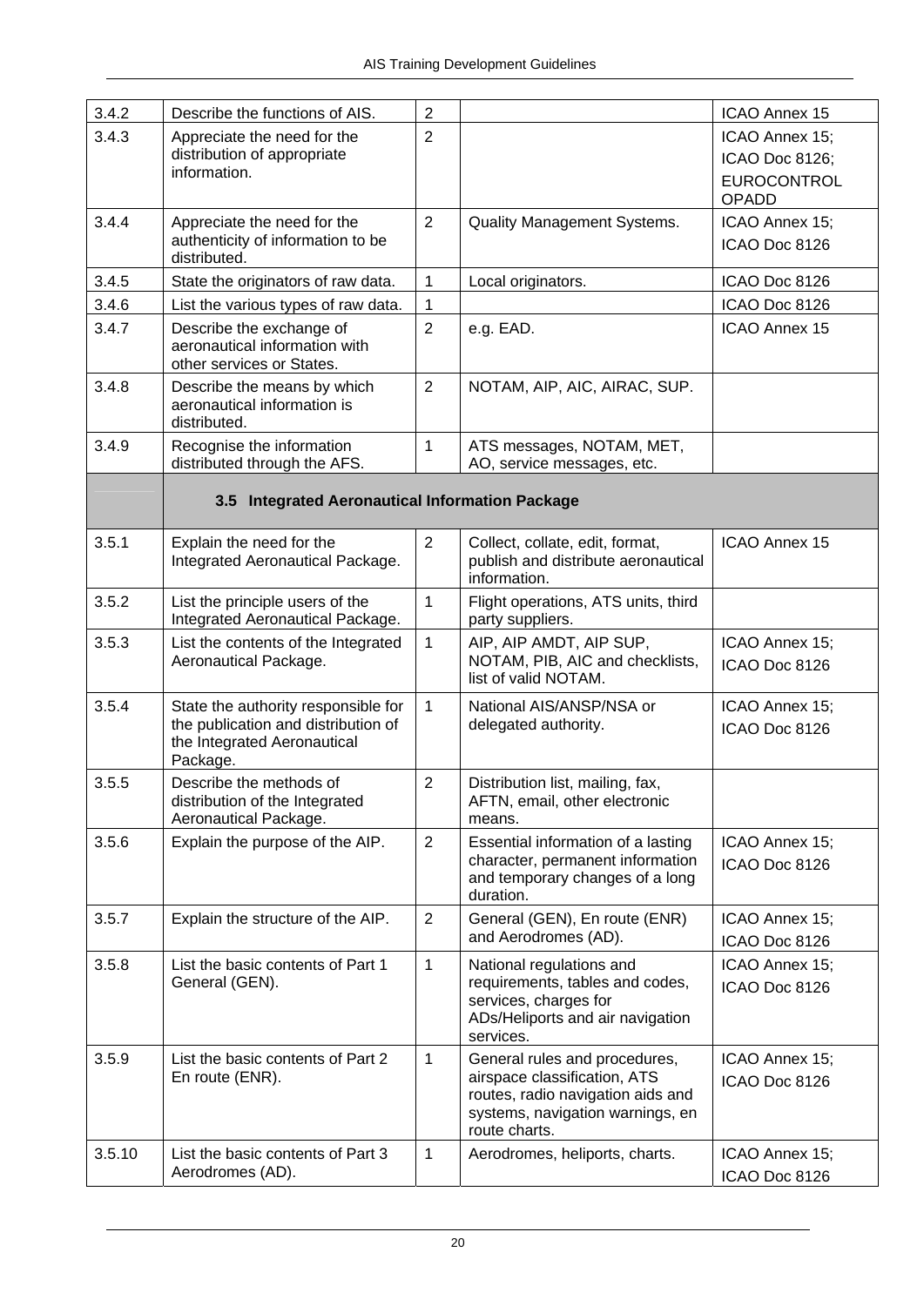| | | | | |
|---|---|---|---|---|
| 3.4.2 | Describe the functions of AIS. | 2 | | ICAO Annex 15 |
| 3.4.3 | Appreciate the need for the distribution of appropriate information. | 2 | | ICAO Annex 15; ICAO Doc 8126; EUROCONTROL OPADD |
| 3.4.4 | Appreciate the need for the authenticity of information to be distributed. | 2 | Quality Management Systems. | ICAO Annex 15; ICAO Doc 8126 |
| 3.4.5 | State the originators of raw data. | 1 | Local originators. | ICAO Doc 8126 |
| 3.4.6 | List the various types of raw data. | 1 | | ICAO Doc 8126 |
| 3.4.7 | Describe the exchange of aeronautical information with other services or States. | 2 | e.g. EAD. | ICAO Annex 15 |
| 3.4.8 | Describe the means by which aeronautical information is distributed. | 2 | NOTAM, AIP, AIC, AIRAC, SUP. | |
| 3.4.9 | Recognise the information distributed through the AFS. | 1 | ATS messages, NOTAM, MET, AO, service messages, etc. | |
| | **3.5 Integrated Aeronautical Information Package** | | | |
| 3.5.1 | Explain the need for the Integrated Aeronautical Package. | 2 | Collect, collate, edit, format, publish and distribute aeronautical information. | ICAO Annex 15 |
| 3.5.2 | List the principle users of the Integrated Aeronautical Package. | 1 | Flight operations, ATS units, third party suppliers. | |
| 3.5.3 | List the contents of the Integrated Aeronautical Package. | 1 | AIP, AIP AMDT, AIP SUP, NOTAM, PIB, AIC and checklists, list of valid NOTAM. | ICAO Annex 15; ICAO Doc 8126 |
| 3.5.4 | State the authority responsible for the publication and distribution of the Integrated Aeronautical Package. | 1 | National AIS/ANSP/NSA or delegated authority. | ICAO Annex 15; ICAO Doc 8126 |
| 3.5.5 | Describe the methods of distribution of the Integrated Aeronautical Package. | 2 | Distribution list, mailing, fax, AFTN, email, other electronic means. | |
| 3.5.6 | Explain the purpose of the AIP. | 2 | Essential information of a lasting character, permanent information and temporary changes of a long duration. | ICAO Annex 15; ICAO Doc 8126 |
| 3.5.7 | Explain the structure of the AIP. | 2 | General (GEN), En route (ENR) and Aerodromes (AD). | ICAO Annex 15; ICAO Doc 8126 |
| 3.5.8 | List the basic contents of Part 1 General (GEN). | 1 | National regulations and requirements, tables and codes, services, charges for ADs/Heliports and air navigation services. | ICAO Annex 15; ICAO Doc 8126 |
| 3.5.9 | List the basic contents of Part 2 En route (ENR). | 1 | General rules and procedures, airspace classification, ATS routes, radio navigation aids and systems, navigation warnings, en route charts. | ICAO Annex 15; ICAO Doc 8126 |
| 3.5.10 | List the basic contents of Part 3 Aerodromes (AD). | 1 | Aerodromes, heliports, charts. | ICAO Annex 15; ICAO Doc 8126 |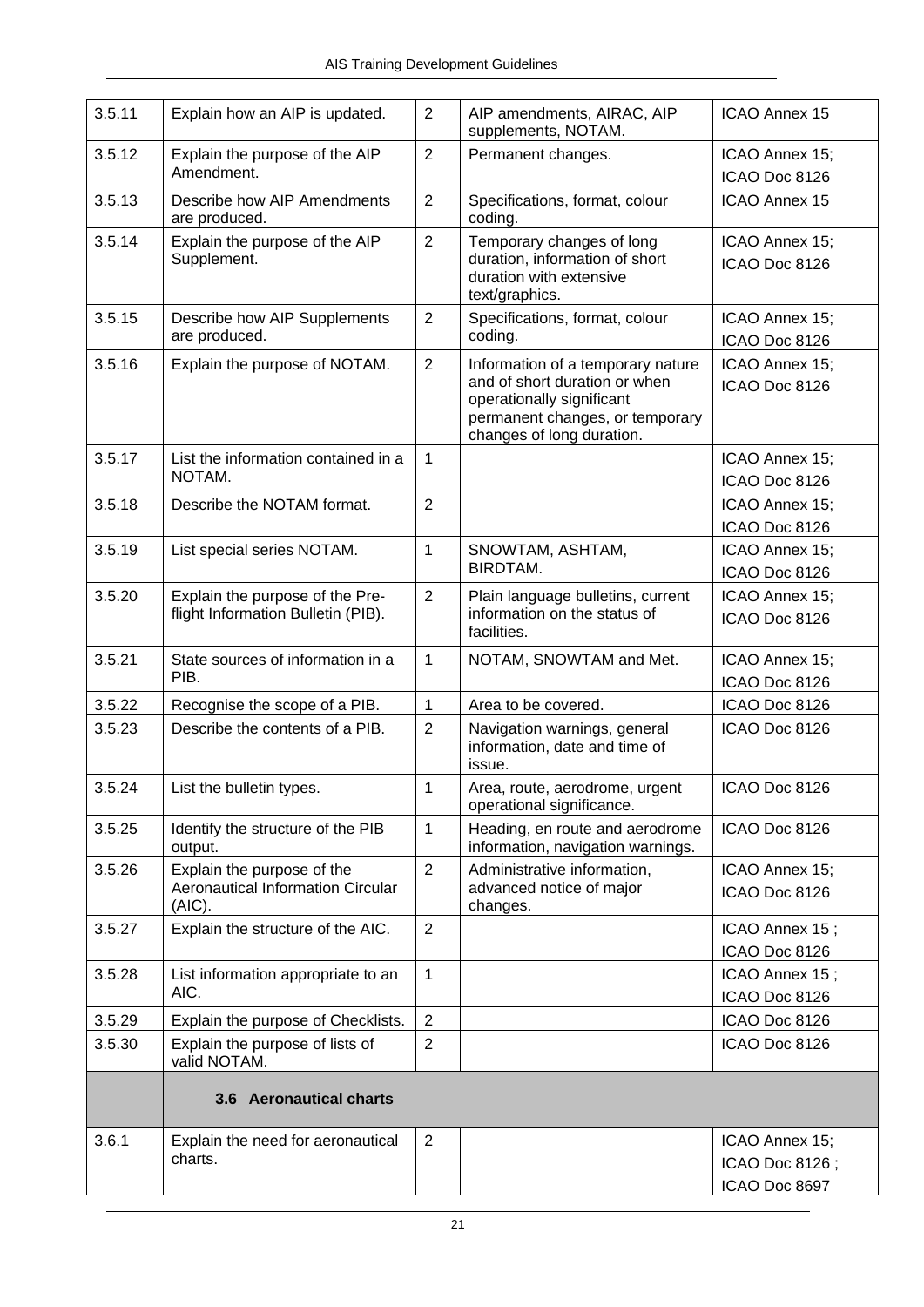| | | | | |
|---|---|---|---|---|
| 3.5.11 | Explain how an AIP is updated. | 2 | AIP amendments, AIRAC, AIP supplements, NOTAM. | ICAO Annex 15 |
| 3.5.12 | Explain the purpose of the AIP Amendment. | 2 | Permanent changes. | ICAO Annex 15; ICAO Doc 8126 |
| 3.5.13 | Describe how AIP Amendments are produced. | 2 | Specifications, format, colour coding. | ICAO Annex 15 |
| 3.5.14 | Explain the purpose of the AIP Supplement. | 2 | Temporary changes of long duration, information of short duration with extensive text/graphics. | ICAO Annex 15; ICAO Doc 8126 |
| 3.5.15 | Describe how AIP Supplements are produced. | 2 | Specifications, format, colour coding. | ICAO Annex 15; ICAO Doc 8126 |
| 3.5.16 | Explain the purpose of NOTAM. | 2 | Information of a temporary nature and of short duration or when operationally significant permanent changes, or temporary changes of long duration. | ICAO Annex 15; ICAO Doc 8126 |
| 3.5.17 | List the information contained in a NOTAM. | 1 | | ICAO Annex 15; ICAO Doc 8126 |
| 3.5.18 | Describe the NOTAM format. | 2 | | ICAO Annex 15; ICAO Doc 8126 |
| 3.5.19 | List special series NOTAM. | 1 | SNOWTAM, ASHTAM, BIRDTAM. | ICAO Annex 15; ICAO Doc 8126 |
| 3.5.20 | Explain the purpose of the Pre-flight Information Bulletin (PIB). | 2 | Plain language bulletins, current information on the status of facilities. | ICAO Annex 15; ICAO Doc 8126 |
| 3.5.21 | State sources of information in a PIB. | 1 | NOTAM, SNOWTAM and Met. | ICAO Annex 15; ICAO Doc 8126 |
| 3.5.22 | Recognise the scope of a PIB. | 1 | Area to be covered. | ICAO Doc 8126 |
| 3.5.23 | Describe the contents of a PIB. | 2 | Navigation warnings, general information, date and time of issue. | ICAO Doc 8126 |
| 3.5.24 | List the bulletin types. | 1 | Area, route, aerodrome, urgent operational significance. | ICAO Doc 8126 |
| 3.5.25 | Identify the structure of the PIB output. | 1 | Heading, en route and aerodrome information, navigation warnings. | ICAO Doc 8126 |
| 3.5.26 | Explain the purpose of the Aeronautical Information Circular (AIC). | 2 | Administrative information, advanced notice of major changes. | ICAO Annex 15; ICAO Doc 8126 |
| 3.5.27 | Explain the structure of the AIC. | 2 | | ICAO Annex 15 ; ICAO Doc 8126 |
| 3.5.28 | List information appropriate to an AIC. | 1 | | ICAO Annex 15 ; ICAO Doc 8126 |
| 3.5.29 | Explain the purpose of Checklists. | 2 | | ICAO Doc 8126 |
| 3.5.30 | Explain the purpose of lists of valid NOTAM. | 2 | | ICAO Doc 8126 |
| | **3.6 Aeronautical charts** | | | |
| 3.6.1 | Explain the need for aeronautical charts. | 2 | | ICAO Annex 15; ICAO Doc 8126 ; ICAO Doc 8697 |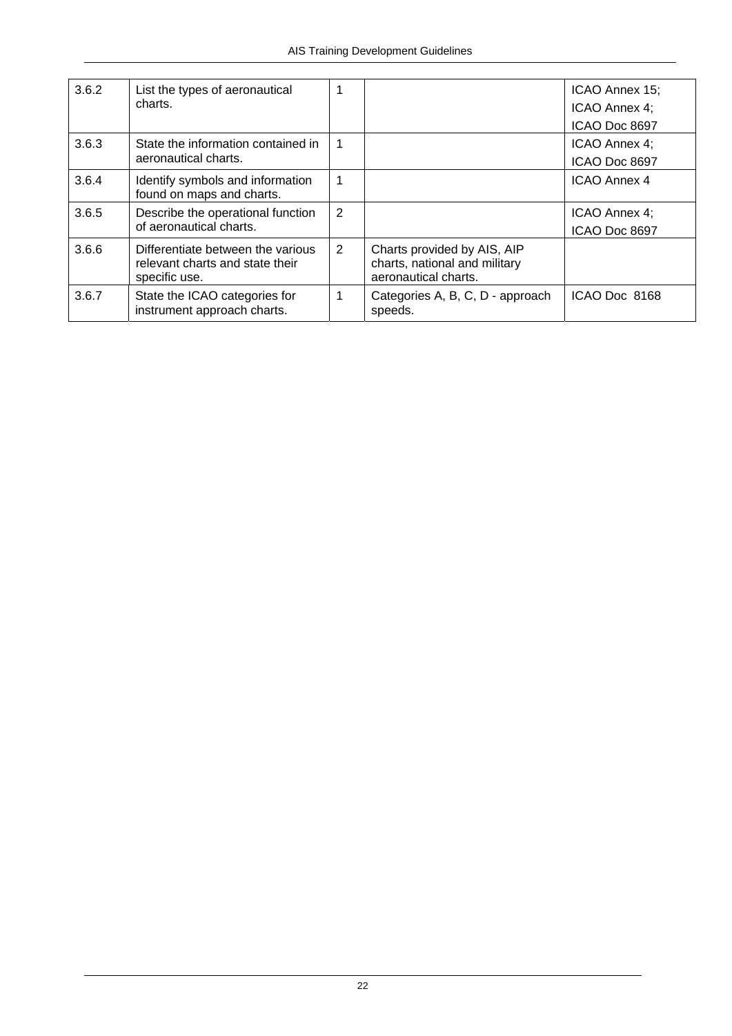| | | | | |
|---|---|---|---|---|
| 3.6.2 | List the types of aeronautical charts. | 1 | | ICAO Annex 15; ICAO Annex 4; ICAO Doc 8697 |
| 3.6.3 | State the information contained in aeronautical charts. | 1 | | ICAO Annex 4; ICAO Doc 8697 |
| 3.6.4 | Identify symbols and information found on maps and charts. | 1 | | ICAO Annex 4 |
| 3.6.5 | Describe the operational function of aeronautical charts. | 2 | | ICAO Annex 4; ICAO Doc 8697 |
| 3.6.6 | Differentiate between the various relevant charts and state their specific use. | 2 | Charts provided by AIS, AIP charts, national and military aeronautical charts. | |
| 3.6.7 | State the ICAO categories for instrument approach charts. | 1 | Categories A, B, C, D - approach speeds. | ICAO Doc 8168 |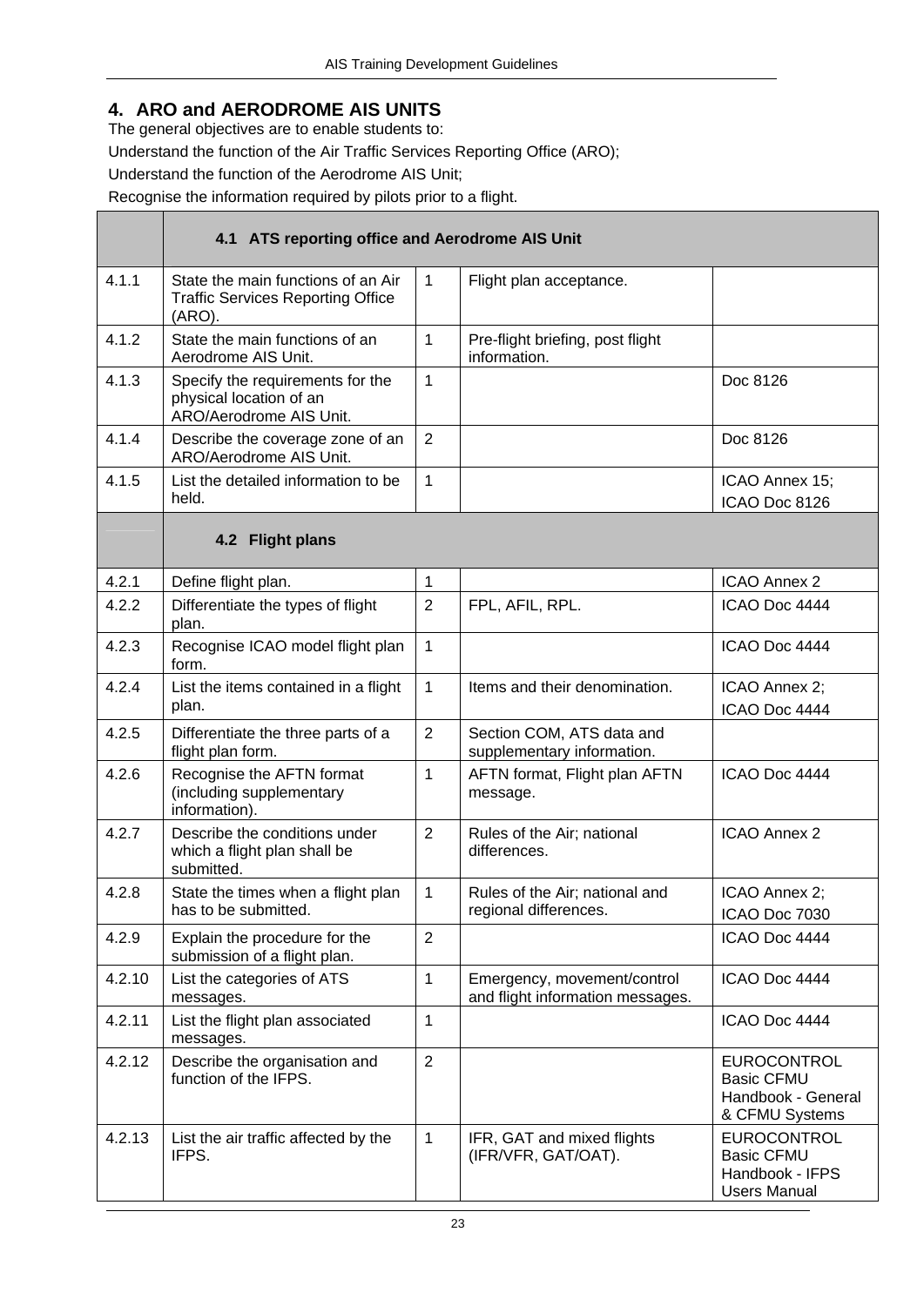## 4. ARO and AERODROME AIS UNITS

The general objectives are to enable students to:

Understand the function of the Air Traffic Services Reporting Office (ARO);

Understand the function of the Aerodrome AIS Unit;

Recognise the information required by pilots prior to a flight.

| | **4.1 ATS reporting office and Aerodrome AIS Unit** | | | |
|---|---|---|---|---|
| 4.1.1 | State the main functions of an Air Traffic Services Reporting Office (ARO). | 1 | Flight plan acceptance. | |
| 4.1.2 | State the main functions of an Aerodrome AIS Unit. | 1 | Pre-flight briefing, post flight information. | |
| 4.1.3 | Specify the requirements for the physical location of an ARO/Aerodrome AIS Unit. | 1 | | Doc 8126 |
| 4.1.4 | Describe the coverage zone of an ARO/Aerodrome AIS Unit. | 2 | | Doc 8126 |
| 4.1.5 | List the detailed information to be held. | 1 | | ICAO Annex 15; ICAO Doc 8126 |
| | **4.2 Flight plans** | | | |
| 4.2.1 | Define flight plan. | 1 | | ICAO Annex 2 |
| 4.2.2 | Differentiate the types of flight plan. | 2 | FPL, AFIL, RPL. | ICAO Doc 4444 |
| 4.2.3 | Recognise ICAO model flight plan form. | 1 | | ICAO Doc 4444 |
| 4.2.4 | List the items contained in a flight plan. | 1 | Items and their denomination. | ICAO Annex 2; ICAO Doc 4444 |
| 4.2.5 | Differentiate the three parts of a flight plan form. | 2 | Section COM, ATS data and supplementary information. | |
| 4.2.6 | Recognise the AFTN format (including supplementary information). | 1 | AFTN format, Flight plan AFTN message. | ICAO Doc 4444 |
| 4.2.7 | Describe the conditions under which a flight plan shall be submitted. | 2 | Rules of the Air; national differences. | ICAO Annex 2 |
| 4.2.8 | State the times when a flight plan has to be submitted. | 1 | Rules of the Air; national and regional differences. | ICAO Annex 2; ICAO Doc 7030 |
| 4.2.9 | Explain the procedure for the submission of a flight plan. | 2 | | ICAO Doc 4444 |
| 4.2.10 | List the categories of ATS messages. | 1 | Emergency, movement/control and flight information messages. | ICAO Doc 4444 |
| 4.2.11 | List the flight plan associated messages. | 1 | | ICAO Doc 4444 |
| 4.2.12 | Describe the organisation and function of the IFPS. | 2 | | EUROCONTROL Basic CFMU Handbook - General & CFMU Systems |
| 4.2.13 | List the air traffic affected by the IFPS. | 1 | IFR, GAT and mixed flights (IFR/VFR, GAT/OAT). | EUROCONTROL Basic CFMU Handbook - IFPS Users Manual |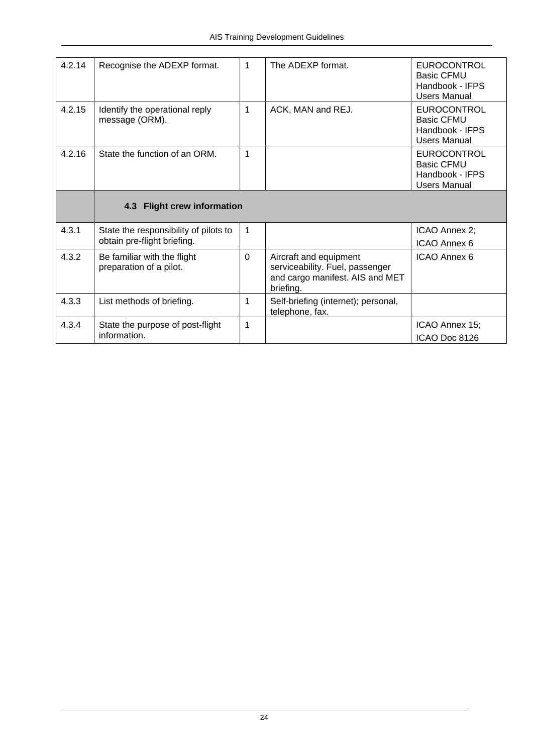| | | | | |
|---|---|---|---|---|
| 4.2.14 | Recognise the ADEXP format. | 1 | The ADEXP format. | EUROCONTROL Basic CFMU Handbook - IFPS Users Manual |
| 4.2.15 | Identify the operational reply message (ORM). | 1 | ACK, MAN and REJ. | EUROCONTROL Basic CFMU Handbook - IFPS Users Manual |
| 4.2.16 | State the function of an ORM. | 1 | | EUROCONTROL Basic CFMU Handbook - IFPS Users Manual |
| | **4.3 Flight crew information** | | | |
| 4.3.1 | State the responsibility of pilots to obtain pre-flight briefing. | 1 | | ICAO Annex 2; ICAO Annex 6 |
| 4.3.2 | Be familiar with the flight preparation of a pilot. | 0 | Aircraft and equipment serviceability. Fuel, passenger and cargo manifest. AIS and MET briefing. | ICAO Annex 6 |
| 4.3.3 | List methods of briefing. | 1 | Self-briefing (internet); personal, telephone, fax. | |
| 4.3.4 | State the purpose of post-flight information. | 1 | | ICAO Annex 15; ICAO Doc 8126 |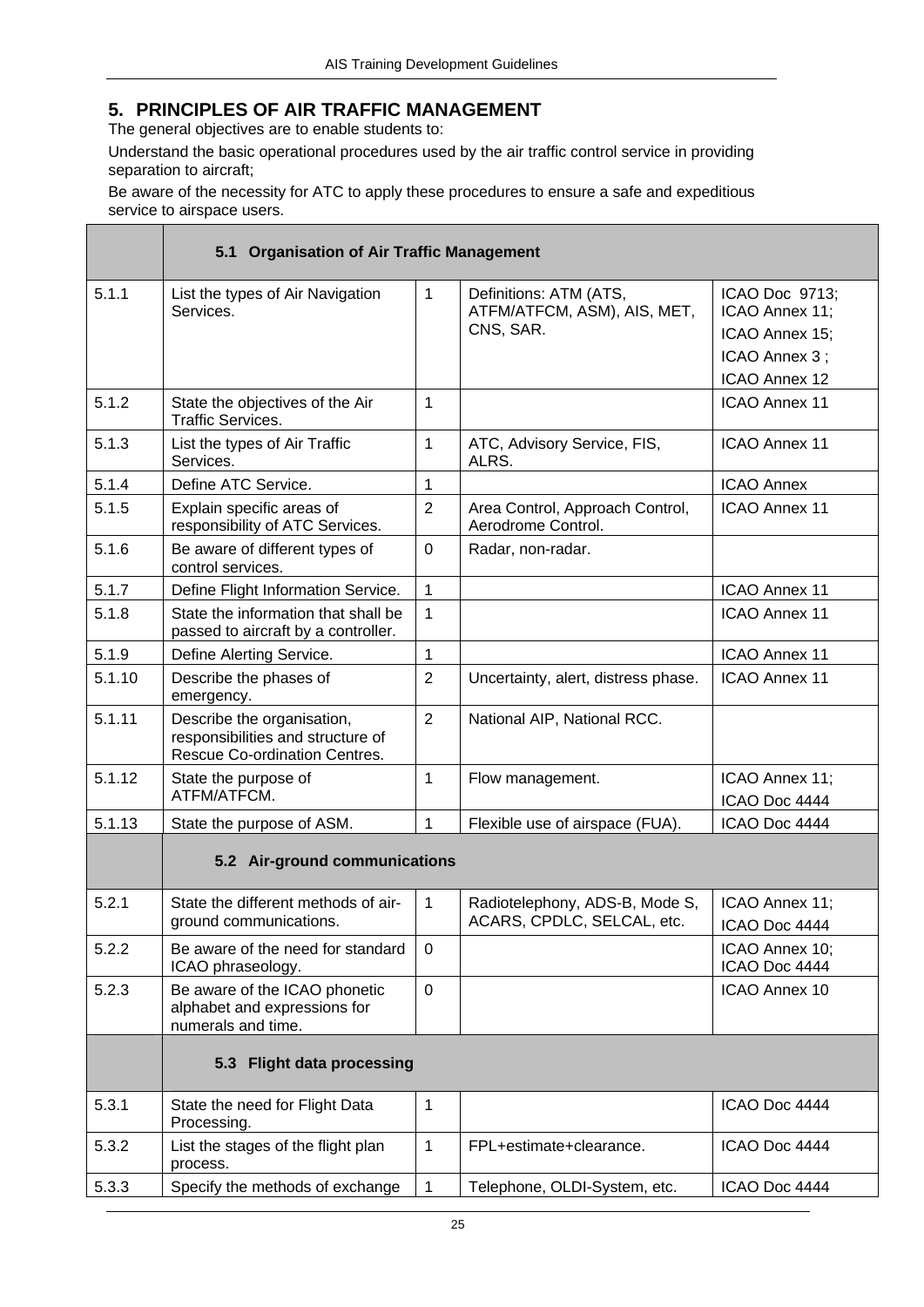## 5. PRINCIPLES OF AIR TRAFFIC MANAGEMENT

The general objectives are to enable students to:

Understand the basic operational procedures used by the air traffic control service in providing separation to aircraft;

Be aware of the necessity for ATC to apply these procedures to ensure a safe and expeditious service to airspace users.

| | | | | |
|---|---|---|---|---|
| | **5.1 Organisation of Air Traffic Management** | | | |
| 5.1.1 | List the types of Air Navigation Services. | 1 | Definitions: ATM (ATS, ATFM/ATFCM, ASM), AIS, MET, CNS, SAR. | ICAO Doc 9713; ICAO Annex 11; ICAO Annex 15; ICAO Annex 3 ; ICAO Annex 12 |
| 5.1.2 | State the objectives of the Air Traffic Services. | 1 | | ICAO Annex 11 |
| 5.1.3 | List the types of Air Traffic Services. | 1 | ATC, Advisory Service, FIS, ALRS. | ICAO Annex 11 |
| 5.1.4 | Define ATC Service. | 1 | | ICAO Annex |
| 5.1.5 | Explain specific areas of responsibility of ATC Services. | 2 | Area Control, Approach Control, Aerodrome Control. | ICAO Annex 11 |
| 5.1.6 | Be aware of different types of control services. | 0 | Radar, non-radar. | |
| 5.1.7 | Define Flight Information Service. | 1 | | ICAO Annex 11 |
| 5.1.8 | State the information that shall be passed to aircraft by a controller. | 1 | | ICAO Annex 11 |
| 5.1.9 | Define Alerting Service. | 1 | | ICAO Annex 11 |
| 5.1.10 | Describe the phases of emergency. | 2 | Uncertainty, alert, distress phase. | ICAO Annex 11 |
| 5.1.11 | Describe the organisation, responsibilities and structure of Rescue Co-ordination Centres. | 2 | National AIP, National RCC. | |
| 5.1.12 | State the purpose of ATFM/ATFCM. | 1 | Flow management. | ICAO Annex 11; ICAO Doc 4444 |
| 5.1.13 | State the purpose of ASM. | 1 | Flexible use of airspace (FUA). | ICAO Doc 4444 |
| | **5.2 Air-ground communications** | | | |
| 5.2.1 | State the different methods of air-ground communications. | 1 | Radiotelephony, ADS-B, Mode S, ACARS, CPDLC, SELCAL, etc. | ICAO Annex 11; ICAO Doc 4444 |
| 5.2.2 | Be aware of the need for standard ICAO phraseology. | 0 | | ICAO Annex 10; ICAO Doc 4444 |
| 5.2.3 | Be aware of the ICAO phonetic alphabet and expressions for numerals and time. | 0 | | ICAO Annex 10 |
| | **5.3 Flight data processing** | | | |
| 5.3.1 | State the need for Flight Data Processing. | 1 | | ICAO Doc 4444 |
| 5.3.2 | List the stages of the flight plan process. | 1 | FPL+estimate+clearance. | ICAO Doc 4444 |
| 5.3.3 | Specify the methods of exchange | 1 | Telephone, OLDI-System, etc. | ICAO Doc 4444 |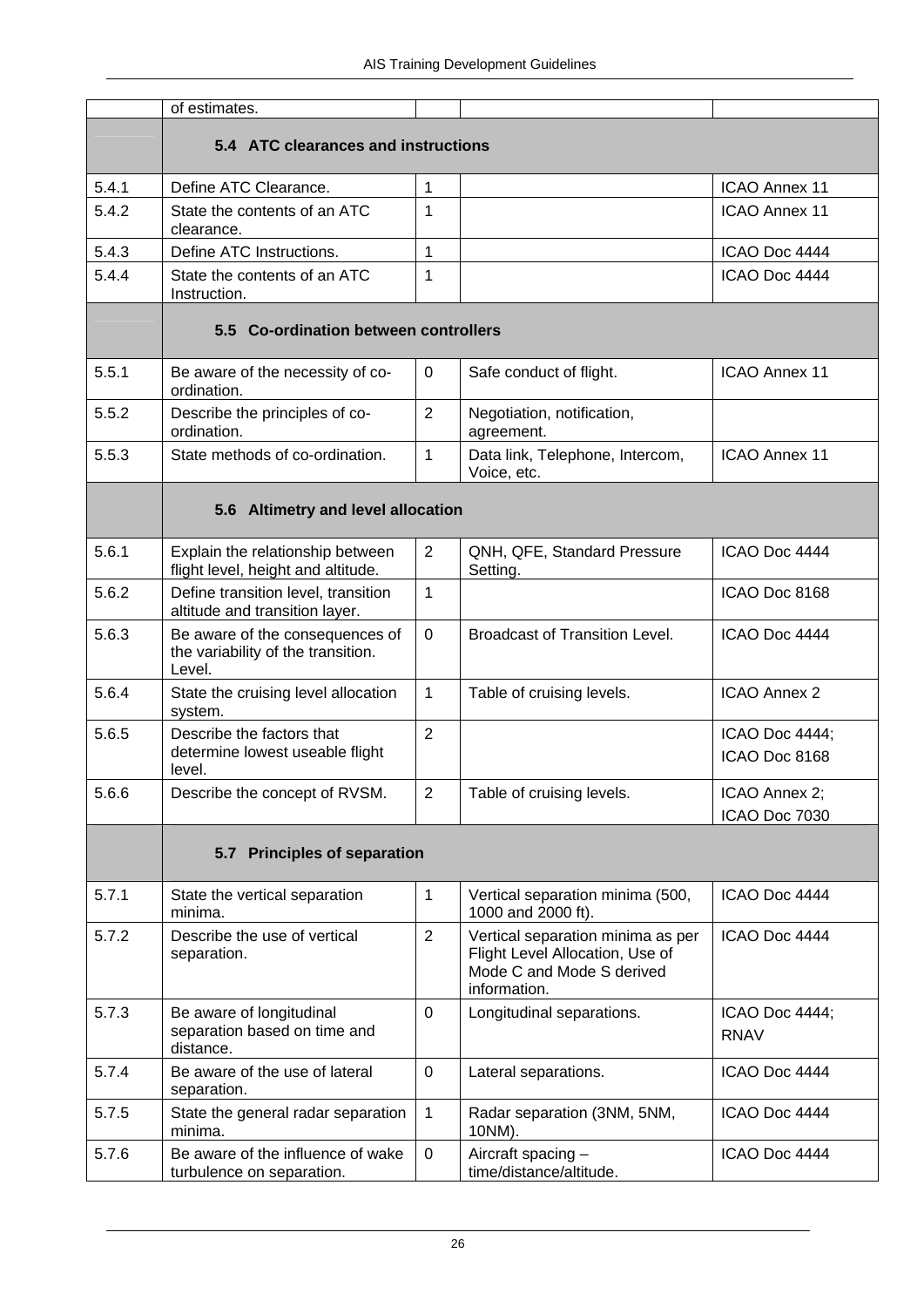|  | of estimates. |  |  |  |
|---|---|---|---|---|
|  | **5.4 ATC clearances and instructions** |  |  |  |
| 5.4.1 | Define ATC Clearance. | 1 |  | ICAO Annex 11 |
| 5.4.2 | State the contents of an ATC clearance. | 1 |  | ICAO Annex 11 |
| 5.4.3 | Define ATC Instructions. | 1 |  | ICAO Doc 4444 |
| 5.4.4 | State the contents of an ATC Instruction. | 1 |  | ICAO Doc 4444 |
|  | **5.5 Co-ordination between controllers** |  |  |  |
| 5.5.1 | Be aware of the necessity of co-ordination. | 0 | Safe conduct of flight. | ICAO Annex 11 |
| 5.5.2 | Describe the principles of co-ordination. | 2 | Negotiation, notification, agreement. |  |
| 5.5.3 | State methods of co-ordination. | 1 | Data link, Telephone, Intercom, Voice, etc. | ICAO Annex 11 |
|  | **5.6 Altimetry and level allocation** |  |  |  |
| 5.6.1 | Explain the relationship between flight level, height and altitude. | 2 | QNH, QFE, Standard Pressure Setting. | ICAO Doc 4444 |
| 5.6.2 | Define transition level, transition altitude and transition layer. | 1 |  | ICAO Doc 8168 |
| 5.6.3 | Be aware of the consequences of the variability of the transition. Level. | 0 | Broadcast of Transition Level. | ICAO Doc 4444 |
| 5.6.4 | State the cruising level allocation system. | 1 | Table of cruising levels. | ICAO Annex 2 |
| 5.6.5 | Describe the factors that determine lowest useable flight level. | 2 |  | ICAO Doc 4444; ICAO Doc 8168 |
| 5.6.6 | Describe the concept of RVSM. | 2 | Table of cruising levels. | ICAO Annex 2; ICAO Doc 7030 |
|  | **5.7 Principles of separation** |  |  |  |
| 5.7.1 | State the vertical separation minima. | 1 | Vertical separation minima (500, 1000 and 2000 ft). | ICAO Doc 4444 |
| 5.7.2 | Describe the use of vertical separation. | 2 | Vertical separation minima as per Flight Level Allocation, Use of Mode C and Mode S derived information. | ICAO Doc 4444 |
| 5.7.3 | Be aware of longitudinal separation based on time and distance. | 0 | Longitudinal separations. | ICAO Doc 4444; RNAV |
| 5.7.4 | Be aware of the use of lateral separation. | 0 | Lateral separations. | ICAO Doc 4444 |
| 5.7.5 | State the general radar separation minima. | 1 | Radar separation (3NM, 5NM, 10NM). | ICAO Doc 4444 |
| 5.7.6 | Be aware of the influence of wake turbulence on separation. | 0 | Aircraft spacing – time/distance/altitude. | ICAO Doc 4444 |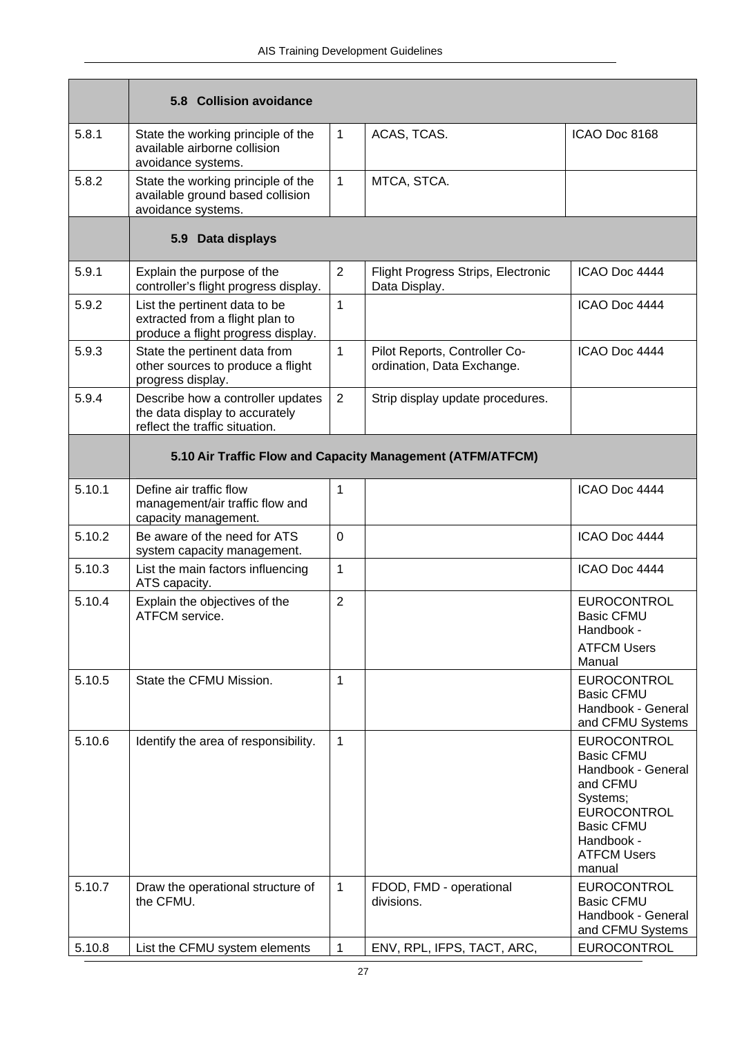| | | | | |
|---|---|---|---|---|
| | **5.8 Collision avoidance** | | | |
| 5.8.1 | State the working principle of the available airborne collision avoidance systems. | 1 | ACAS, TCAS. | ICAO Doc 8168 |
| 5.8.2 | State the working principle of the available ground based collision avoidance systems. | 1 | MTCA, STCA. | |
| | **5.9 Data displays** | | | |
| 5.9.1 | Explain the purpose of the controller's flight progress display. | 2 | Flight Progress Strips, Electronic Data Display. | ICAO Doc 4444 |
| 5.9.2 | List the pertinent data to be extracted from a flight plan to produce a flight progress display. | 1 | | ICAO Doc 4444 |
| 5.9.3 | State the pertinent data from other sources to produce a flight progress display. | 1 | Pilot Reports, Controller Co-ordination, Data Exchange. | ICAO Doc 4444 |
| 5.9.4 | Describe how a controller updates the data display to accurately reflect the traffic situation. | 2 | Strip display update procedures. | |
| | **5.10 Air Traffic Flow and Capacity Management (ATFM/ATFCM)** | | | |
| 5.10.1 | Define air traffic flow management/air traffic flow and capacity management. | 1 | | ICAO Doc 4444 |
| 5.10.2 | Be aware of the need for ATS system capacity management. | 0 | | ICAO Doc 4444 |
| 5.10.3 | List the main factors influencing ATS capacity. | 1 | | ICAO Doc 4444 |
| 5.10.4 | Explain the objectives of the ATFCM service. | 2 | | EUROCONTROL Basic CFMU Handbook - ATFCM Users Manual |
| 5.10.5 | State the CFMU Mission. | 1 | | EUROCONTROL Basic CFMU Handbook - General and CFMU Systems |
| 5.10.6 | Identify the area of responsibility. | 1 | | EUROCONTROL Basic CFMU Handbook - General and CFMU Systems; EUROCONTROL Basic CFMU Handbook - ATFCM Users manual |
| 5.10.7 | Draw the operational structure of the CFMU. | 1 | FDOD, FMD - operational divisions. | EUROCONTROL Basic CFMU Handbook - General and CFMU Systems |
| 5.10.8 | List the CFMU system elements | 1 | ENV, RPL, IFPS, TACT, ARC, | EUROCONTROL |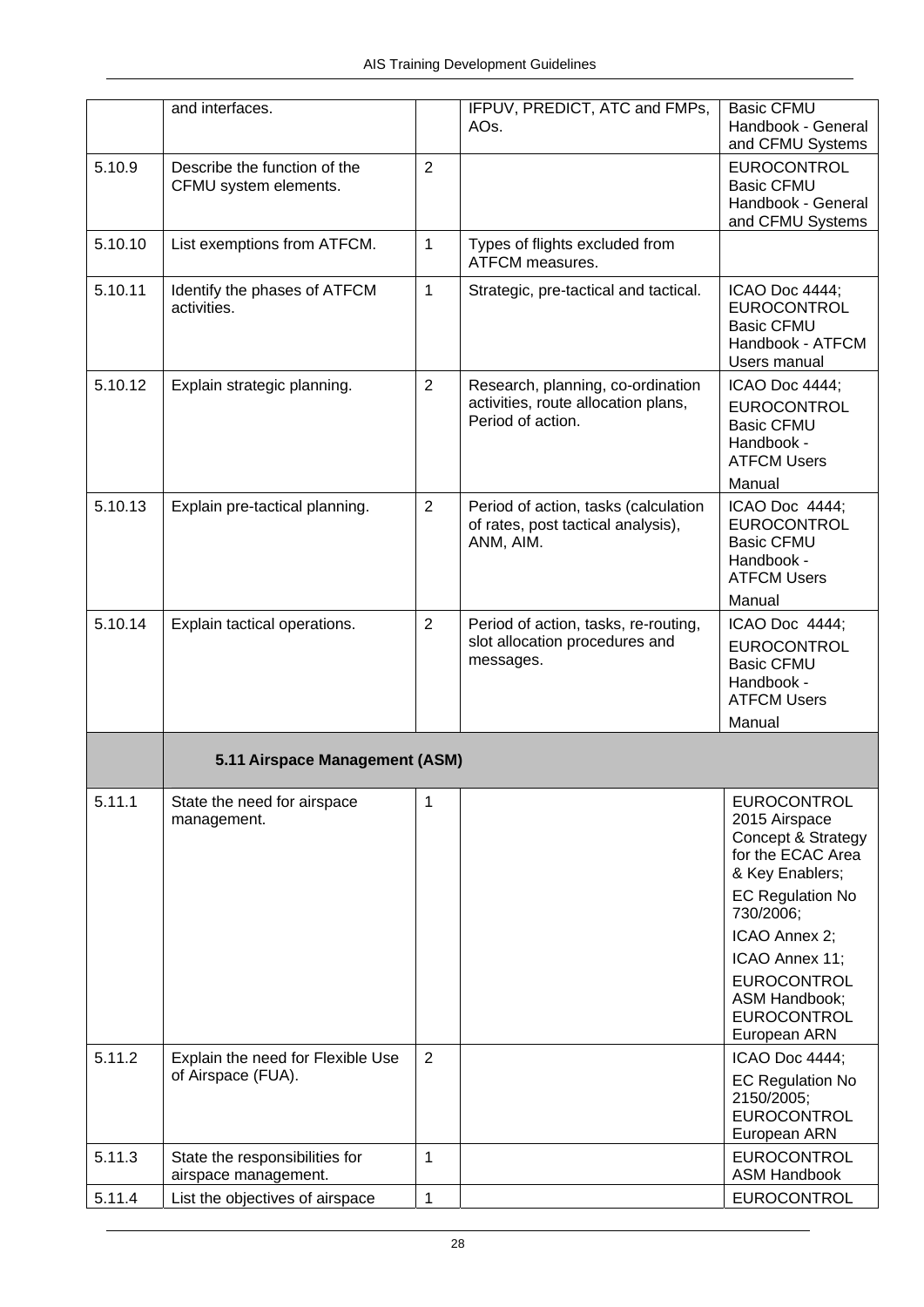| | | | | |
|---|---|---|---|---|
| | and interfaces. | | IFPUV, PREDICT, ATC and FMPs, AOs. | Basic CFMU Handbook - General and CFMU Systems |
| 5.10.9 | Describe the function of the CFMU system elements. | 2 | | EUROCONTROL Basic CFMU Handbook - General and CFMU Systems |
| 5.10.10 | List exemptions from ATFCM. | 1 | Types of flights excluded from ATFCM measures. | |
| 5.10.11 | Identify the phases of ATFCM activities. | 1 | Strategic, pre-tactical and tactical. | ICAO Doc 4444; EUROCONTROL Basic CFMU Handbook - ATFCM Users manual |
| 5.10.12 | Explain strategic planning. | 2 | Research, planning, co-ordination activities, route allocation plans, Period of action. | ICAO Doc 4444; EUROCONTROL Basic CFMU Handbook - ATFCM Users Manual |
| 5.10.13 | Explain pre-tactical planning. | 2 | Period of action, tasks (calculation of rates, post tactical analysis), ANM, AIM. | ICAO Doc 4444; EUROCONTROL Basic CFMU Handbook - ATFCM Users Manual |
| 5.10.14 | Explain tactical operations. | 2 | Period of action, tasks, re-routing, slot allocation procedures and messages. | ICAO Doc 4444; EUROCONTROL Basic CFMU Handbook - ATFCM Users Manual |
| | **5.11 Airspace Management (ASM)** | | | |
| 5.11.1 | State the need for airspace management. | 1 | | EUROCONTROL 2015 Airspace Concept & Strategy for the ECAC Area & Key Enablers; EC Regulation No 730/2006; ICAO Annex 2; ICAO Annex 11; EUROCONTROL ASM Handbook; EUROCONTROL European ARN |
| 5.11.2 | Explain the need for Flexible Use of Airspace (FUA). | 2 | | ICAO Doc 4444; EC Regulation No 2150/2005; EUROCONTROL European ARN |
| 5.11.3 | State the responsibilities for airspace management. | 1 | | EUROCONTROL ASM Handbook |
| 5.11.4 | List the objectives of airspace | 1 | | EUROCONTROL |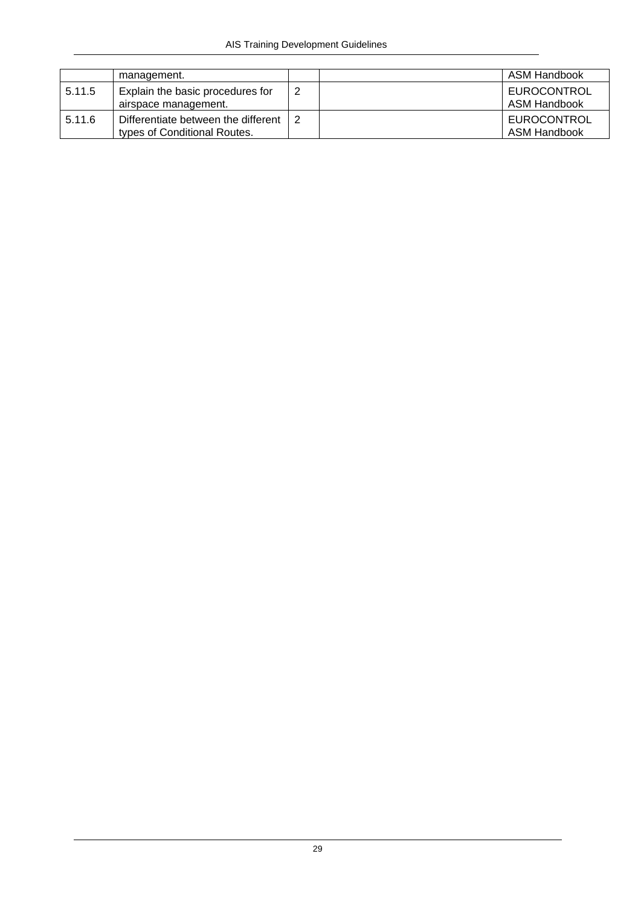| | | | | |
|---|---|---|---|---|
| | management. | | | ASM Handbook |
| 5.11.5 | Explain the basic procedures for airspace management. | 2 | | EUROCONTROL ASM Handbook |
| 5.11.6 | Differentiate between the different types of Conditional Routes. | 2 | | EUROCONTROL ASM Handbook |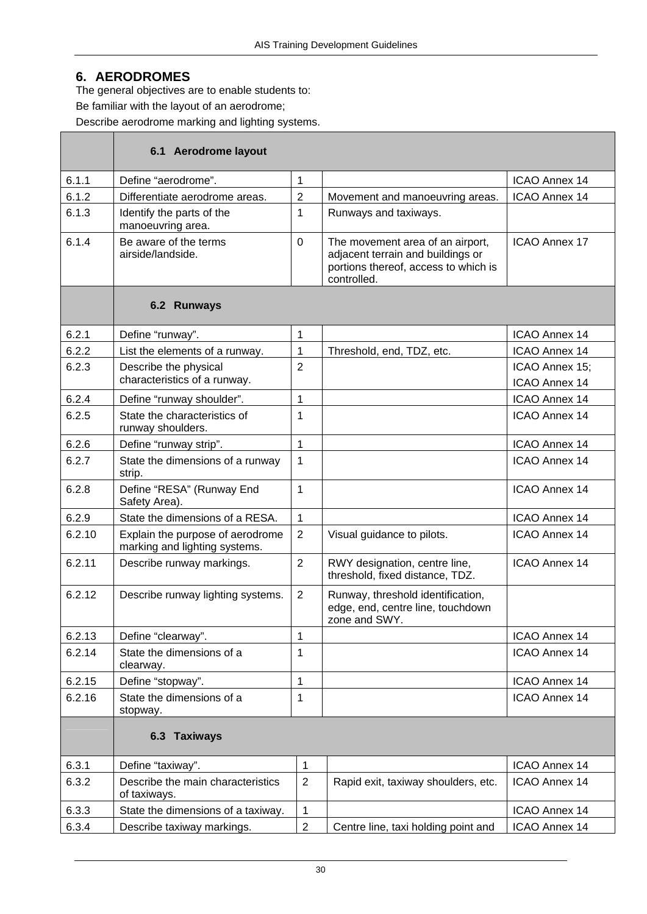## 6. AERODROMES

The general objectives are to enable students to:

Be familiar with the layout of an aerodrome;

Describe aerodrome marking and lighting systems.

| | **6.1 Aerodrome layout** | | | |
|---|---|---|---|---|
| 6.1.1 | Define “aerodrome”. | 1 | | ICAO Annex 14 |
| 6.1.2 | Differentiate aerodrome areas. | 2 | Movement and manoeuvring areas. | ICAO Annex 14 |
| 6.1.3 | Identify the parts of the manoeuvring area. | 1 | Runways and taxiways. | |
| 6.1.4 | Be aware of the terms airside/landside. | 0 | The movement area of an airport, adjacent terrain and buildings or portions thereof, access to which is controlled. | ICAO Annex 17 |
| | **6.2 Runways** | | | |
| 6.2.1 | Define “runway”. | 1 | | ICAO Annex 14 |
| 6.2.2 | List the elements of a runway. | 1 | Threshold, end, TDZ, etc. | ICAO Annex 14 |
| 6.2.3 | Describe the physical characteristics of a runway. | 2 | | ICAO Annex 15; ICAO Annex 14 |
| 6.2.4 | Define “runway shoulder”. | 1 | | ICAO Annex 14 |
| 6.2.5 | State the characteristics of runway shoulders. | 1 | | ICAO Annex 14 |
| 6.2.6 | Define “runway strip”. | 1 | | ICAO Annex 14 |
| 6.2.7 | State the dimensions of a runway strip. | 1 | | ICAO Annex 14 |
| 6.2.8 | Define “RESA” (Runway End Safety Area). | 1 | | ICAO Annex 14 |
| 6.2.9 | State the dimensions of a RESA. | 1 | | ICAO Annex 14 |
| 6.2.10 | Explain the purpose of aerodrome marking and lighting systems. | 2 | Visual guidance to pilots. | ICAO Annex 14 |
| 6.2.11 | Describe runway markings. | 2 | RWY designation, centre line, threshold, fixed distance, TDZ. | ICAO Annex 14 |
| 6.2.12 | Describe runway lighting systems. | 2 | Runway, threshold identification, edge, end, centre line, touchdown zone and SWY. | |
| 6.2.13 | Define “clearway”. | 1 | | ICAO Annex 14 |
| 6.2.14 | State the dimensions of a clearway. | 1 | | ICAO Annex 14 |
| 6.2.15 | Define “stopway”. | 1 | | ICAO Annex 14 |
| 6.2.16 | State the dimensions of a stopway. | 1 | | ICAO Annex 14 |
| | **6.3 Taxiways** | | | |
| 6.3.1 | Define “taxiway”. | 1 | | ICAO Annex 14 |
| 6.3.2 | Describe the main characteristics of taxiways. | 2 | Rapid exit, taxiway shoulders, etc. | ICAO Annex 14 |
| 6.3.3 | State the dimensions of a taxiway. | 1 | | ICAO Annex 14 |
| 6.3.4 | Describe taxiway markings. | 2 | Centre line, taxi holding point and | ICAO Annex 14 |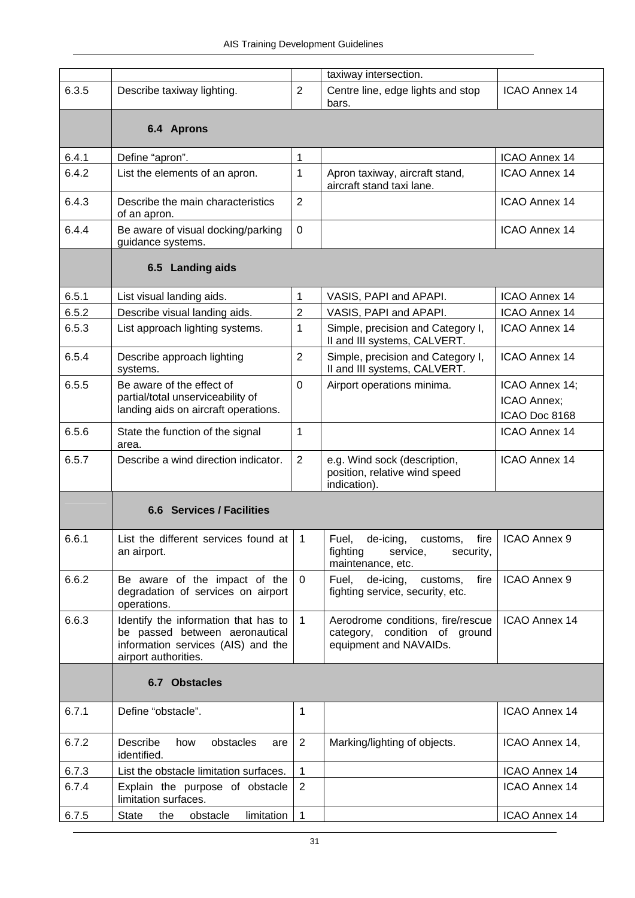| | | | taxiway intersection. | |
|---|---|---|---|---|
| 6.3.5 | Describe taxiway lighting. | 2 | Centre line, edge lights and stop bars. | ICAO Annex 14 |
| | **6.4 Aprons** | | | |
| 6.4.1 | Define “apron”. | 1 | | ICAO Annex 14 |
| 6.4.2 | List the elements of an apron. | 1 | Apron taxiway, aircraft stand, aircraft stand taxi lane. | ICAO Annex 14 |
| 6.4.3 | Describe the main characteristics of an apron. | 2 | | ICAO Annex 14 |
| 6.4.4 | Be aware of visual docking/parking guidance systems. | 0 | | ICAO Annex 14 |
| | **6.5 Landing aids** | | | |
| 6.5.1 | List visual landing aids. | 1 | VASIS, PAPI and APAPI. | ICAO Annex 14 |
| 6.5.2 | Describe visual landing aids. | 2 | VASIS, PAPI and APAPI. | ICAO Annex 14 |
| 6.5.3 | List approach lighting systems. | 1 | Simple, precision and Category I, II and III systems, CALVERT. | ICAO Annex 14 |
| 6.5.4 | Describe approach lighting systems. | 2 | Simple, precision and Category I, II and III systems, CALVERT. | ICAO Annex 14 |
| 6.5.5 | Be aware of the effect of partial/total unserviceability of landing aids on aircraft operations. | 0 | Airport operations minima. | ICAO Annex 14; ICAO Annex; ICAO Doc 8168 |
| 6.5.6 | State the function of the signal area. | 1 | | ICAO Annex 14 |
| 6.5.7 | Describe a wind direction indicator. | 2 | e.g. Wind sock (description, position, relative wind speed indication). | ICAO Annex 14 |
| | **6.6 Services / Facilities** | | | |
| 6.6.1 | List the different services found at an airport. | 1 | Fuel, de-icing, customs, fire fighting service, security, maintenance, etc. | ICAO Annex 9 |
| 6.6.2 | Be aware of the impact of the degradation of services on airport operations. | 0 | Fuel, de-icing, customs, fire fighting service, security, etc. | ICAO Annex 9 |
| 6.6.3 | Identify the information that has to be passed between aeronautical information services (AIS) and the airport authorities. | 1 | Aerodrome conditions, fire/rescue category, condition of ground equipment and NAVAIDs. | ICAO Annex 14 |
| | **6.7 Obstacles** | | | |
| 6.7.1 | Define “obstacle”. | 1 | | ICAO Annex 14 |
| 6.7.2 | Describe how obstacles are identified. | 2 | Marking/lighting of objects. | ICAO Annex 14, |
| 6.7.3 | List the obstacle limitation surfaces. | 1 | | ICAO Annex 14 |
| 6.7.4 | Explain the purpose of obstacle limitation surfaces. | 2 | | ICAO Annex 14 |
| 6.7.5 | State the obstacle limitation | 1 | | ICAO Annex 14 |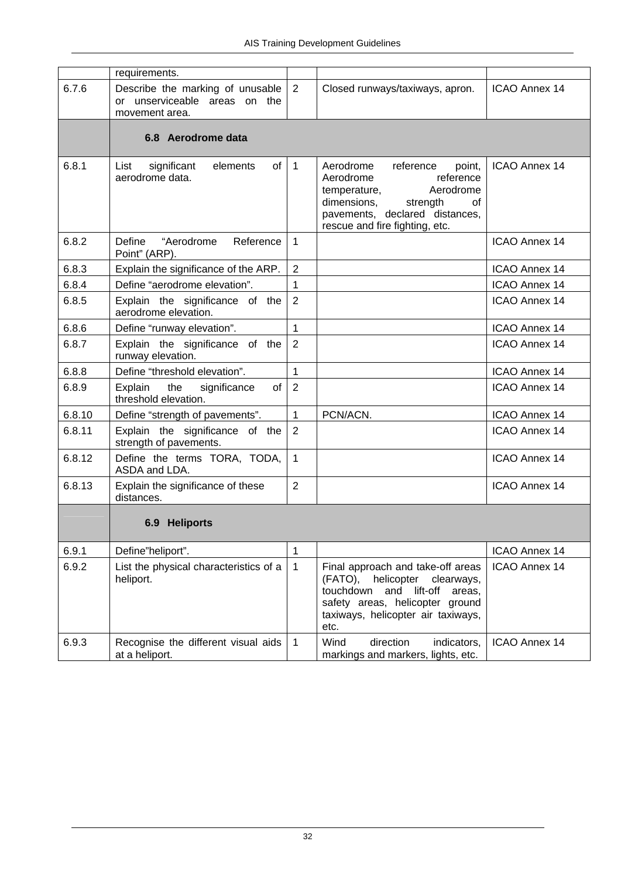| | | | | |
|---|---|---|---|---|
| | requirements. | | | |
| 6.7.6 | Describe the marking of unusable or unserviceable areas on the movement area. | 2 | Closed runways/taxiways, apron. | ICAO Annex 14 |
| | **6.8 Aerodrome data** | | | |
| 6.8.1 | List significant elements of aerodrome data. | 1 | Aerodrome reference point, Aerodrome reference temperature, Aerodrome dimensions, strength of pavements, declared distances, rescue and fire fighting, etc. | ICAO Annex 14 |
| 6.8.2 | Define "Aerodrome Reference Point" (ARP). | 1 | | ICAO Annex 14 |
| 6.8.3 | Explain the significance of the ARP. | 2 | | ICAO Annex 14 |
| 6.8.4 | Define "aerodrome elevation". | 1 | | ICAO Annex 14 |
| 6.8.5 | Explain the significance of the aerodrome elevation. | 2 | | ICAO Annex 14 |
| 6.8.6 | Define "runway elevation". | 1 | | ICAO Annex 14 |
| 6.8.7 | Explain the significance of the runway elevation. | 2 | | ICAO Annex 14 |
| 6.8.8 | Define "threshold elevation". | 1 | | ICAO Annex 14 |
| 6.8.9 | Explain the significance of threshold elevation. | 2 | | ICAO Annex 14 |
| 6.8.10 | Define "strength of pavements". | 1 | PCN/ACN. | ICAO Annex 14 |
| 6.8.11 | Explain the significance of the strength of pavements. | 2 | | ICAO Annex 14 |
| 6.8.12 | Define the terms TORA, TODA, ASDA and LDA. | 1 | | ICAO Annex 14 |
| 6.8.13 | Explain the significance of these distances. | 2 | | ICAO Annex 14 |
| | **6.9 Heliports** | | | |
| 6.9.1 | Define"heliport". | 1 | | ICAO Annex 14 |
| 6.9.2 | List the physical characteristics of a heliport. | 1 | Final approach and take-off areas (FATO), helicopter clearways, touchdown and lift-off areas, safety areas, helicopter ground taxiways, helicopter air taxiways, etc. | ICAO Annex 14 |
| 6.9.3 | Recognise the different visual aids at a heliport. | 1 | Wind direction indicators, markings and markers, lights, etc. | ICAO Annex 14 |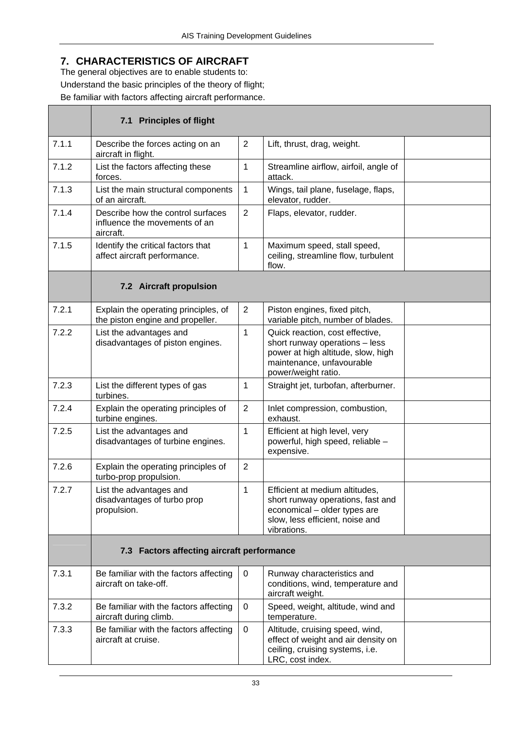## 7. CHARACTERISTICS OF AIRCRAFT

The general objectives are to enable students to:

Understand the basic principles of the theory of flight;

Be familiar with factors affecting aircraft performance.

| | **7.1 Principles of flight** | | | |
|---|---|---|---|---|
| 7.1.1 | Describe the forces acting on an aircraft in flight. | 2 | Lift, thrust, drag, weight. | |
| 7.1.2 | List the factors affecting these forces. | 1 | Streamline airflow, airfoil, angle of attack. | |
| 7.1.3 | List the main structural components of an aircraft. | 1 | Wings, tail plane, fuselage, flaps, elevator, rudder. | |
| 7.1.4 | Describe how the control surfaces influence the movements of an aircraft. | 2 | Flaps, elevator, rudder. | |
| 7.1.5 | Identify the critical factors that affect aircraft performance. | 1 | Maximum speed, stall speed, ceiling, streamline flow, turbulent flow. | |
| | **7.2 Aircraft propulsion** | | | |
| 7.2.1 | Explain the operating principles, of the piston engine and propeller. | 2 | Piston engines, fixed pitch, variable pitch, number of blades. | |
| 7.2.2 | List the advantages and disadvantages of piston engines. | 1 | Quick reaction, cost effective, short runway operations – less power at high altitude, slow, high maintenance, unfavourable power/weight ratio. | |
| 7.2.3 | List the different types of gas turbines. | 1 | Straight jet, turbofan, afterburner. | |
| 7.2.4 | Explain the operating principles of turbine engines. | 2 | Inlet compression, combustion, exhaust. | |
| 7.2.5 | List the advantages and disadvantages of turbine engines. | 1 | Efficient at high level, very powerful, high speed, reliable – expensive. | |
| 7.2.6 | Explain the operating principles of turbo-prop propulsion. | 2 | | |
| 7.2.7 | List the advantages and disadvantages of turbo prop propulsion. | 1 | Efficient at medium altitudes, short runway operations, fast and economical – older types are slow, less efficient, noise and vibrations. | |
| | **7.3 Factors affecting aircraft performance** | | | |
| 7.3.1 | Be familiar with the factors affecting aircraft on take-off. | 0 | Runway characteristics and conditions, wind, temperature and aircraft weight. | |
| 7.3.2 | Be familiar with the factors affecting aircraft during climb. | 0 | Speed, weight, altitude, wind and temperature. | |
| 7.3.3 | Be familiar with the factors affecting aircraft at cruise. | 0 | Altitude, cruising speed, wind, effect of weight and air density on ceiling, cruising systems, i.e. LRC, cost index. | |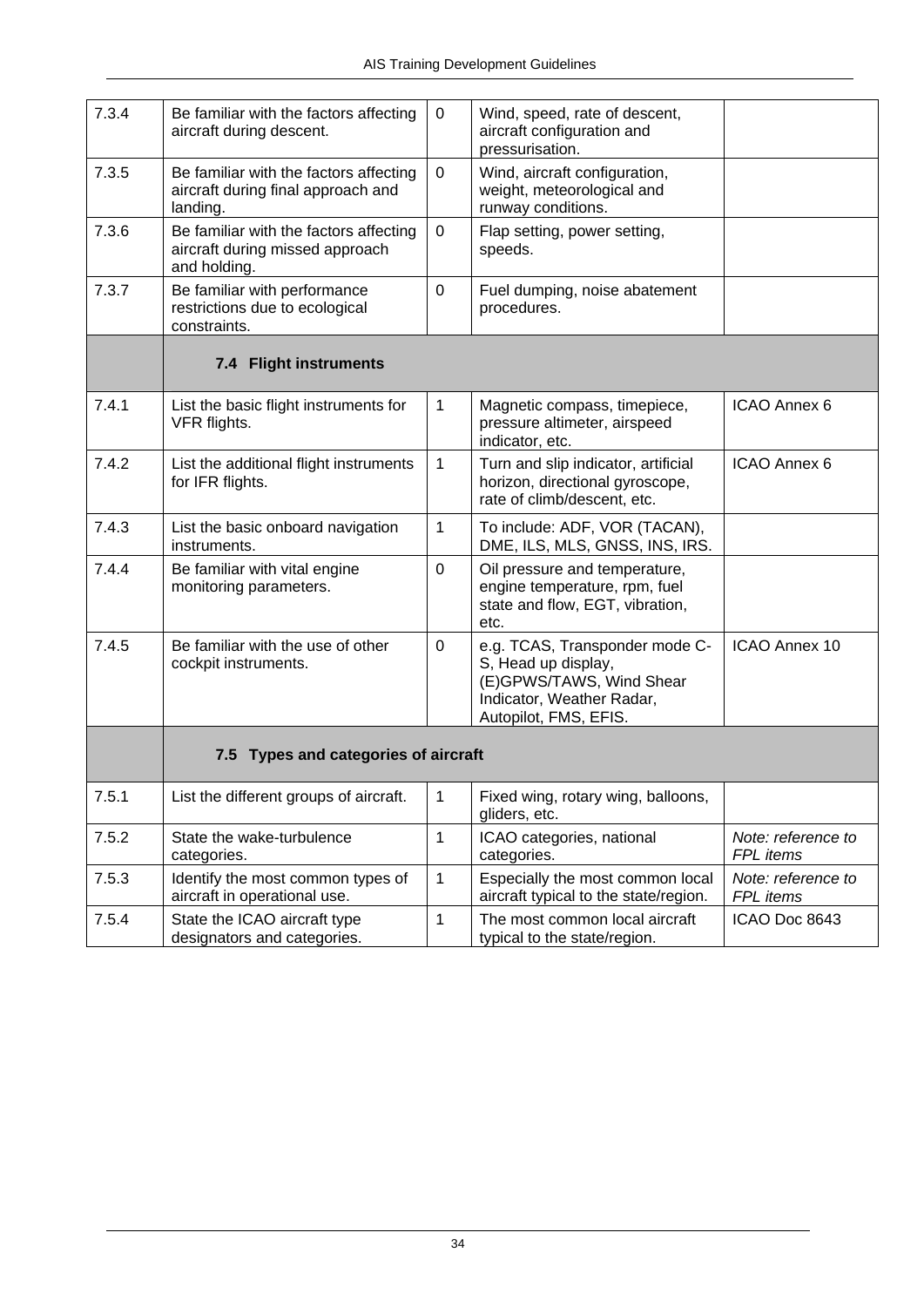| | | | | |
|---|---|---|---|---|
| 7.3.4 | Be familiar with the factors affecting aircraft during descent. | 0 | Wind, speed, rate of descent, aircraft configuration and pressurisation. | |
| 7.3.5 | Be familiar with the factors affecting aircraft during final approach and landing. | 0 | Wind, aircraft configuration, weight, meteorological and runway conditions. | |
| 7.3.6 | Be familiar with the factors affecting aircraft during missed approach and holding. | 0 | Flap setting, power setting, speeds. | |
| 7.3.7 | Be familiar with performance restrictions due to ecological constraints. | 0 | Fuel dumping, noise abatement procedures. | |
| | **7.4 Flight instruments** | | | |
| 7.4.1 | List the basic flight instruments for VFR flights. | 1 | Magnetic compass, timepiece, pressure altimeter, airspeed indicator, etc. | ICAO Annex 6 |
| 7.4.2 | List the additional flight instruments for IFR flights. | 1 | Turn and slip indicator, artificial horizon, directional gyroscope, rate of climb/descent, etc. | ICAO Annex 6 |
| 7.4.3 | List the basic onboard navigation instruments. | 1 | To include: ADF, VOR (TACAN), DME, ILS, MLS, GNSS, INS, IRS. | |
| 7.4.4 | Be familiar with vital engine monitoring parameters. | 0 | Oil pressure and temperature, engine temperature, rpm, fuel state and flow, EGT, vibration, etc. | |
| 7.4.5 | Be familiar with the use of other cockpit instruments. | 0 | e.g. TCAS, Transponder mode C-S, Head up display, (E)GPWS/TAWS, Wind Shear Indicator, Weather Radar, Autopilot, FMS, EFIS. | ICAO Annex 10 |
| | **7.5 Types and categories of aircraft** | | | |
| 7.5.1 | List the different groups of aircraft. | 1 | Fixed wing, rotary wing, balloons, gliders, etc. | |
| 7.5.2 | State the wake-turbulence categories. | 1 | ICAO categories, national categories. | *Note: reference to FPL items* |
| 7.5.3 | Identify the most common types of aircraft in operational use. | 1 | Especially the most common local aircraft typical to the state/region. | *Note: reference to FPL items* |
| 7.5.4 | State the ICAO aircraft type designators and categories. | 1 | The most common local aircraft typical to the state/region. | ICAO Doc 8643 |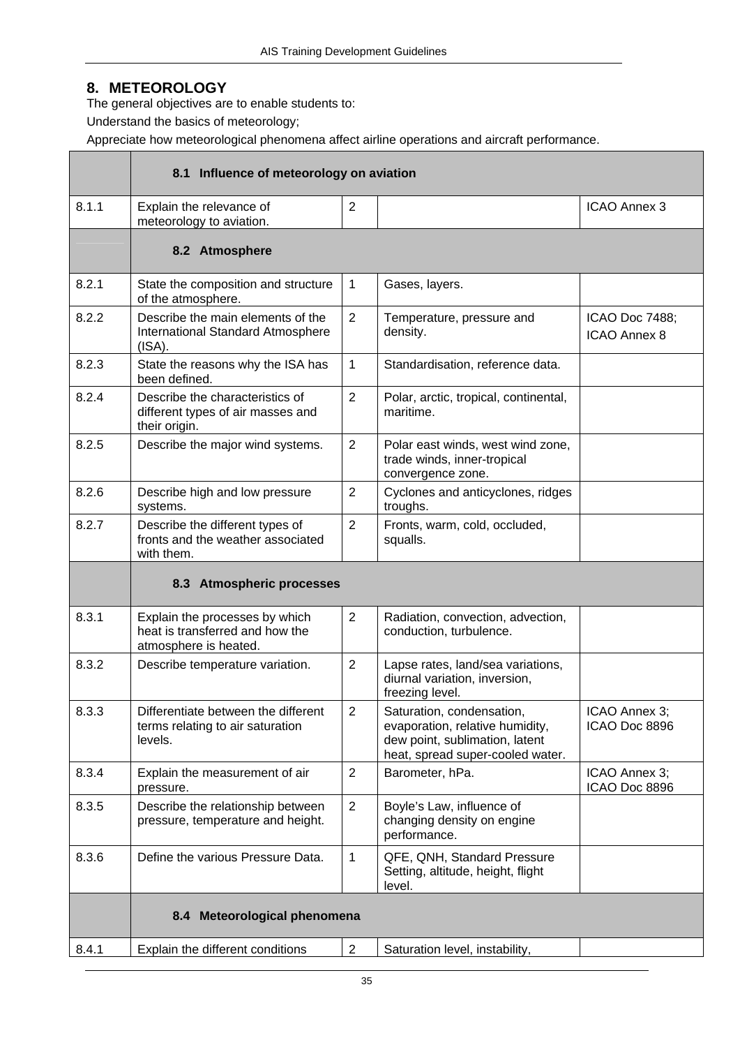## 8. METEOROLOGY

The general objectives are to enable students to:

Understand the basics of meteorology;

Appreciate how meteorological phenomena affect airline operations and aircraft performance.

| | **8.1 Influence of meteorology on aviation** | | | |
|---|---|---|---|---|
| 8.1.1 | Explain the relevance of meteorology to aviation. | 2 | | ICAO Annex 3 |
| | **8.2 Atmosphere** | | | |
| 8.2.1 | State the composition and structure of the atmosphere. | 1 | Gases, layers. | |
| 8.2.2 | Describe the main elements of the International Standard Atmosphere (ISA). | 2 | Temperature, pressure and density. | ICAO Doc 7488; ICAO Annex 8 |
| 8.2.3 | State the reasons why the ISA has been defined. | 1 | Standardisation, reference data. | |
| 8.2.4 | Describe the characteristics of different types of air masses and their origin. | 2 | Polar, arctic, tropical, continental, maritime. | |
| 8.2.5 | Describe the major wind systems. | 2 | Polar east winds, west wind zone, trade winds, inner-tropical convergence zone. | |
| 8.2.6 | Describe high and low pressure systems. | 2 | Cyclones and anticyclones, ridges troughs. | |
| 8.2.7 | Describe the different types of fronts and the weather associated with them. | 2 | Fronts, warm, cold, occluded, squalls. | |
| | **8.3 Atmospheric processes** | | | |
| 8.3.1 | Explain the processes by which heat is transferred and how the atmosphere is heated. | 2 | Radiation, convection, advection, conduction, turbulence. | |
| 8.3.2 | Describe temperature variation. | 2 | Lapse rates, land/sea variations, diurnal variation, inversion, freezing level. | |
| 8.3.3 | Differentiate between the different terms relating to air saturation levels. | 2 | Saturation, condensation, evaporation, relative humidity, dew point, sublimation, latent heat, spread super-cooled water. | ICAO Annex 3; ICAO Doc 8896 |
| 8.3.4 | Explain the measurement of air pressure. | 2 | Barometer, hPa. | ICAO Annex 3; ICAO Doc 8896 |
| 8.3.5 | Describe the relationship between pressure, temperature and height. | 2 | Boyle's Law, influence of changing density on engine performance. | |
| 8.3.6 | Define the various Pressure Data. | 1 | QFE, QNH, Standard Pressure Setting, altitude, height, flight level. | |
| | **8.4 Meteorological phenomena** | | | |
| 8.4.1 | Explain the different conditions | 2 | Saturation level, instability, | |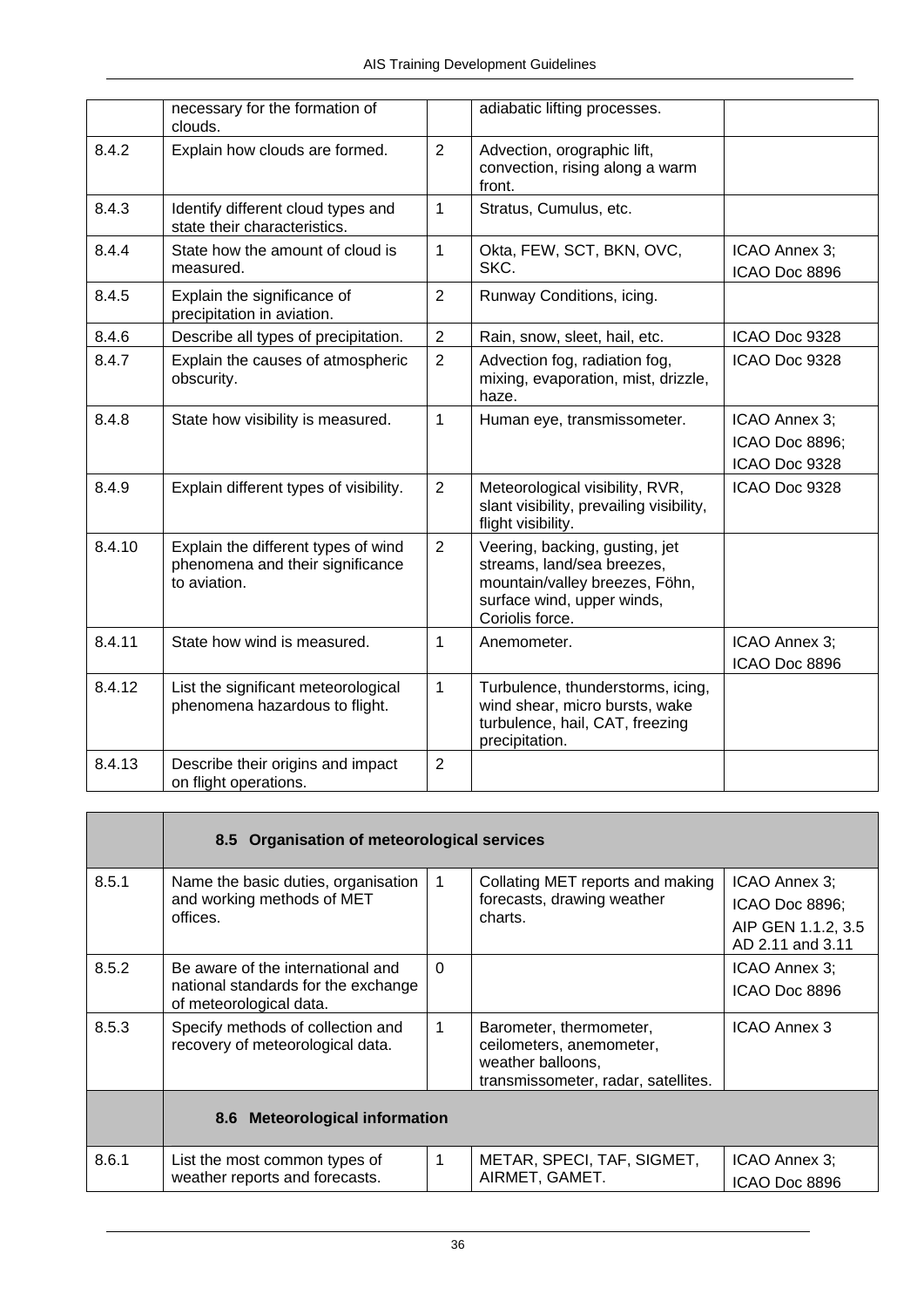| | | | | |
|---|---|---|---|---|
| | necessary for the formation of clouds. | | adiabatic lifting processes. | |
| 8.4.2 | Explain how clouds are formed. | 2 | Advection, orographic lift, convection, rising along a warm front. | |
| 8.4.3 | Identify different cloud types and state their characteristics. | 1 | Stratus, Cumulus, etc. | |
| 8.4.4 | State how the amount of cloud is measured. | 1 | Okta, FEW, SCT, BKN, OVC, SKC. | ICAO Annex 3; ICAO Doc 8896 |
| 8.4.5 | Explain the significance of precipitation in aviation. | 2 | Runway Conditions, icing. | |
| 8.4.6 | Describe all types of precipitation. | 2 | Rain, snow, sleet, hail, etc. | ICAO Doc 9328 |
| 8.4.7 | Explain the causes of atmospheric obscurity. | 2 | Advection fog, radiation fog, mixing, evaporation, mist, drizzle, haze. | ICAO Doc 9328 |
| 8.4.8 | State how visibility is measured. | 1 | Human eye, transmissometer. | ICAO Annex 3; ICAO Doc 8896; ICAO Doc 9328 |
| 8.4.9 | Explain different types of visibility. | 2 | Meteorological visibility, RVR, slant visibility, prevailing visibility, flight visibility. | ICAO Doc 9328 |
| 8.4.10 | Explain the different types of wind phenomena and their significance to aviation. | 2 | Veering, backing, gusting, jet streams, land/sea breezes, mountain/valley breezes, Föhn, surface wind, upper winds, Coriolis force. | |
| 8.4.11 | State how wind is measured. | 1 | Anemometer. | ICAO Annex 3; ICAO Doc 8896 |
| 8.4.12 | List the significant meteorological phenomena hazardous to flight. | 1 | Turbulence, thunderstorms, icing, wind shear, micro bursts, wake turbulence, hail, CAT, freezing precipitation. | |
| 8.4.13 | Describe their origins and impact on flight operations. | 2 | | |

| | | | | |
|---|---|---|---|---|
| | **8.5 Organisation of meteorological services** | | | |
| 8.5.1 | Name the basic duties, organisation and working methods of MET offices. | 1 | Collating MET reports and making forecasts, drawing weather charts. | ICAO Annex 3; ICAO Doc 8896; AIP GEN 1.1.2, 3.5 AD 2.11 and 3.11 |
| 8.5.2 | Be aware of the international and national standards for the exchange of meteorological data. | 0 | | ICAO Annex 3; ICAO Doc 8896 |
| 8.5.3 | Specify methods of collection and recovery of meteorological data. | 1 | Barometer, thermometer, ceilometers, anemometer, weather balloons, transmissometer, radar, satellites. | ICAO Annex 3 |
| | **8.6 Meteorological information** | | | |
| 8.6.1 | List the most common types of weather reports and forecasts. | 1 | METAR, SPECI, TAF, SIGMET, AIRMET, GAMET. | ICAO Annex 3; ICAO Doc 8896 |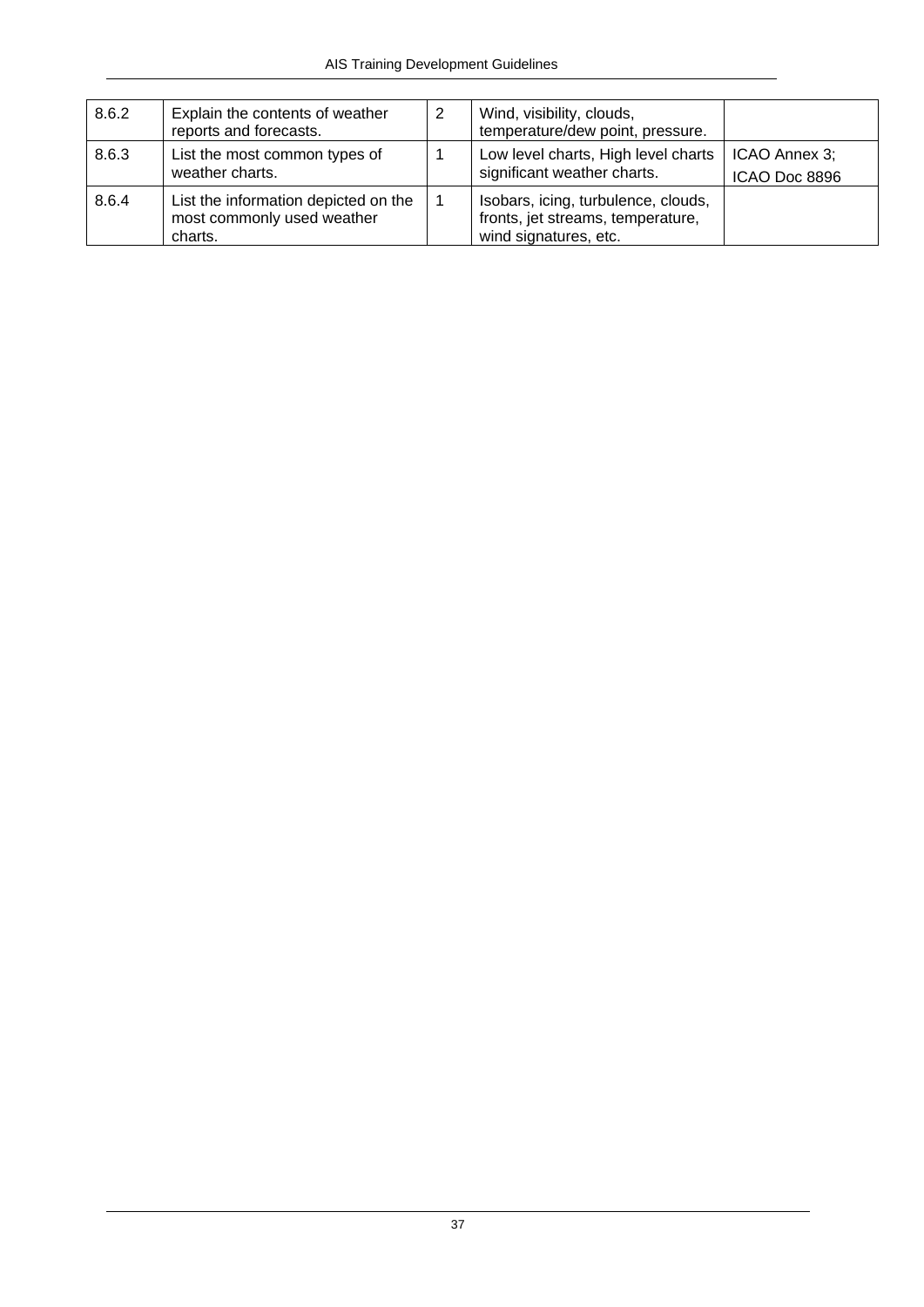| 8.6.2 | Explain the contents of weather reports and forecasts. | 2 | Wind, visibility, clouds, temperature/dew point, pressure. | |
|---|---|---|---|---|
| 8.6.3 | List the most common types of weather charts. | 1 | Low level charts, High level charts significant weather charts. | ICAO Annex 3; ICAO Doc 8896 |
| 8.6.4 | List the information depicted on the most commonly used weather charts. | 1 | Isobars, icing, turbulence, clouds, fronts, jet streams, temperature, wind signatures, etc. | |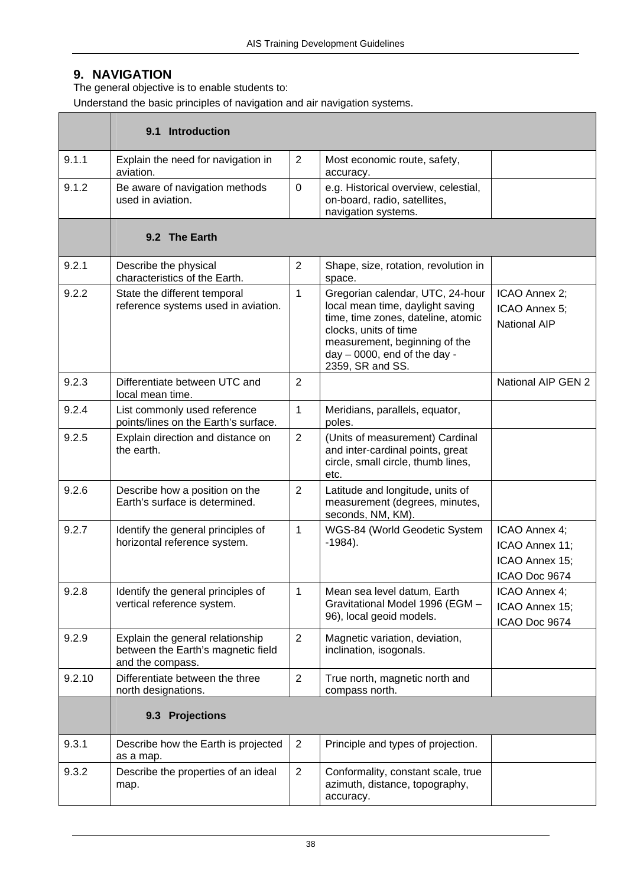## 9. NAVIGATION

The general objective is to enable students to:

Understand the basic principles of navigation and air navigation systems.

| | **9.1 Introduction** | | | |
|---|---|---|---|---|
| 9.1.1 | Explain the need for navigation in aviation. | 2 | Most economic route, safety, accuracy. | |
| 9.1.2 | Be aware of navigation methods used in aviation. | 0 | e.g. Historical overview, celestial, on-board, radio, satellites, navigation systems. | |
| | **9.2 The Earth** | | | |
| 9.2.1 | Describe the physical characteristics of the Earth. | 2 | Shape, size, rotation, revolution in space. | |
| 9.2.2 | State the different temporal reference systems used in aviation. | 1 | Gregorian calendar, UTC, 24-hour local mean time, daylight saving time, time zones, dateline, atomic clocks, units of time measurement, beginning of the day – 0000, end of the day - 2359, SR and SS. | ICAO Annex 2; ICAO Annex 5; National AIP |
| 9.2.3 | Differentiate between UTC and local mean time. | 2 | | National AIP GEN 2 |
| 9.2.4 | List commonly used reference points/lines on the Earth's surface. | 1 | Meridians, parallels, equator, poles. | |
| 9.2.5 | Explain direction and distance on the earth. | 2 | (Units of measurement) Cardinal and inter-cardinal points, great circle, small circle, thumb lines, etc. | |
| 9.2.6 | Describe how a position on the Earth's surface is determined. | 2 | Latitude and longitude, units of measurement (degrees, minutes, seconds, NM, KM). | |
| 9.2.7 | Identify the general principles of horizontal reference system. | 1 | WGS-84 (World Geodetic System -1984). | ICAO Annex 4; ICAO Annex 11; ICAO Annex 15; ICAO Doc 9674 |
| 9.2.8 | Identify the general principles of vertical reference system. | 1 | Mean sea level datum, Earth Gravitational Model 1996 (EGM – 96), local geoid models. | ICAO Annex 4; ICAO Annex 15; ICAO Doc 9674 |
| 9.2.9 | Explain the general relationship between the Earth's magnetic field and the compass. | 2 | Magnetic variation, deviation, inclination, isogonals. | |
| 9.2.10 | Differentiate between the three north designations. | 2 | True north, magnetic north and compass north. | |
| | **9.3 Projections** | | | |
| 9.3.1 | Describe how the Earth is projected as a map. | 2 | Principle and types of projection. | |
| 9.3.2 | Describe the properties of an ideal map. | 2 | Conformality, constant scale, true azimuth, distance, topography, accuracy. | |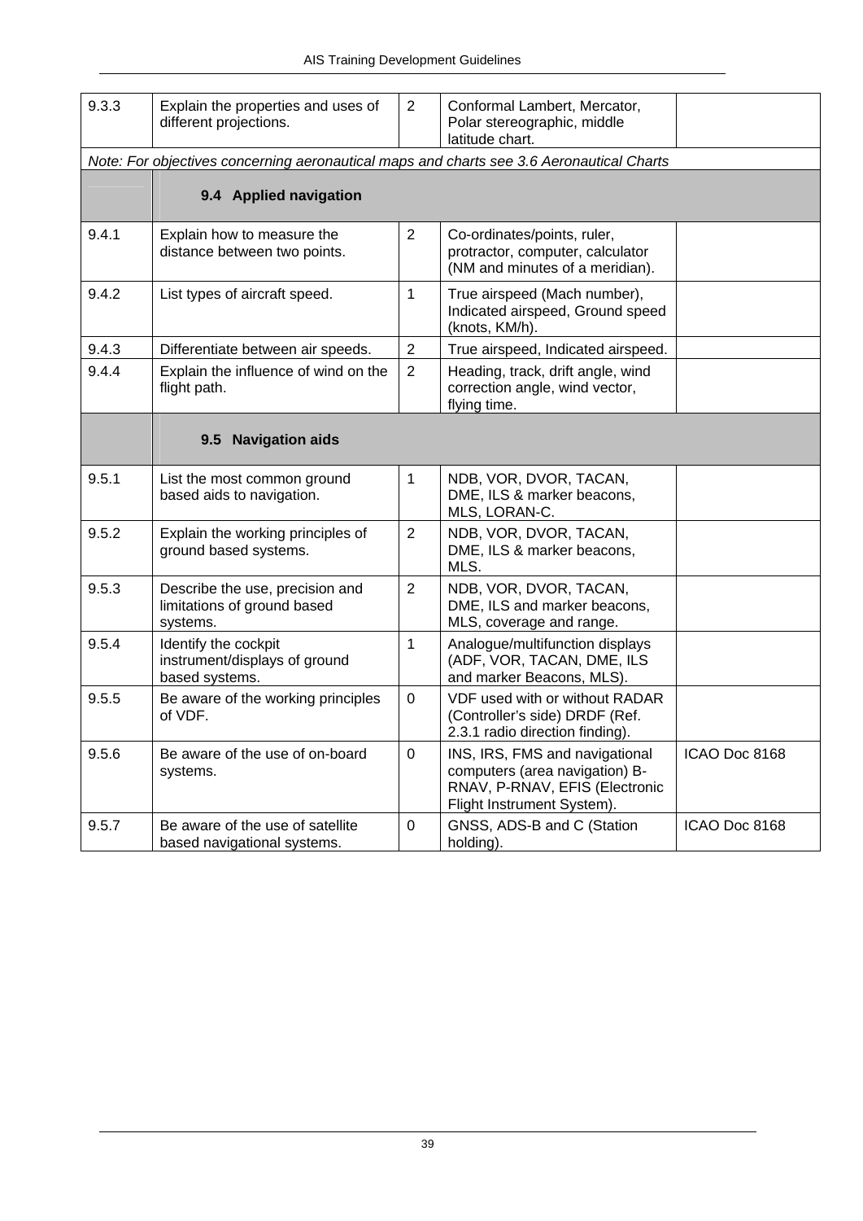| | | | | |
|---|---|---|---|---|
| 9.3.3 | Explain the properties and uses of different projections. | 2 | Conformal Lambert, Mercator, Polar stereographic, middle latitude chart. | |
| *Note: For objectives concerning aeronautical maps and charts see 3.6 Aeronautical Charts* | | | | |
| | **9.4 Applied navigation** | | | |
| 9.4.1 | Explain how to measure the distance between two points. | 2 | Co-ordinates/points, ruler, protractor, computer, calculator (NM and minutes of a meridian). | |
| 9.4.2 | List types of aircraft speed. | 1 | True airspeed (Mach number), Indicated airspeed, Ground speed (knots, KM/h). | |
| 9.4.3 | Differentiate between air speeds. | 2 | True airspeed, Indicated airspeed. | |
| 9.4.4 | Explain the influence of wind on the flight path. | 2 | Heading, track, drift angle, wind correction angle, wind vector, flying time. | |
| | **9.5 Navigation aids** | | | |
| 9.5.1 | List the most common ground based aids to navigation. | 1 | NDB, VOR, DVOR, TACAN, DME, ILS & marker beacons, MLS, LORAN-C. | |
| 9.5.2 | Explain the working principles of ground based systems. | 2 | NDB, VOR, DVOR, TACAN, DME, ILS & marker beacons, MLS. | |
| 9.5.3 | Describe the use, precision and limitations of ground based systems. | 2 | NDB, VOR, DVOR, TACAN, DME, ILS and marker beacons, MLS, coverage and range. | |
| 9.5.4 | Identify the cockpit instrument/displays of ground based systems. | 1 | Analogue/multifunction displays (ADF, VOR, TACAN, DME, ILS and marker Beacons, MLS). | |
| 9.5.5 | Be aware of the working principles of VDF. | 0 | VDF used with or without RADAR (Controller's side) DRDF (Ref. 2.3.1 radio direction finding). | |
| 9.5.6 | Be aware of the use of on-board systems. | 0 | INS, IRS, FMS and navigational computers (area navigation) B-RNAV, P-RNAV, EFIS (Electronic Flight Instrument System). | ICAO Doc 8168 |
| 9.5.7 | Be aware of the use of satellite based navigational systems. | 0 | GNSS, ADS-B and C (Station holding). | ICAO Doc 8168 |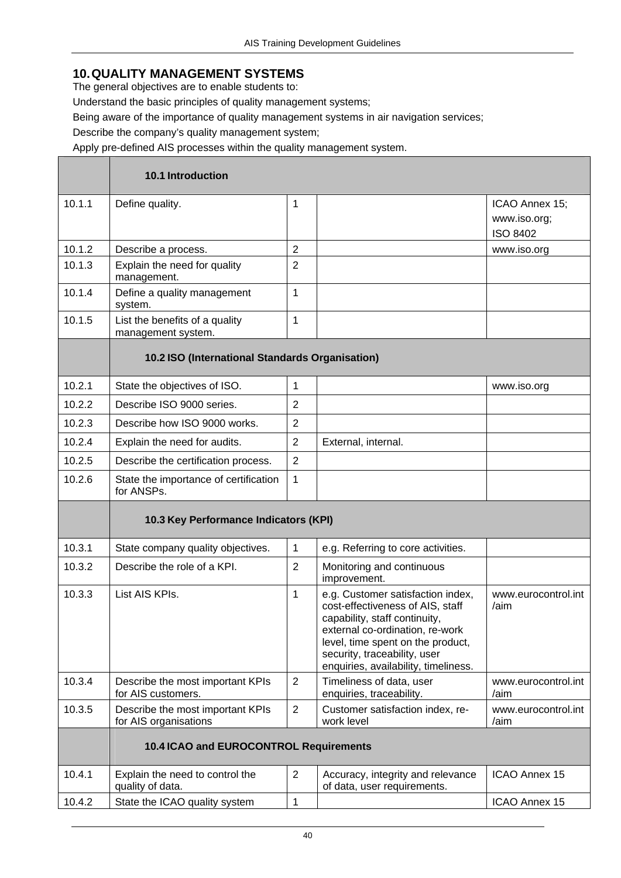## 10. QUALITY MANAGEMENT SYSTEMS

The general objectives are to enable students to:

Understand the basic principles of quality management systems;

Being aware of the importance of quality management systems in air navigation services;

Describe the company's quality management system;

Apply pre-defined AIS processes within the quality management system.

| | | | | |
|---|---|---|---|---|
| | **10.1 Introduction** | | | |
| 10.1.1 | Define quality. | 1 | | ICAO Annex 15; www.iso.org; ISO 8402 |
| 10.1.2 | Describe a process. | 2 | | www.iso.org |
| 10.1.3 | Explain the need for quality management. | 2 | | |
| 10.1.4 | Define a quality management system. | 1 | | |
| 10.1.5 | List the benefits of a quality management system. | 1 | | |
| | **10.2 ISO (International Standards Organisation)** | | | |
| 10.2.1 | State the objectives of ISO. | 1 | | www.iso.org |
| 10.2.2 | Describe ISO 9000 series. | 2 | | |
| 10.2.3 | Describe how ISO 9000 works. | 2 | | |
| 10.2.4 | Explain the need for audits. | 2 | External, internal. | |
| 10.2.5 | Describe the certification process. | 2 | | |
| 10.2.6 | State the importance of certification for ANSPs. | 1 | | |
| | **10.3 Key Performance Indicators (KPI)** | | | |
| 10.3.1 | State company quality objectives. | 1 | e.g. Referring to core activities. | |
| 10.3.2 | Describe the role of a KPI. | 2 | Monitoring and continuous improvement. | |
| 10.3.3 | List AIS KPIs. | 1 | e.g. Customer satisfaction index, cost-effectiveness of AIS, staff capability, staff continuity, external co-ordination, re-work level, time spent on the product, security, traceability, user enquiries, availability, timeliness. | www.eurocontrol.int/aim |
| 10.3.4 | Describe the most important KPIs for AIS customers. | 2 | Timeliness of data, user enquiries, traceability. | www.eurocontrol.int/aim |
| 10.3.5 | Describe the most important KPIs for AIS organisations | 2 | Customer satisfaction index, re-work level | www.eurocontrol.int/aim |
| | **10.4 ICAO and EUROCONTROL Requirements** | | | |
| 10.4.1 | Explain the need to control the quality of data. | 2 | Accuracy, integrity and relevance of data, user requirements. | ICAO Annex 15 |
| 10.4.2 | State the ICAO quality system | 1 | | ICAO Annex 15 |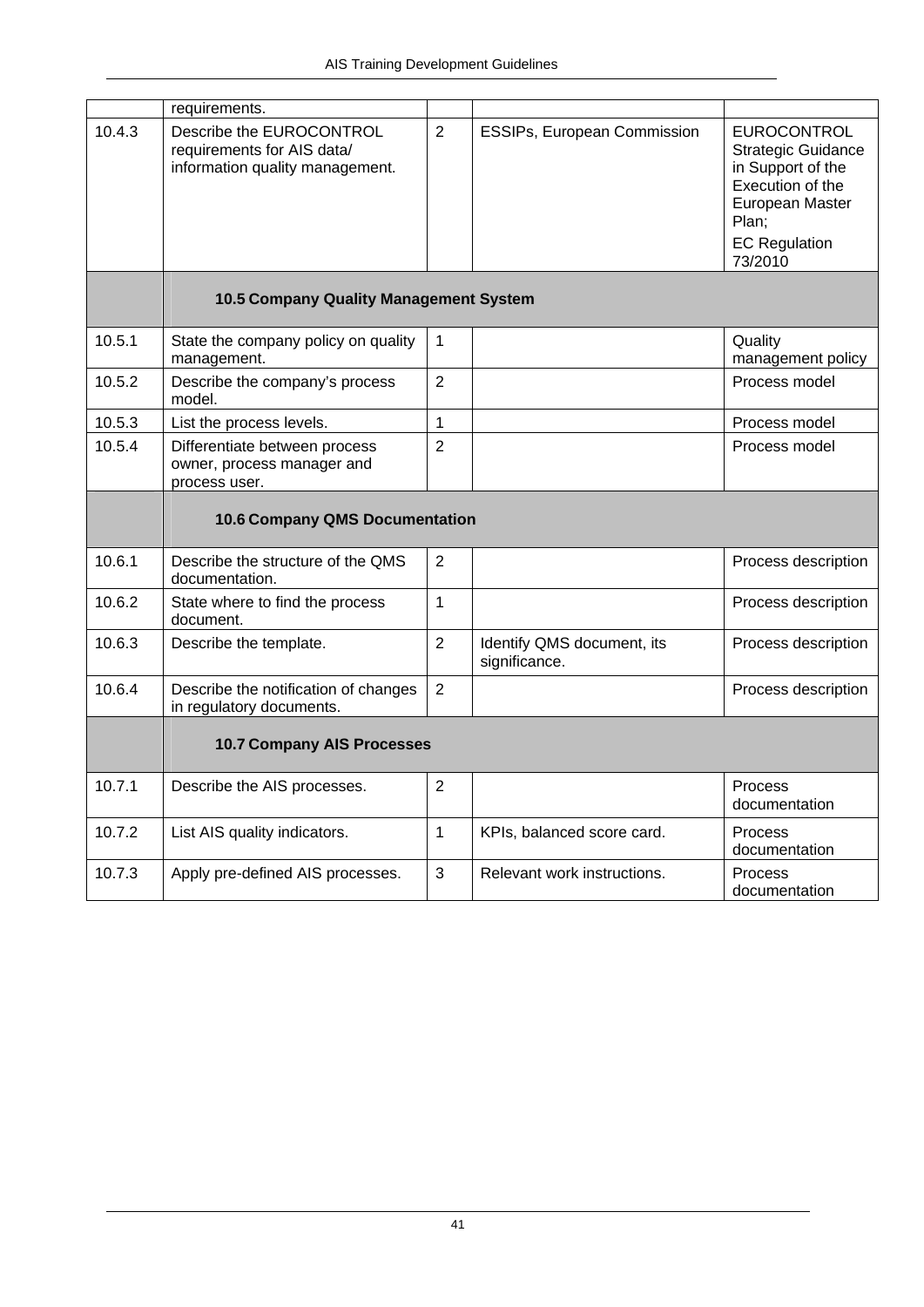| | | | | |
|---|---|---|---|---|
| | requirements. | | | |
| 10.4.3 | Describe the EUROCONTROL requirements for AIS data/ information quality management. | 2 | ESSIPs, European Commission | EUROCONTROL Strategic Guidance in Support of the Execution of the European Master Plan; EC Regulation 73/2010 |
| | **10.5 Company Quality Management System** | | | |
| 10.5.1 | State the company policy on quality management. | 1 | | Quality management policy |
| 10.5.2 | Describe the company's process model. | 2 | | Process model |
| 10.5.3 | List the process levels. | 1 | | Process model |
| 10.5.4 | Differentiate between process owner, process manager and process user. | 2 | | Process model |
| | **10.6 Company QMS Documentation** | | | |
| 10.6.1 | Describe the structure of the QMS documentation. | 2 | | Process description |
| 10.6.2 | State where to find the process document. | 1 | | Process description |
| 10.6.3 | Describe the template. | 2 | Identify QMS document, its significance. | Process description |
| 10.6.4 | Describe the notification of changes in regulatory documents. | 2 | | Process description |
| | **10.7 Company AIS Processes** | | | |
| 10.7.1 | Describe the AIS processes. | 2 | | Process documentation |
| 10.7.2 | List AIS quality indicators. | 1 | KPIs, balanced score card. | Process documentation |
| 10.7.3 | Apply pre-defined AIS processes. | 3 | Relevant work instructions. | Process documentation |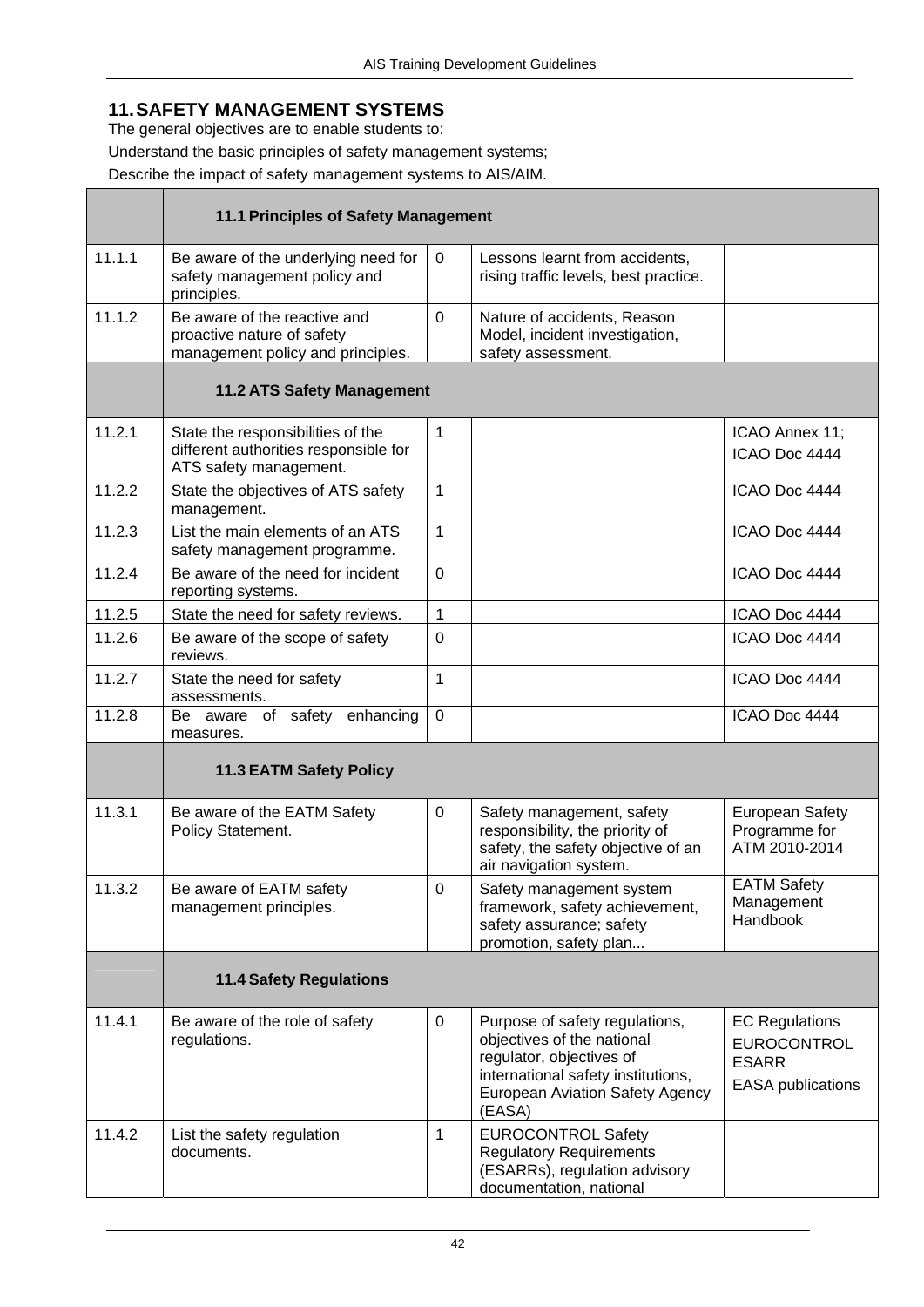## 11. SAFETY MANAGEMENT SYSTEMS

The general objectives are to enable students to:

Understand the basic principles of safety management systems;

Describe the impact of safety management systems to AIS/AIM.

| | **11.1 Principles of Safety Management** | | | |
|---|---|---|---|---|
| 11.1.1 | Be aware of the underlying need for safety management policy and principles. | 0 | Lessons learnt from accidents, rising traffic levels, best practice. | |
| 11.1.2 | Be aware of the reactive and proactive nature of safety management policy and principles. | 0 | Nature of accidents, Reason Model, incident investigation, safety assessment. | |
| | **11.2 ATS Safety Management** | | | |
| 11.2.1 | State the responsibilities of the different authorities responsible for ATS safety management. | 1 | | ICAO Annex 11; ICAO Doc 4444 |
| 11.2.2 | State the objectives of ATS safety management. | 1 | | ICAO Doc 4444 |
| 11.2.3 | List the main elements of an ATS safety management programme. | 1 | | ICAO Doc 4444 |
| 11.2.4 | Be aware of the need for incident reporting systems. | 0 | | ICAO Doc 4444 |
| 11.2.5 | State the need for safety reviews. | 1 | | ICAO Doc 4444 |
| 11.2.6 | Be aware of the scope of safety reviews. | 0 | | ICAO Doc 4444 |
| 11.2.7 | State the need for safety assessments. | 1 | | ICAO Doc 4444 |
| 11.2.8 | Be aware of safety enhancing measures. | 0 | | ICAO Doc 4444 |
| | **11.3 EATM Safety Policy** | | | |
| 11.3.1 | Be aware of the EATM Safety Policy Statement. | 0 | Safety management, safety responsibility, the priority of safety, the safety objective of an air navigation system. | European Safety Programme for ATM 2010-2014 |
| 11.3.2 | Be aware of EATM safety management principles. | 0 | Safety management system framework, safety achievement, safety assurance; safety promotion, safety plan... | EATM Safety Management Handbook |
| | **11.4 Safety Regulations** | | | |
| 11.4.1 | Be aware of the role of safety regulations. | 0 | Purpose of safety regulations, objectives of the national regulator, objectives of international safety institutions, European Aviation Safety Agency (EASA) | EC Regulations EUROCONTROL ESARR EASA publications |
| 11.4.2 | List the safety regulation documents. | 1 | EUROCONTROL Safety Regulatory Requirements (ESARRs), regulation advisory documentation, national | |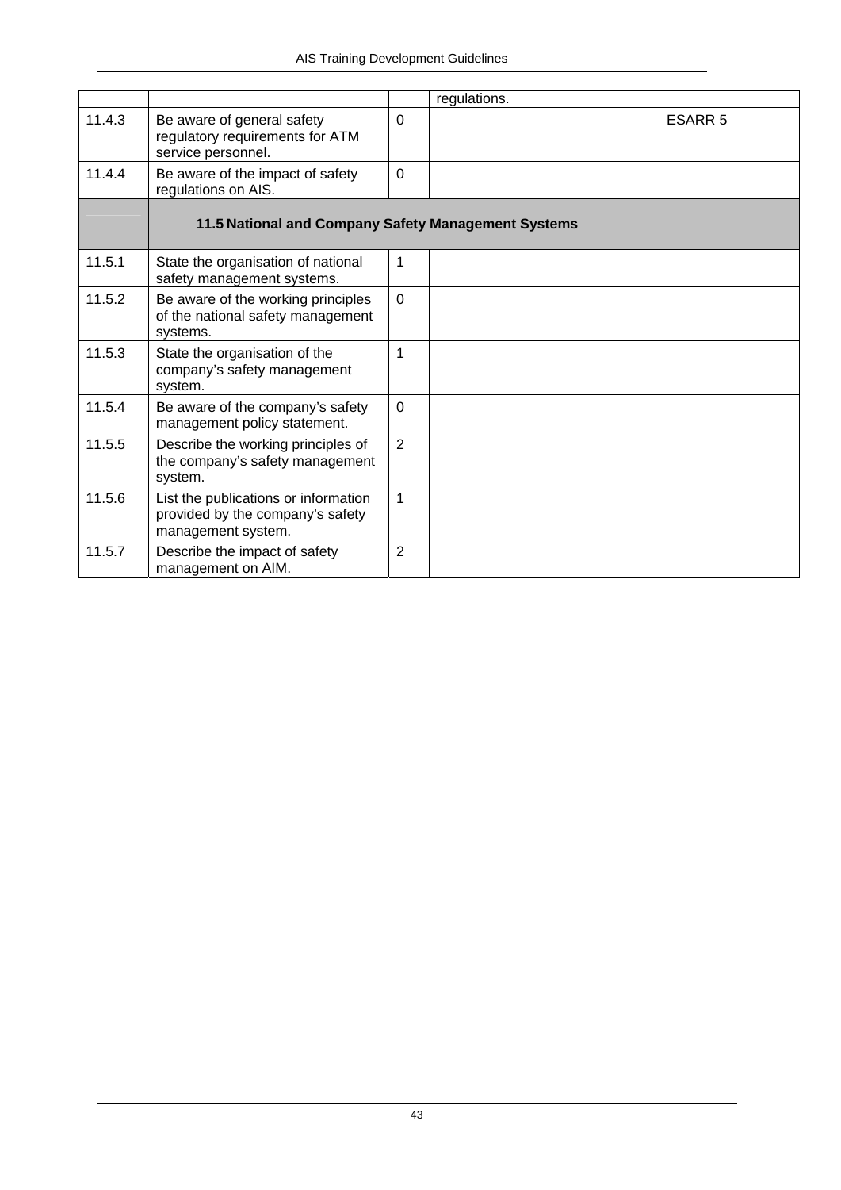| | | | regulations. | |
|---|---|---|---|---|
| 11.4.3 | Be aware of general safety regulatory requirements for ATM service personnel. | 0 | | ESARR 5 |
| 11.4.4 | Be aware of the impact of safety regulations on AIS. | 0 | | |
| | **11.5 National and Company Safety Management Systems** | | | |
| 11.5.1 | State the organisation of national safety management systems. | 1 | | |
| 11.5.2 | Be aware of the working principles of the national safety management systems. | 0 | | |
| 11.5.3 | State the organisation of the company's safety management system. | 1 | | |
| 11.5.4 | Be aware of the company's safety management policy statement. | 0 | | |
| 11.5.5 | Describe the working principles of the company's safety management system. | 2 | | |
| 11.5.6 | List the publications or information provided by the company's safety management system. | 1 | | |
| 11.5.7 | Describe the impact of safety management on AIM. | 2 | | |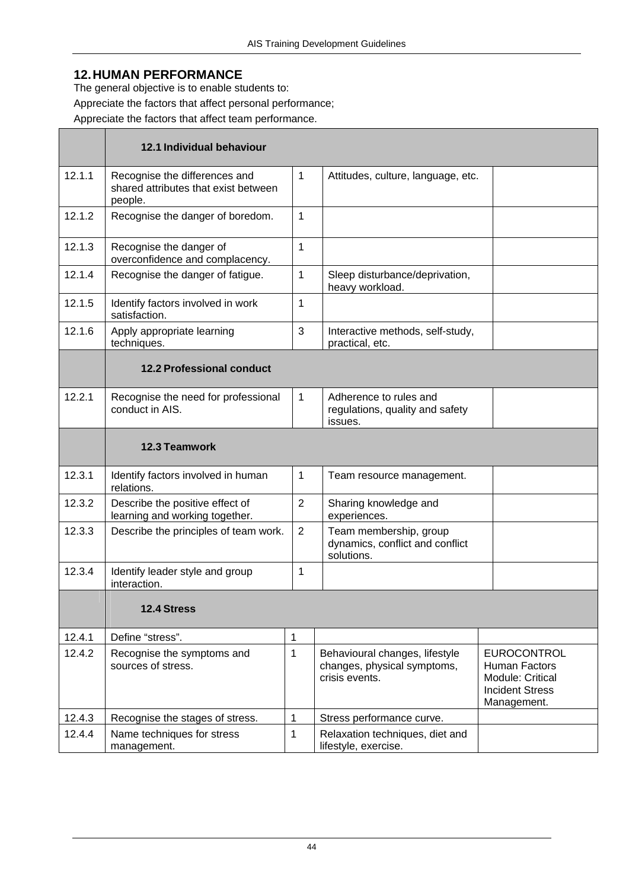## 12. HUMAN PERFORMANCE

The general objective is to enable students to:

Appreciate the factors that affect personal performance;

Appreciate the factors that affect team performance.

| | **12.1 Individual behaviour** | | | |
|---|---|---|---|---|
| 12.1.1 | Recognise the differences and shared attributes that exist between people. | 1 | Attitudes, culture, language, etc. | |
| 12.1.2 | Recognise the danger of boredom. | 1 | | |
| 12.1.3 | Recognise the danger of overconfidence and complacency. | 1 | | |
| 12.1.4 | Recognise the danger of fatigue. | 1 | Sleep disturbance/deprivation, heavy workload. | |
| 12.1.5 | Identify factors involved in work satisfaction. | 1 | | |
| 12.1.6 | Apply appropriate learning techniques. | 3 | Interactive methods, self-study, practical, etc. | |
| | **12.2 Professional conduct** | | | |
| 12.2.1 | Recognise the need for professional conduct in AIS. | 1 | Adherence to rules and regulations, quality and safety issues. | |
| | **12.3 Teamwork** | | | |
| 12.3.1 | Identify factors involved in human relations. | 1 | Team resource management. | |
| 12.3.2 | Describe the positive effect of learning and working together. | 2 | Sharing knowledge and experiences. | |
| 12.3.3 | Describe the principles of team work. | 2 | Team membership, group dynamics, conflict and conflict solutions. | |
| 12.3.4 | Identify leader style and group interaction. | 1 | | |
| | **12.4 Stress** | | | |
| 12.4.1 | Define “stress”. | 1 | | |
| 12.4.2 | Recognise the symptoms and sources of stress. | 1 | Behavioural changes, lifestyle changes, physical symptoms, crisis events. | EUROCONTROL Human Factors Module: Critical Incident Stress Management. |
| 12.4.3 | Recognise the stages of stress. | 1 | Stress performance curve. | |
| 12.4.4 | Name techniques for stress management. | 1 | Relaxation techniques, diet and lifestyle, exercise. | |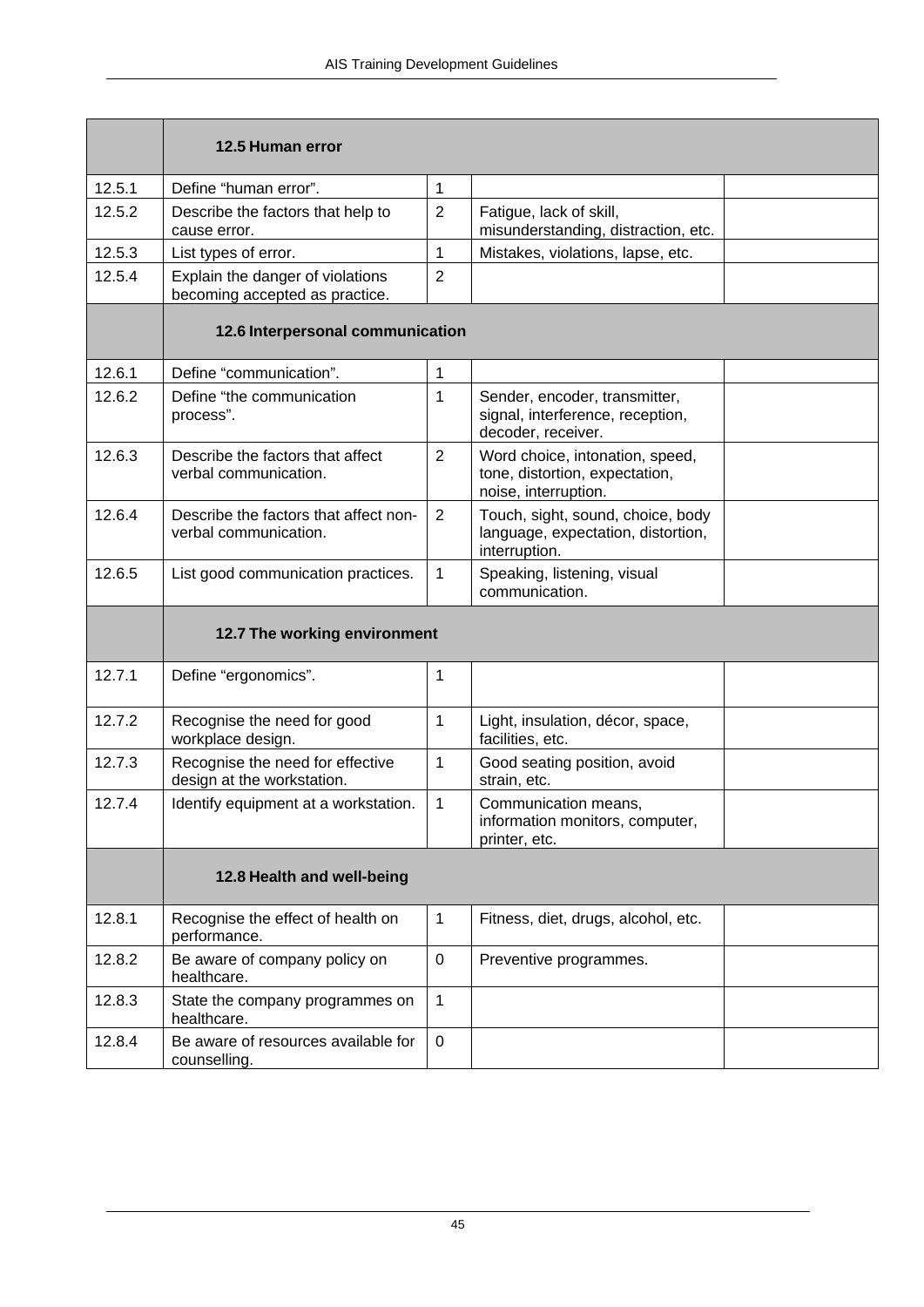| | **12.5 Human error** | | | |
|---|---|---|---|---|
| 12.5.1 | Define “human error”. | 1 | | |
| 12.5.2 | Describe the factors that help to cause error. | 2 | Fatigue, lack of skill, misunderstanding, distraction, etc. | |
| 12.5.3 | List types of error. | 1 | Mistakes, violations, lapse, etc. | |
| 12.5.4 | Explain the danger of violations becoming accepted as practice. | 2 | | |
| | **12.6 Interpersonal communication** | | | |
| 12.6.1 | Define “communication”. | 1 | | |
| 12.6.2 | Define “the communication process”. | 1 | Sender, encoder, transmitter, signal, interference, reception, decoder, receiver. | |
| 12.6.3 | Describe the factors that affect verbal communication. | 2 | Word choice, intonation, speed, tone, distortion, expectation, noise, interruption. | |
| 12.6.4 | Describe the factors that affect non-verbal communication. | 2 | Touch, sight, sound, choice, body language, expectation, distortion, interruption. | |
| 12.6.5 | List good communication practices. | 1 | Speaking, listening, visual communication. | |
| | **12.7 The working environment** | | | |
| 12.7.1 | Define “ergonomics”. | 1 | | |
| 12.7.2 | Recognise the need for good workplace design. | 1 | Light, insulation, décor, space, facilities, etc. | |
| 12.7.3 | Recognise the need for effective design at the workstation. | 1 | Good seating position, avoid strain, etc. | |
| 12.7.4 | Identify equipment at a workstation. | 1 | Communication means, information monitors, computer, printer, etc. | |
| | **12.8 Health and well-being** | | | |
| 12.8.1 | Recognise the effect of health on performance. | 1 | Fitness, diet, drugs, alcohol, etc. | |
| 12.8.2 | Be aware of company policy on healthcare. | 0 | Preventive programmes. | |
| 12.8.3 | State the company programmes on healthcare. | 1 | | |
| 12.8.4 | Be aware of resources available for counselling. | 0 | | |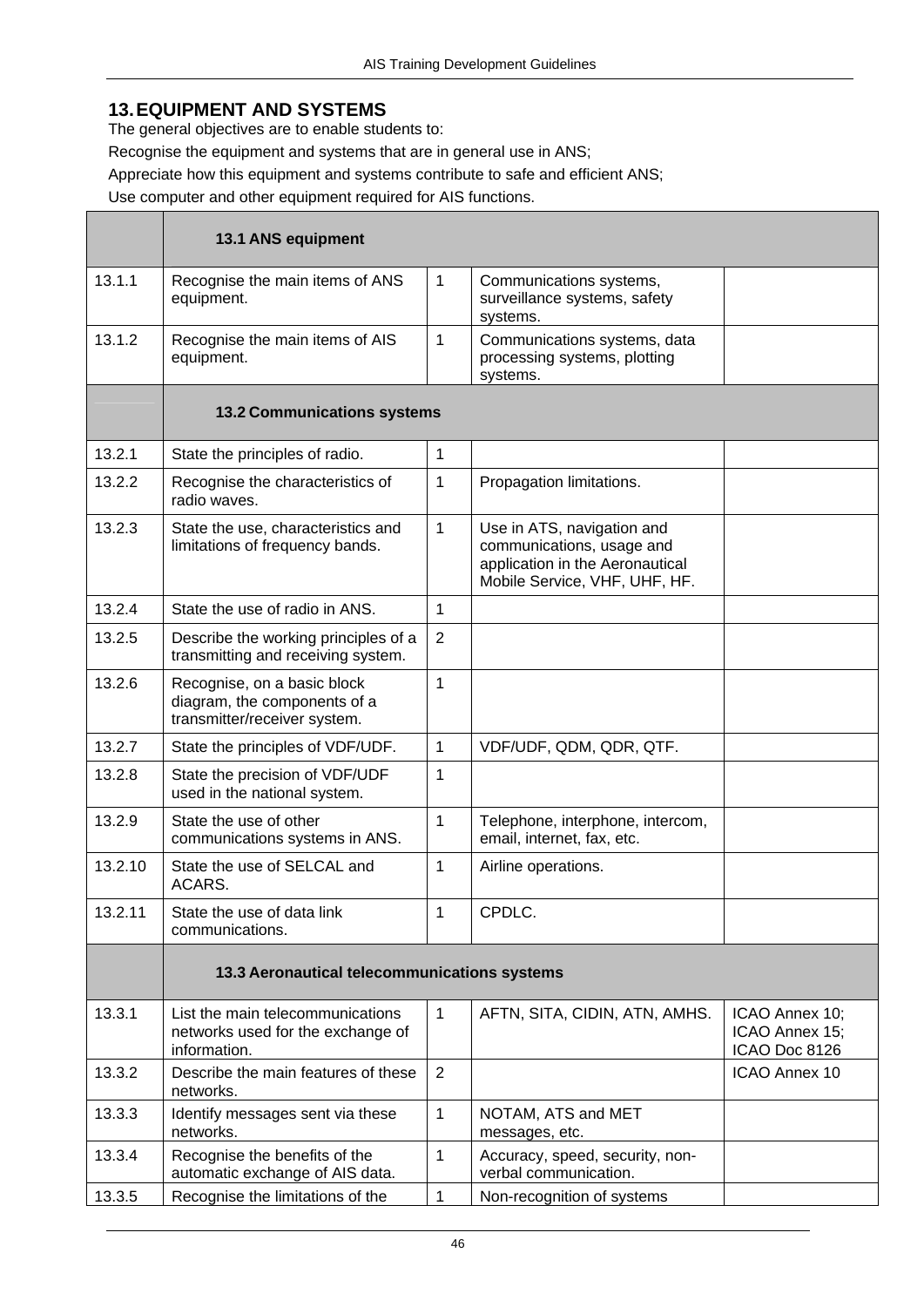## 13. EQUIPMENT AND SYSTEMS

The general objectives are to enable students to:

Recognise the equipment and systems that are in general use in ANS;

Appreciate how this equipment and systems contribute to safe and efficient ANS;

Use computer and other equipment required for AIS functions.

| | **13.1 ANS equipment** | | | |
|---|---|---|---|---|
| 13.1.1 | Recognise the main items of ANS equipment. | 1 | Communications systems, surveillance systems, safety systems. | |
| 13.1.2 | Recognise the main items of AIS equipment. | 1 | Communications systems, data processing systems, plotting systems. | |
| | **13.2 Communications systems** | | | |
| 13.2.1 | State the principles of radio. | 1 | | |
| 13.2.2 | Recognise the characteristics of radio waves. | 1 | Propagation limitations. | |
| 13.2.3 | State the use, characteristics and limitations of frequency bands. | 1 | Use in ATS, navigation and communications, usage and application in the Aeronautical Mobile Service, VHF, UHF, HF. | |
| 13.2.4 | State the use of radio in ANS. | 1 | | |
| 13.2.5 | Describe the working principles of a transmitting and receiving system. | 2 | | |
| 13.2.6 | Recognise, on a basic block diagram, the components of a transmitter/receiver system. | 1 | | |
| 13.2.7 | State the principles of VDF/UDF. | 1 | VDF/UDF, QDM, QDR, QTF. | |
| 13.2.8 | State the precision of VDF/UDF used in the national system. | 1 | | |
| 13.2.9 | State the use of other communications systems in ANS. | 1 | Telephone, interphone, intercom, email, internet, fax, etc. | |
| 13.2.10 | State the use of SELCAL and ACARS. | 1 | Airline operations. | |
| 13.2.11 | State the use of data link communications. | 1 | CPDLC. | |
| | **13.3 Aeronautical telecommunications systems** | | | |
| 13.3.1 | List the main telecommunications networks used for the exchange of information. | 1 | AFTN, SITA, CIDIN, ATN, AMHS. | ICAO Annex 10; ICAO Annex 15; ICAO Doc 8126 |
| 13.3.2 | Describe the main features of these networks. | 2 | | ICAO Annex 10 |
| 13.3.3 | Identify messages sent via these networks. | 1 | NOTAM, ATS and MET messages, etc. | |
| 13.3.4 | Recognise the benefits of the automatic exchange of AIS data. | 1 | Accuracy, speed, security, non-verbal communication. | |
| 13.3.5 | Recognise the limitations of the | 1 | Non-recognition of systems | |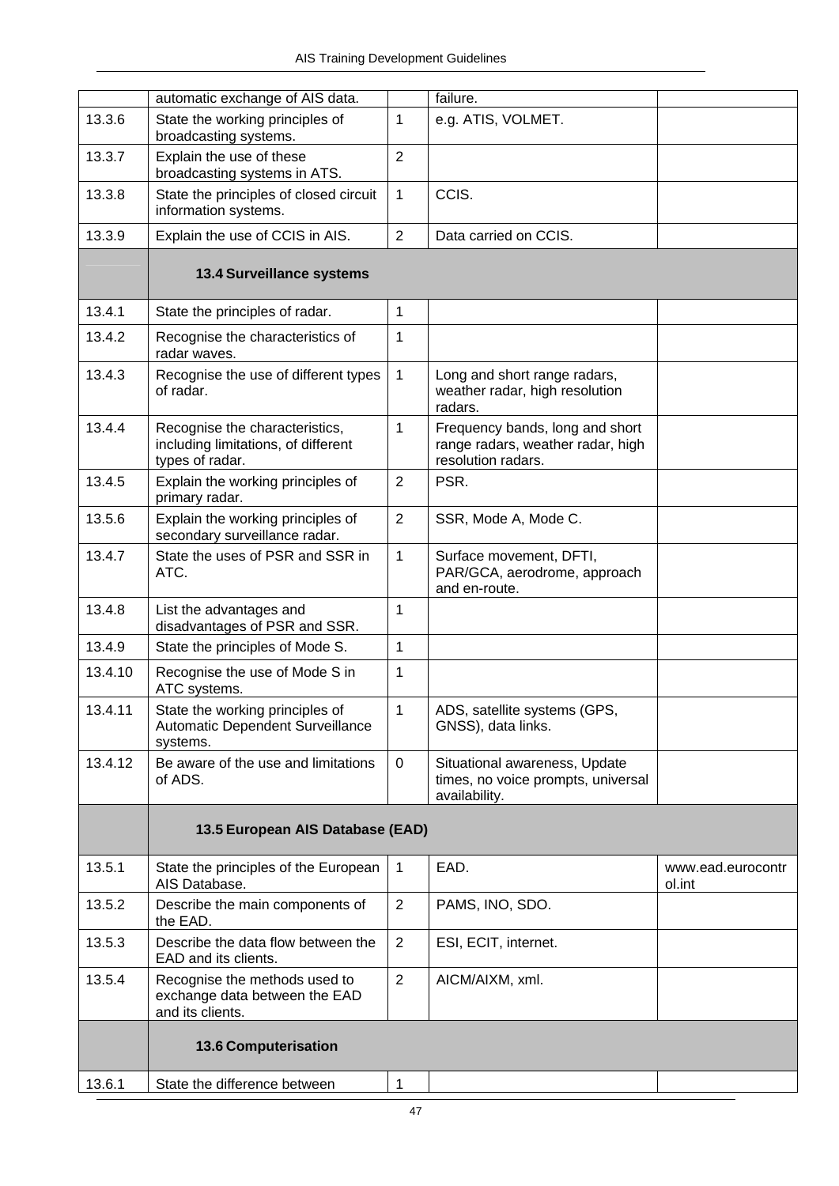|  |  |  |  |  |
|---|---|---|---|---|
|  | automatic exchange of AIS data. |  | failure. |  |
| 13.3.6 | State the working principles of broadcasting systems. | 1 | e.g. ATIS, VOLMET. |  |
| 13.3.7 | Explain the use of these broadcasting systems in ATS. | 2 |  |  |
| 13.3.8 | State the principles of closed circuit information systems. | 1 | CCIS. |  |
| 13.3.9 | Explain the use of CCIS in AIS. | 2 | Data carried on CCIS. |  |
|  | **13.4 Surveillance systems** |  |  |  |
| 13.4.1 | State the principles of radar. | 1 |  |  |
| 13.4.2 | Recognise the characteristics of radar waves. | 1 |  |  |
| 13.4.3 | Recognise the use of different types of radar. | 1 | Long and short range radars, weather radar, high resolution radars. |  |
| 13.4.4 | Recognise the characteristics, including limitations, of different types of radar. | 1 | Frequency bands, long and short range radars, weather radar, high resolution radars. |  |
| 13.4.5 | Explain the working principles of primary radar. | 2 | PSR. |  |
| 13.5.6 | Explain the working principles of secondary surveillance radar. | 2 | SSR, Mode A, Mode C. |  |
| 13.4.7 | State the uses of PSR and SSR in ATC. | 1 | Surface movement, DFTI, PAR/GCA, aerodrome, approach and en-route. |  |
| 13.4.8 | List the advantages and disadvantages of PSR and SSR. | 1 |  |  |
| 13.4.9 | State the principles of Mode S. | 1 |  |  |
| 13.4.10 | Recognise the use of Mode S in ATC systems. | 1 |  |  |
| 13.4.11 | State the working principles of Automatic Dependent Surveillance systems. | 1 | ADS, satellite systems (GPS, GNSS), data links. |  |
| 13.4.12 | Be aware of the use and limitations of ADS. | 0 | Situational awareness, Update times, no voice prompts, universal availability. |  |
|  | **13.5 European AIS Database (EAD)** |  |  |  |
| 13.5.1 | State the principles of the European AIS Database. | 1 | EAD. | www.ead.eurocontrol.int |
| 13.5.2 | Describe the main components of the EAD. | 2 | PAMS, INO, SDO. |  |
| 13.5.3 | Describe the data flow between the EAD and its clients. | 2 | ESI, ECIT, internet. |  |
| 13.5.4 | Recognise the methods used to exchange data between the EAD and its clients. | 2 | AICM/AIXM, xml. |  |
|  | **13.6 Computerisation** |  |  |  |
| 13.6.1 | State the difference between | 1 |  |  |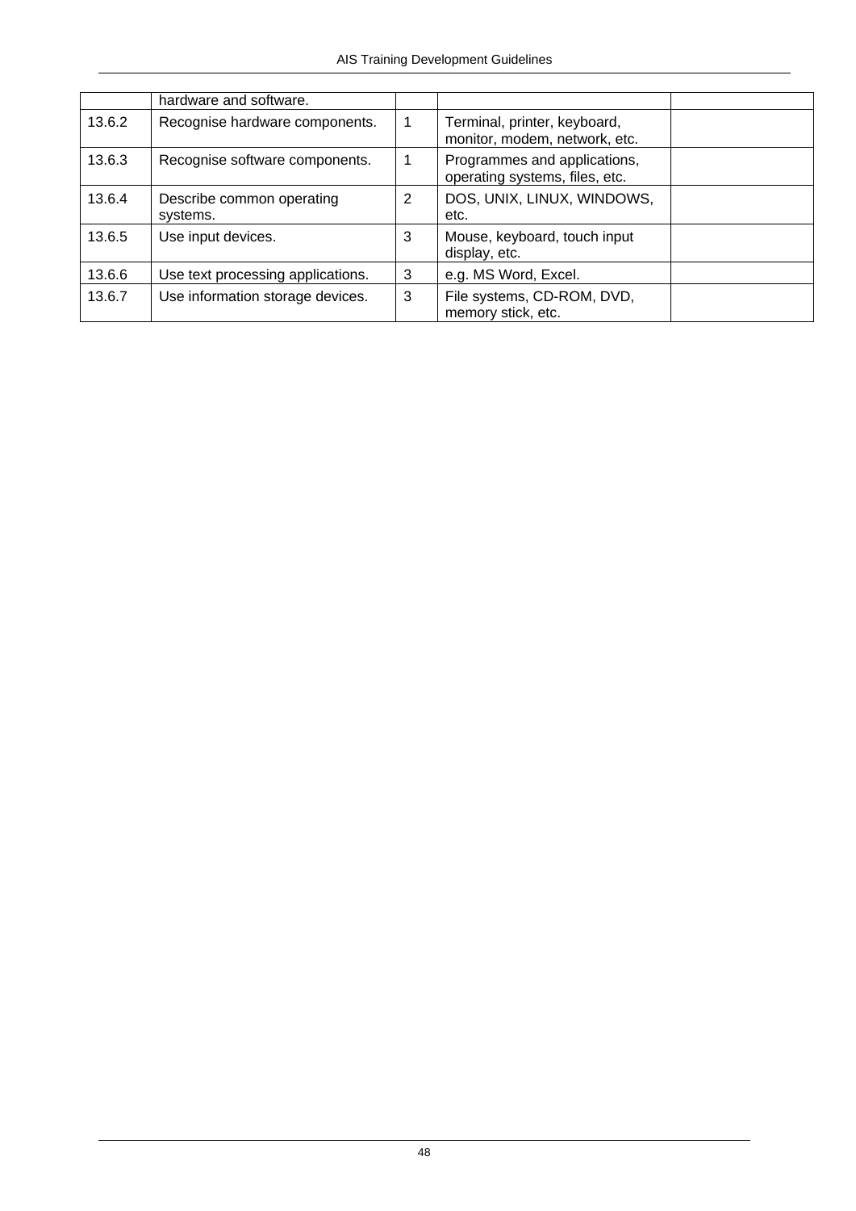|  |  |  |  |  |
|---|---|---|---|---|
|  | hardware and software. |  |  |  |
| 13.6.2 | Recognise hardware components. | 1 | Terminal, printer, keyboard, monitor, modem, network, etc. |  |
| 13.6.3 | Recognise software components. | 1 | Programmes and applications, operating systems, files, etc. |  |
| 13.6.4 | Describe common operating systems. | 2 | DOS, UNIX, LINUX, WINDOWS, etc. |  |
| 13.6.5 | Use input devices. | 3 | Mouse, keyboard, touch input display, etc. |  |
| 13.6.6 | Use text processing applications. | 3 | e.g. MS Word, Excel. |  |
| 13.6.7 | Use information storage devices. | 3 | File systems, CD-ROM, DVD, memory stick, etc. |  |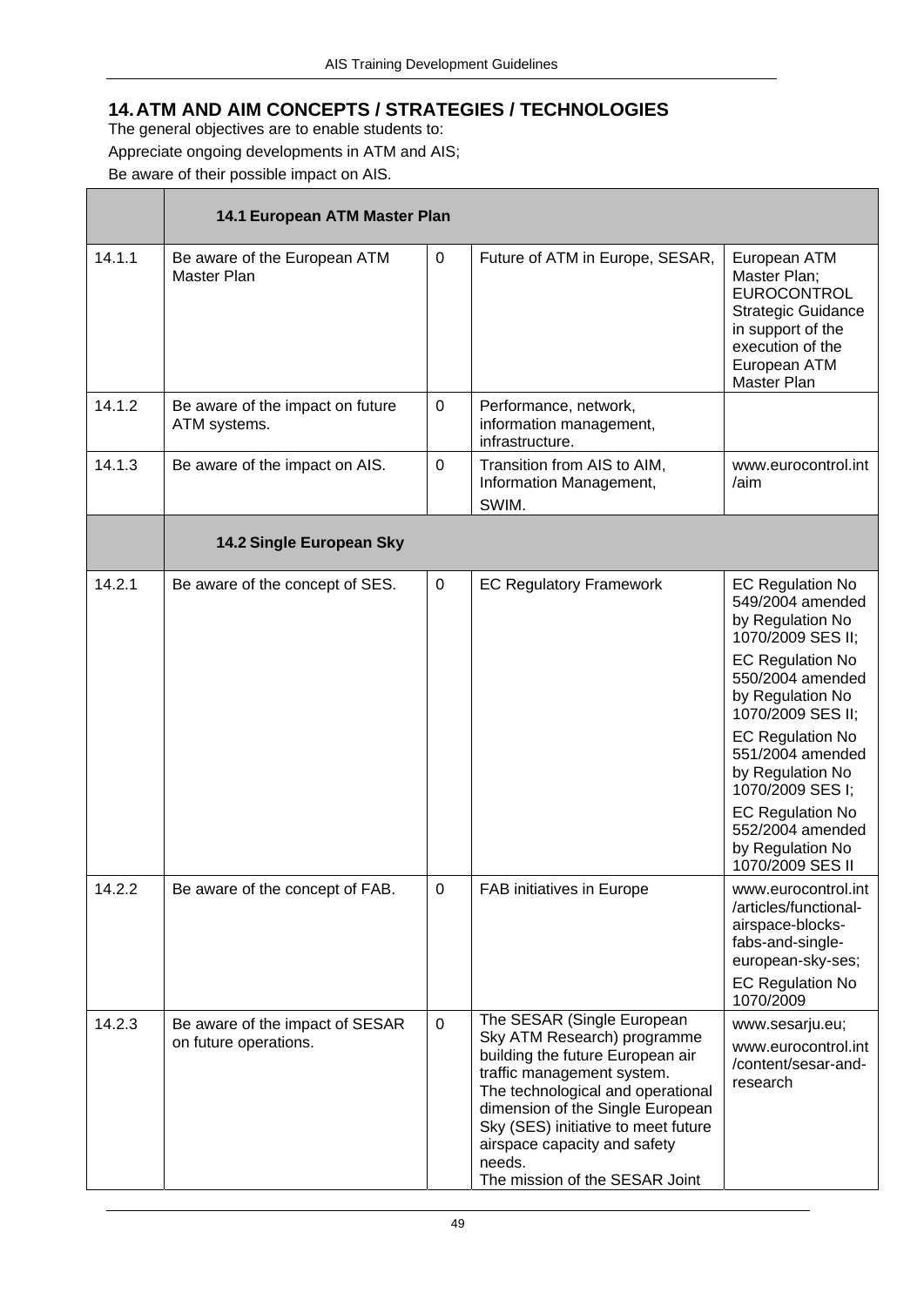## 14. ATM AND AIM CONCEPTS / STRATEGIES / TECHNOLOGIES

The general objectives are to enable students to:

Appreciate ongoing developments in ATM and AIS;

Be aware of their possible impact on AIS.

| | **14.1 European ATM Master Plan** | | | |
|---|---|---|---|---|
| 14.1.1 | Be aware of the European ATM Master Plan | 0 | Future of ATM in Europe, SESAR, | European ATM Master Plan; EUROCONTROL Strategic Guidance in support of the execution of the European ATM Master Plan |
| 14.1.2 | Be aware of the impact on future ATM systems. | 0 | Performance, network, information management, infrastructure. | |
| 14.1.3 | Be aware of the impact on AIS. | 0 | Transition from AIS to AIM, Information Management, SWIM. | www.eurocontrol.int/aim |
| | **14.2 Single European Sky** | | | |
| 14.2.1 | Be aware of the concept of SES. | 0 | EC Regulatory Framework | EC Regulation No 549/2004 amended by Regulation No 1070/2009 SES II; EC Regulation No 550/2004 amended by Regulation No 1070/2009 SES II; EC Regulation No 551/2004 amended by Regulation No 1070/2009 SES I; EC Regulation No 552/2004 amended by Regulation No 1070/2009 SES II |
| 14.2.2 | Be aware of the concept of FAB. | 0 | FAB initiatives in Europe | www.eurocontrol.int/articles/functional-airspace-blocks-fabs-and-single-european-sky-ses; EC Regulation No 1070/2009 |
| 14.2.3 | Be aware of the impact of SESAR on future operations. | 0 | The SESAR (Single European Sky ATM Research) programme building the future European air traffic management system. The technological and operational dimension of the Single European Sky (SES) initiative to meet future airspace capacity and safety needs. The mission of the SESAR Joint | www.sesarju.eu; www.eurocontrol.int/content/sesar-and-research |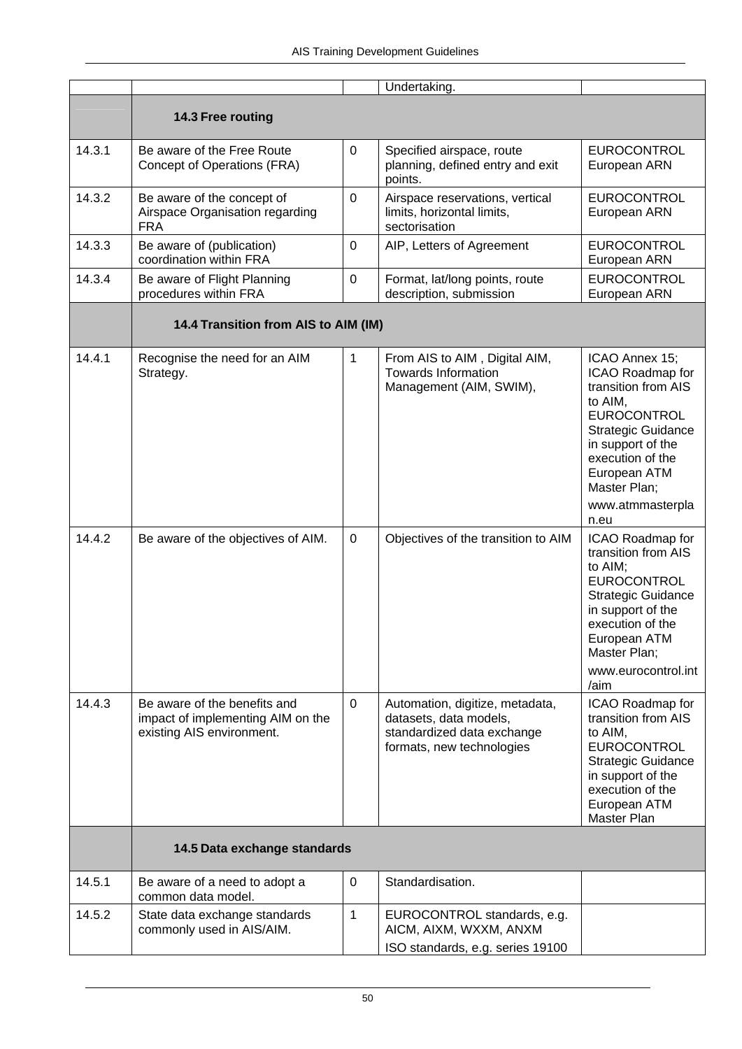| | | | | |
|---|---|---|---|---|
| | | | Undertaking. | |
| | **14.3 Free routing** | | | |
| 14.3.1 | Be aware of the Free Route Concept of Operations (FRA) | 0 | Specified airspace, route planning, defined entry and exit points. | EUROCONTROL European ARN |
| 14.3.2 | Be aware of the concept of Airspace Organisation regarding FRA | 0 | Airspace reservations, vertical limits, horizontal limits, sectorisation | EUROCONTROL European ARN |
| 14.3.3 | Be aware of (publication) coordination within FRA | 0 | AIP, Letters of Agreement | EUROCONTROL European ARN |
| 14.3.4 | Be aware of Flight Planning procedures within FRA | 0 | Format, lat/long points, route description, submission | EUROCONTROL European ARN |
| | **14.4 Transition from AIS to AIM (IM)** | | | |
| 14.4.1 | Recognise the need for an AIM Strategy. | 1 | From AIS to AIM , Digital AIM, Towards Information Management (AIM, SWIM), | ICAO Annex 15; ICAO Roadmap for transition from AIS to AIM, EUROCONTROL Strategic Guidance in support of the execution of the European ATM Master Plan; www.atmmasterplan.eu |
| 14.4.2 | Be aware of the objectives of AIM. | 0 | Objectives of the transition to AIM | ICAO Roadmap for transition from AIS to AIM; EUROCONTROL Strategic Guidance in support of the execution of the European ATM Master Plan; www.eurocontrol.int/aim |
| 14.4.3 | Be aware of the benefits and impact of implementing AIM on the existing AIS environment. | 0 | Automation, digitize, metadata, datasets, data models, standardized data exchange formats, new technologies | ICAO Roadmap for transition from AIS to AIM, EUROCONTROL Strategic Guidance in support of the execution of the European ATM Master Plan |
| | **14.5 Data exchange standards** | | | |
| 14.5.1 | Be aware of a need to adopt a common data model. | 0 | Standardisation. | |
| 14.5.2 | State data exchange standards commonly used in AIS/AIM. | 1 | EUROCONTROL standards, e.g. AICM, AIXM, WXXM, ANXM<br>ISO standards, e.g. series 19100 | |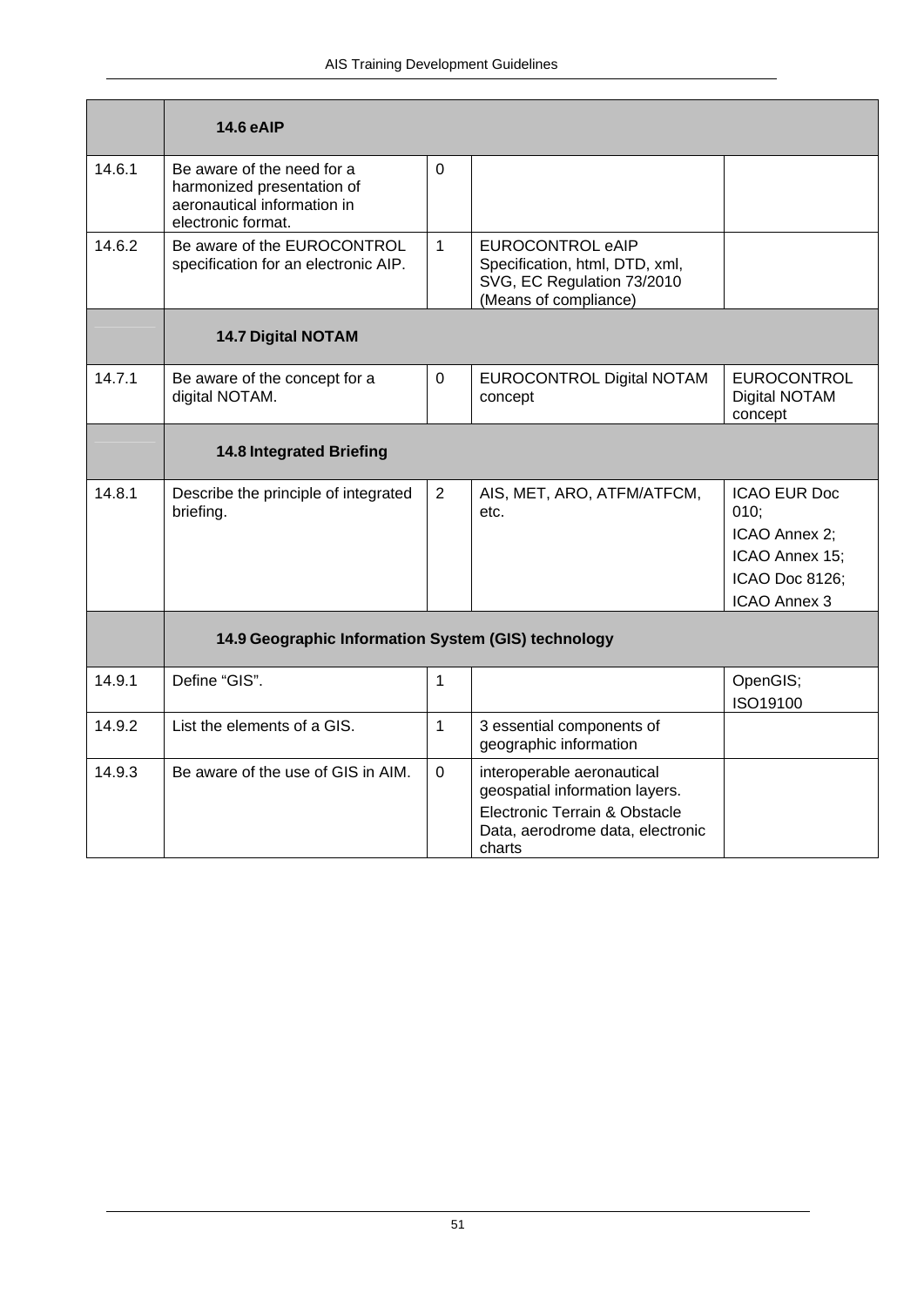| | | | | |
|---|---|---|---|---|
| | **14.6 eAIP** | | | |
| 14.6.1 | Be aware of the need for a harmonized presentation of aeronautical information in electronic format. | 0 | | |
| 14.6.2 | Be aware of the EUROCONTROL specification for an electronic AIP. | 1 | EUROCONTROL eAIP Specification, html, DTD, xml, SVG, EC Regulation 73/2010 (Means of compliance) | |
| | **14.7 Digital NOTAM** | | | |
| 14.7.1 | Be aware of the concept for a digital NOTAM. | 0 | EUROCONTROL Digital NOTAM concept | EUROCONTROL Digital NOTAM concept |
| | **14.8 Integrated Briefing** | | | |
| 14.8.1 | Describe the principle of integrated briefing. | 2 | AIS, MET, ARO, ATFM/ATFCM, etc. | ICAO EUR Doc 010; ICAO Annex 2; ICAO Annex 15; ICAO Doc 8126; ICAO Annex 3 |
| | **14.9 Geographic Information System (GIS) technology** | | | |
| 14.9.1 | Define "GIS". | 1 | | OpenGIS; ISO19100 |
| 14.9.2 | List the elements of a GIS. | 1 | 3 essential components of geographic information | |
| 14.9.3 | Be aware of the use of GIS in AIM. | 0 | interoperable aeronautical geospatial information layers. Electronic Terrain & Obstacle Data, aerodrome data, electronic charts | |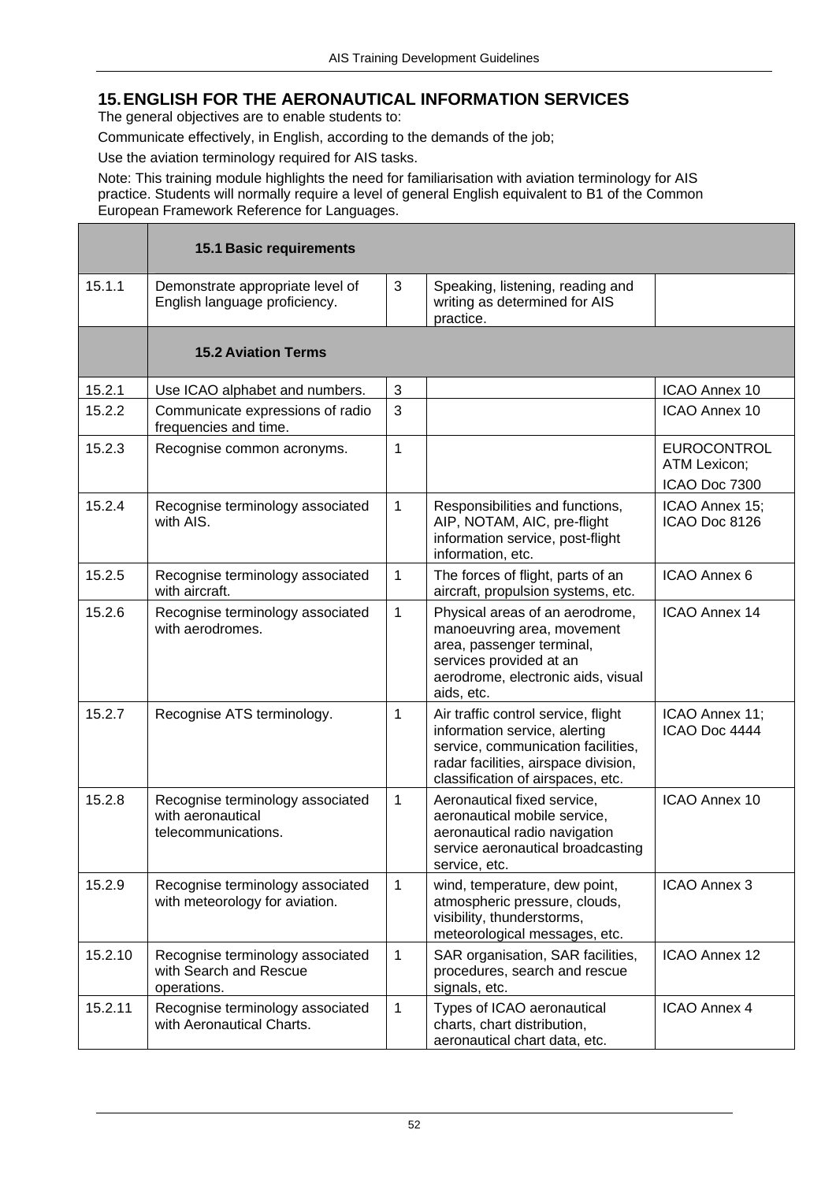# 15. ENGLISH FOR THE AERONAUTICAL INFORMATION SERVICES

The general objectives are to enable students to:

Communicate effectively, in English, according to the demands of the job;

Use the aviation terminology required for AIS tasks.

Note: This training module highlights the need for familiarisation with aviation terminology for AIS practice. Students will normally require a level of general English equivalent to B1 of the Common European Framework Reference for Languages.

| | **15.1 Basic requirements** | | | |
|---|---|---|---|---|
| 15.1.1 | Demonstrate appropriate level of English language proficiency. | 3 | Speaking, listening, reading and writing as determined for AIS practice. | |
| | **15.2 Aviation Terms** | | | |
| 15.2.1 | Use ICAO alphabet and numbers. | 3 | | ICAO Annex 10 |
| 15.2.2 | Communicate expressions of radio frequencies and time. | 3 | | ICAO Annex 10 |
| 15.2.3 | Recognise common acronyms. | 1 | | EUROCONTROL ATM Lexicon; ICAO Doc 7300 |
| 15.2.4 | Recognise terminology associated with AIS. | 1 | Responsibilities and functions, AIP, NOTAM, AIC, pre-flight information service, post-flight information, etc. | ICAO Annex 15; ICAO Doc 8126 |
| 15.2.5 | Recognise terminology associated with aircraft. | 1 | The forces of flight, parts of an aircraft, propulsion systems, etc. | ICAO Annex 6 |
| 15.2.6 | Recognise terminology associated with aerodromes. | 1 | Physical areas of an aerodrome, manoeuvring area, movement area, passenger terminal, services provided at an aerodrome, electronic aids, visual aids, etc. | ICAO Annex 14 |
| 15.2.7 | Recognise ATS terminology. | 1 | Air traffic control service, flight information service, alerting service, communication facilities, radar facilities, airspace division, classification of airspaces, etc. | ICAO Annex 11; ICAO Doc 4444 |
| 15.2.8 | Recognise terminology associated with aeronautical telecommunications. | 1 | Aeronautical fixed service, aeronautical mobile service, aeronautical radio navigation service aeronautical broadcasting service, etc. | ICAO Annex 10 |
| 15.2.9 | Recognise terminology associated with meteorology for aviation. | 1 | wind, temperature, dew point, atmospheric pressure, clouds, visibility, thunderstorms, meteorological messages, etc. | ICAO Annex 3 |
| 15.2.10 | Recognise terminology associated with Search and Rescue operations. | 1 | SAR organisation, SAR facilities, procedures, search and rescue signals, etc. | ICAO Annex 12 |
| 15.2.11 | Recognise terminology associated with Aeronautical Charts. | 1 | Types of ICAO aeronautical charts, chart distribution, aeronautical chart data, etc. | ICAO Annex 4 |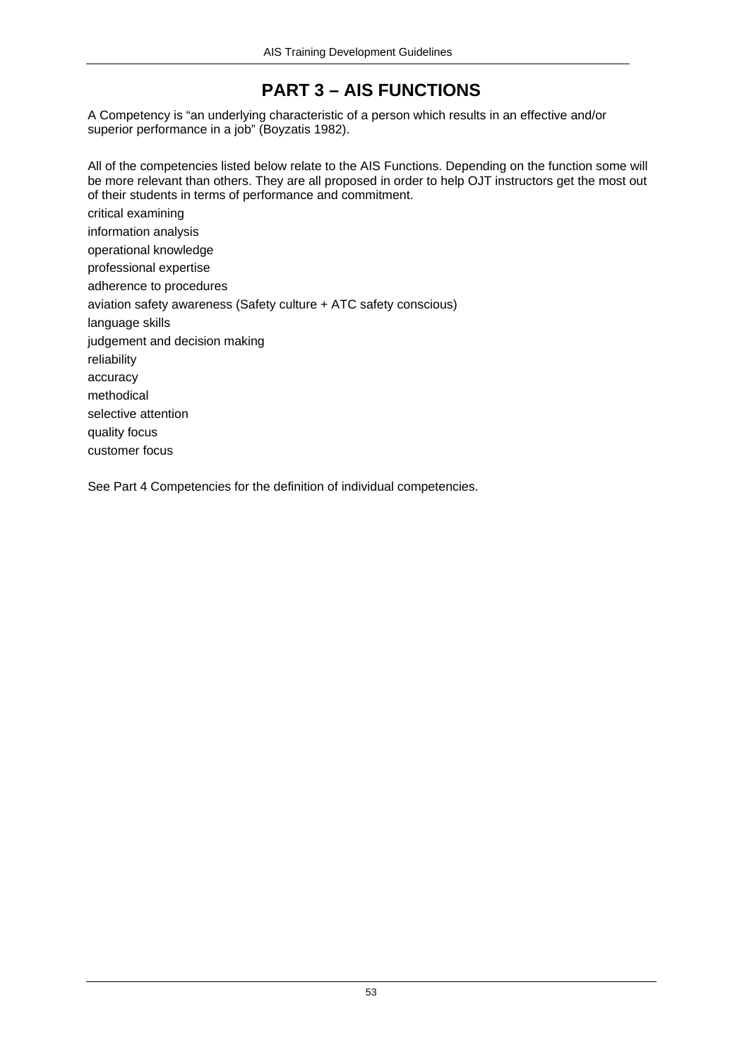# PART 3 – AIS FUNCTIONS

A Competency is "an underlying characteristic of a person which results in an effective and/or superior performance in a job" (Boyzatis 1982).

All of the competencies listed below relate to the AIS Functions. Depending on the function some will be more relevant than others. They are all proposed in order to help OJT instructors get the most out of their students in terms of performance and commitment.

critical examining

information analysis

operational knowledge

professional expertise

adherence to procedures

aviation safety awareness (Safety culture + ATC safety conscious)

language skills

judgement and decision making

reliability

accuracy

methodical

selective attention

quality focus

customer focus

See Part 4 Competencies for the definition of individual competencies.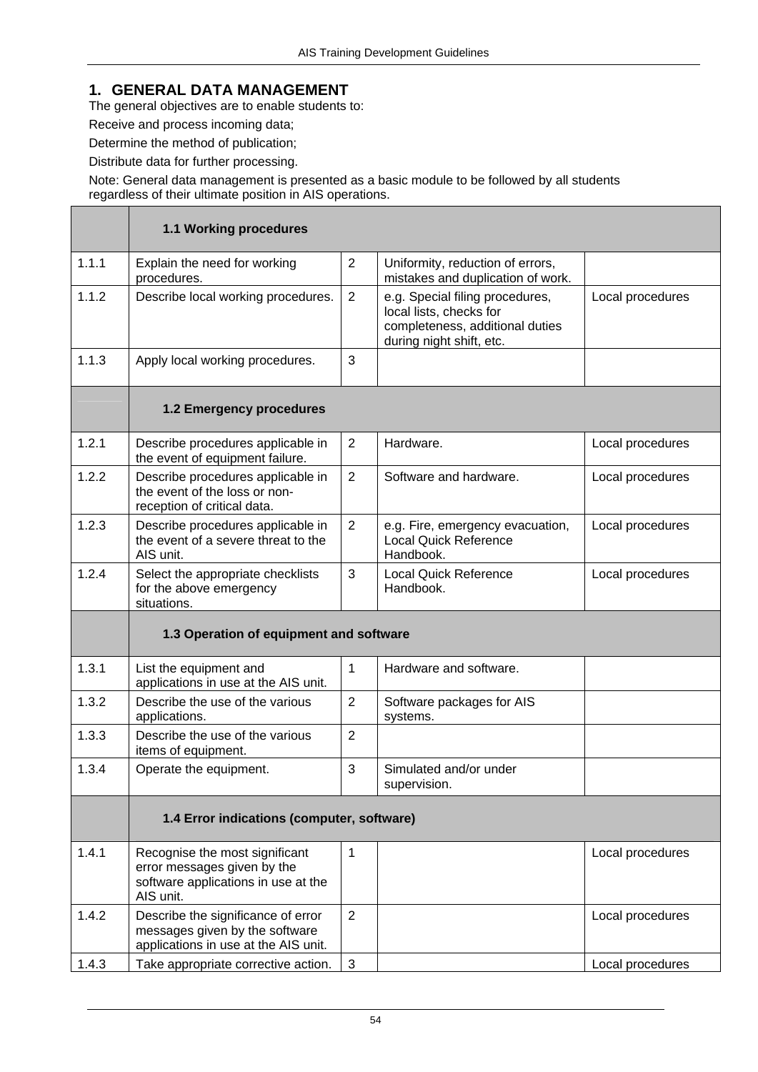## 1. GENERAL DATA MANAGEMENT

The general objectives are to enable students to:

Receive and process incoming data;

Determine the method of publication;

Distribute data for further processing.

Note: General data management is presented as a basic module to be followed by all students regardless of their ultimate position in AIS operations.

| | **1.1 Working procedures** | | | |
|---|---|---|---|---|
| 1.1.1 | Explain the need for working procedures. | 2 | Uniformity, reduction of errors, mistakes and duplication of work. | |
| 1.1.2 | Describe local working procedures. | 2 | e.g. Special filing procedures, local lists, checks for completeness, additional duties during night shift, etc. | Local procedures |
| 1.1.3 | Apply local working procedures. | 3 | | |
| | **1.2 Emergency procedures** | | | |
| 1.2.1 | Describe procedures applicable in the event of equipment failure. | 2 | Hardware. | Local procedures |
| 1.2.2 | Describe procedures applicable in the event of the loss or non-reception of critical data. | 2 | Software and hardware. | Local procedures |
| 1.2.3 | Describe procedures applicable in the event of a severe threat to the AIS unit. | 2 | e.g. Fire, emergency evacuation, Local Quick Reference Handbook. | Local procedures |
| 1.2.4 | Select the appropriate checklists for the above emergency situations. | 3 | Local Quick Reference Handbook. | Local procedures |
| | **1.3 Operation of equipment and software** | | | |
| 1.3.1 | List the equipment and applications in use at the AIS unit. | 1 | Hardware and software. | |
| 1.3.2 | Describe the use of the various applications. | 2 | Software packages for AIS systems. | |
| 1.3.3 | Describe the use of the various items of equipment. | 2 | | |
| 1.3.4 | Operate the equipment. | 3 | Simulated and/or under supervision. | |
| | **1.4 Error indications (computer, software)** | | | |
| 1.4.1 | Recognise the most significant error messages given by the software applications in use at the AIS unit. | 1 | | Local procedures |
| 1.4.2 | Describe the significance of error messages given by the software applications in use at the AIS unit. | 2 | | Local procedures |
| 1.4.3 | Take appropriate corrective action. | 3 | | Local procedures |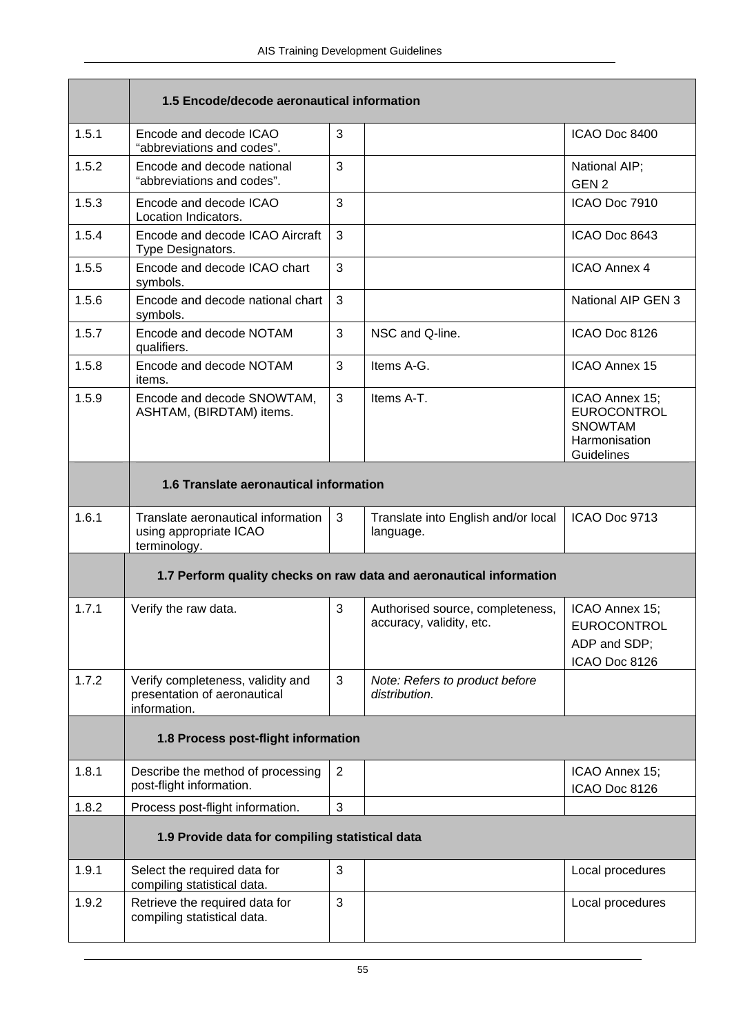| | **1.5 Encode/decode aeronautical information** | | | |
|---|---|---|---|---|
| 1.5.1 | Encode and decode ICAO "abbreviations and codes". | 3 | | ICAO Doc 8400 |
| 1.5.2 | Encode and decode national "abbreviations and codes". | 3 | | National AIP; GEN 2 |
| 1.5.3 | Encode and decode ICAO Location Indicators. | 3 | | ICAO Doc 7910 |
| 1.5.4 | Encode and decode ICAO Aircraft Type Designators. | 3 | | ICAO Doc 8643 |
| 1.5.5 | Encode and decode ICAO chart symbols. | 3 | | ICAO Annex 4 |
| 1.5.6 | Encode and decode national chart symbols. | 3 | | National AIP GEN 3 |
| 1.5.7 | Encode and decode NOTAM qualifiers. | 3 | NSC and Q-line. | ICAO Doc 8126 |
| 1.5.8 | Encode and decode NOTAM items. | 3 | Items A-G. | ICAO Annex 15 |
| 1.5.9 | Encode and decode SNOWTAM, ASHTAM, (BIRDTAM) items. | 3 | Items A-T. | ICAO Annex 15; EUROCONTROL SNOWTAM Harmonisation Guidelines |
| | **1.6 Translate aeronautical information** | | | |
| 1.6.1 | Translate aeronautical information using appropriate ICAO terminology. | 3 | Translate into English and/or local language. | ICAO Doc 9713 |
| | **1.7 Perform quality checks on raw data and aeronautical information** | | | |
| 1.7.1 | Verify the raw data. | 3 | Authorised source, completeness, accuracy, validity, etc. | ICAO Annex 15; EUROCONTROL ADP and SDP; ICAO Doc 8126 |
| 1.7.2 | Verify completeness, validity and presentation of aeronautical information. | 3 | *Note: Refers to product before distribution.* | |
| | **1.8 Process post-flight information** | | | |
| 1.8.1 | Describe the method of processing post-flight information. | 2 | | ICAO Annex 15; ICAO Doc 8126 |
| 1.8.2 | Process post-flight information. | 3 | | |
| | **1.9 Provide data for compiling statistical data** | | | |
| 1.9.1 | Select the required data for compiling statistical data. | 3 | | Local procedures |
| 1.9.2 | Retrieve the required data for compiling statistical data. | 3 | | Local procedures |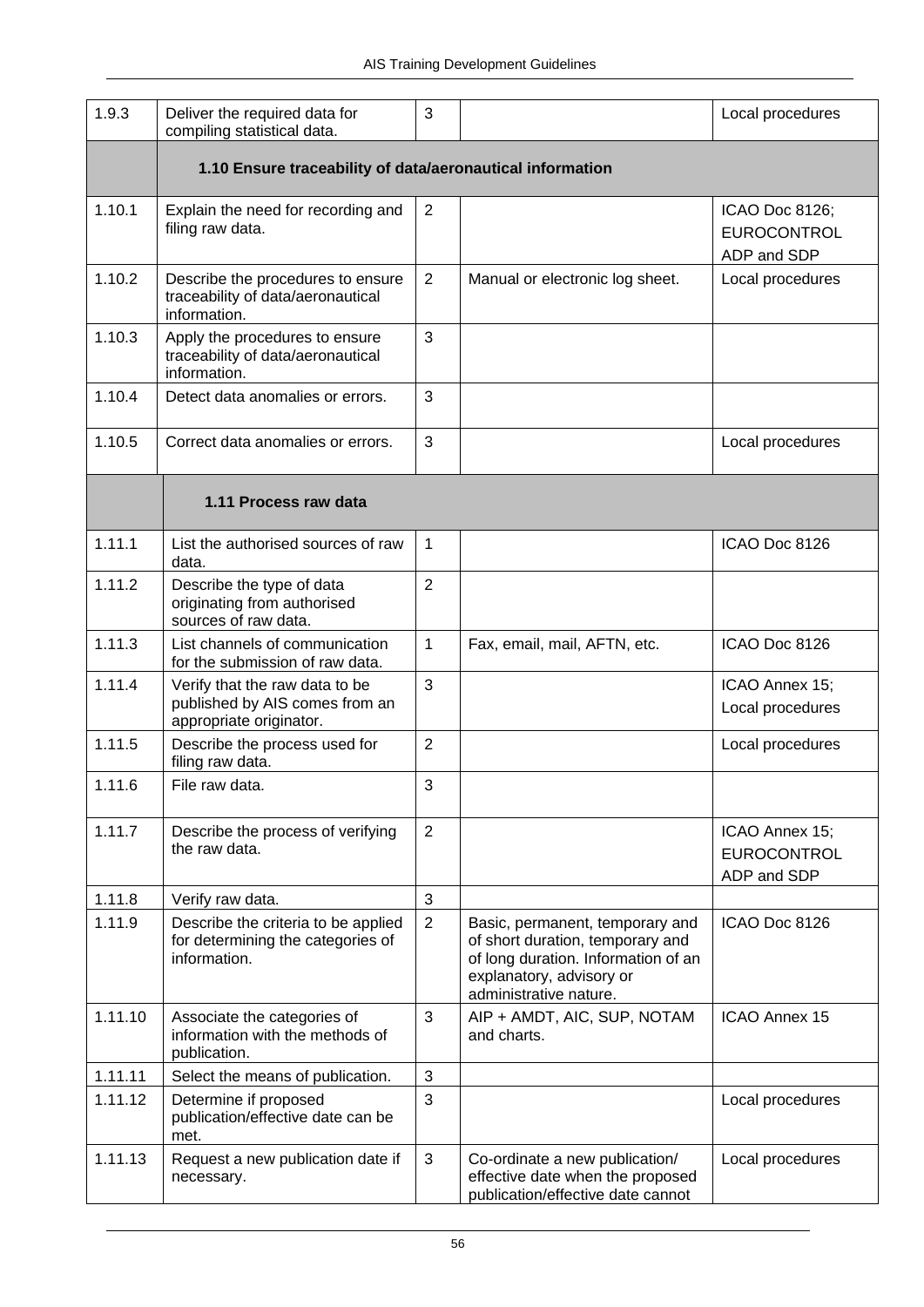| | | | | |
|---|---|---|---|---|
| 1.9.3 | Deliver the required data for compiling statistical data. | 3 | | Local procedures |
| | **1.10 Ensure traceability of data/aeronautical information** | | | |
| 1.10.1 | Explain the need for recording and filing raw data. | 2 | | ICAO Doc 8126; EUROCONTROL ADP and SDP |
| 1.10.2 | Describe the procedures to ensure traceability of data/aeronautical information. | 2 | Manual or electronic log sheet. | Local procedures |
| 1.10.3 | Apply the procedures to ensure traceability of data/aeronautical information. | 3 | | |
| 1.10.4 | Detect data anomalies or errors. | 3 | | |
| 1.10.5 | Correct data anomalies or errors. | 3 | | Local procedures |
| | **1.11 Process raw data** | | | |
| 1.11.1 | List the authorised sources of raw data. | 1 | | ICAO Doc 8126 |
| 1.11.2 | Describe the type of data originating from authorised sources of raw data. | 2 | | |
| 1.11.3 | List channels of communication for the submission of raw data. | 1 | Fax, email, mail, AFTN, etc. | ICAO Doc 8126 |
| 1.11.4 | Verify that the raw data to be published by AIS comes from an appropriate originator. | 3 | | ICAO Annex 15; Local procedures |
| 1.11.5 | Describe the process used for filing raw data. | 2 | | Local procedures |
| 1.11.6 | File raw data. | 3 | | |
| 1.11.7 | Describe the process of verifying the raw data. | 2 | | ICAO Annex 15; EUROCONTROL ADP and SDP |
| 1.11.8 | Verify raw data. | 3 | | |
| 1.11.9 | Describe the criteria to be applied for determining the categories of information. | 2 | Basic, permanent, temporary and of short duration, temporary and of long duration. Information of an explanatory, advisory or administrative nature. | ICAO Doc 8126 |
| 1.11.10 | Associate the categories of information with the methods of publication. | 3 | AIP + AMDT, AIC, SUP, NOTAM and charts. | ICAO Annex 15 |
| 1.11.11 | Select the means of publication. | 3 | | |
| 1.11.12 | Determine if proposed publication/effective date can be met. | 3 | | Local procedures |
| 1.11.13 | Request a new publication date if necessary. | 3 | Co-ordinate a new publication/ effective date when the proposed publication/effective date cannot | Local procedures |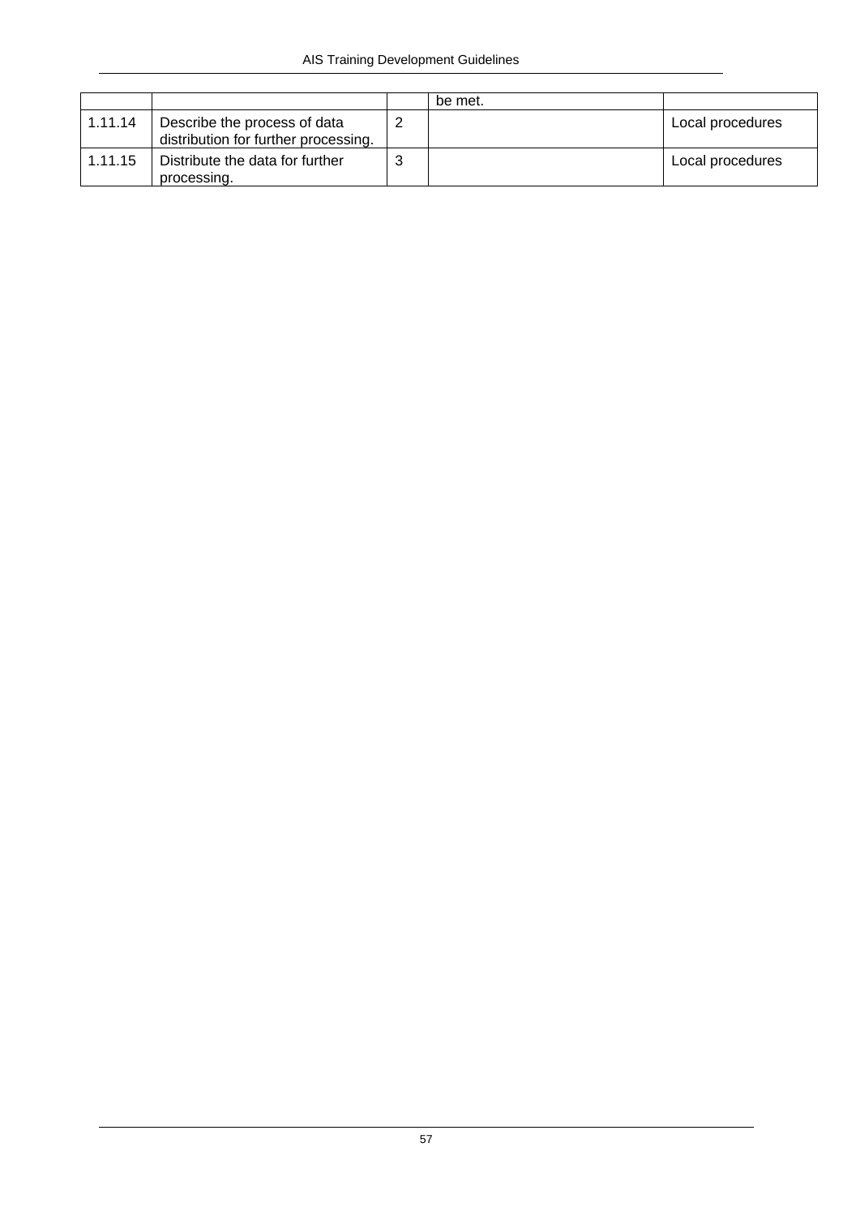| | | | | |
|---|---|---|---|---|
| | | | be met. | |
| 1.11.14 | Describe the process of data distribution for further processing. | 2 | | Local procedures |
| 1.11.15 | Distribute the data for further processing. | 3 | | Local procedures |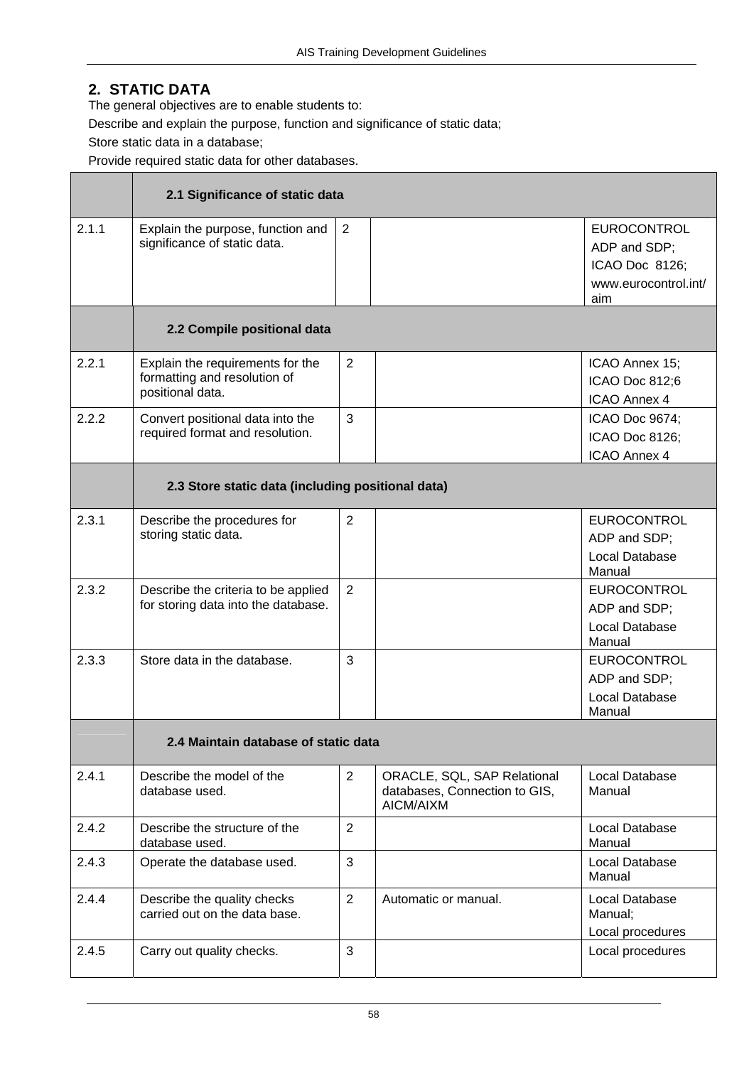## 2. STATIC DATA

The general objectives are to enable students to:

Describe and explain the purpose, function and significance of static data;

Store static data in a database;

Provide required static data for other databases.

| | **2.1 Significance of static data** | | | |
|---|---|---|---|---|
| 2.1.1 | Explain the purpose, function and significance of static data. | 2 | | EUROCONTROL ADP and SDP; ICAO Doc 8126; www.eurocontrol.int/aim |
| | **2.2 Compile positional data** | | | |
| 2.2.1 | Explain the requirements for the formatting and resolution of positional data. | 2 | | ICAO Annex 15; ICAO Doc 812;6 ICAO Annex 4 |
| 2.2.2 | Convert positional data into the required format and resolution. | 3 | | ICAO Doc 9674; ICAO Doc 8126; ICAO Annex 4 |
| | **2.3 Store static data (including positional data)** | | | |
| 2.3.1 | Describe the procedures for storing static data. | 2 | | EUROCONTROL ADP and SDP; Local Database Manual |
| 2.3.2 | Describe the criteria to be applied for storing data into the database. | 2 | | EUROCONTROL ADP and SDP; Local Database Manual |
| 2.3.3 | Store data in the database. | 3 | | EUROCONTROL ADP and SDP; Local Database Manual |
| | **2.4 Maintain database of static data** | | | |
| 2.4.1 | Describe the model of the database used. | 2 | ORACLE, SQL, SAP Relational databases, Connection to GIS, AICM/AIXM | Local Database Manual |
| 2.4.2 | Describe the structure of the database used. | 2 | | Local Database Manual |
| 2.4.3 | Operate the database used. | 3 | | Local Database Manual |
| 2.4.4 | Describe the quality checks carried out on the data base. | 2 | Automatic or manual. | Local Database Manual; Local procedures |
| 2.4.5 | Carry out quality checks. | 3 | | Local procedures |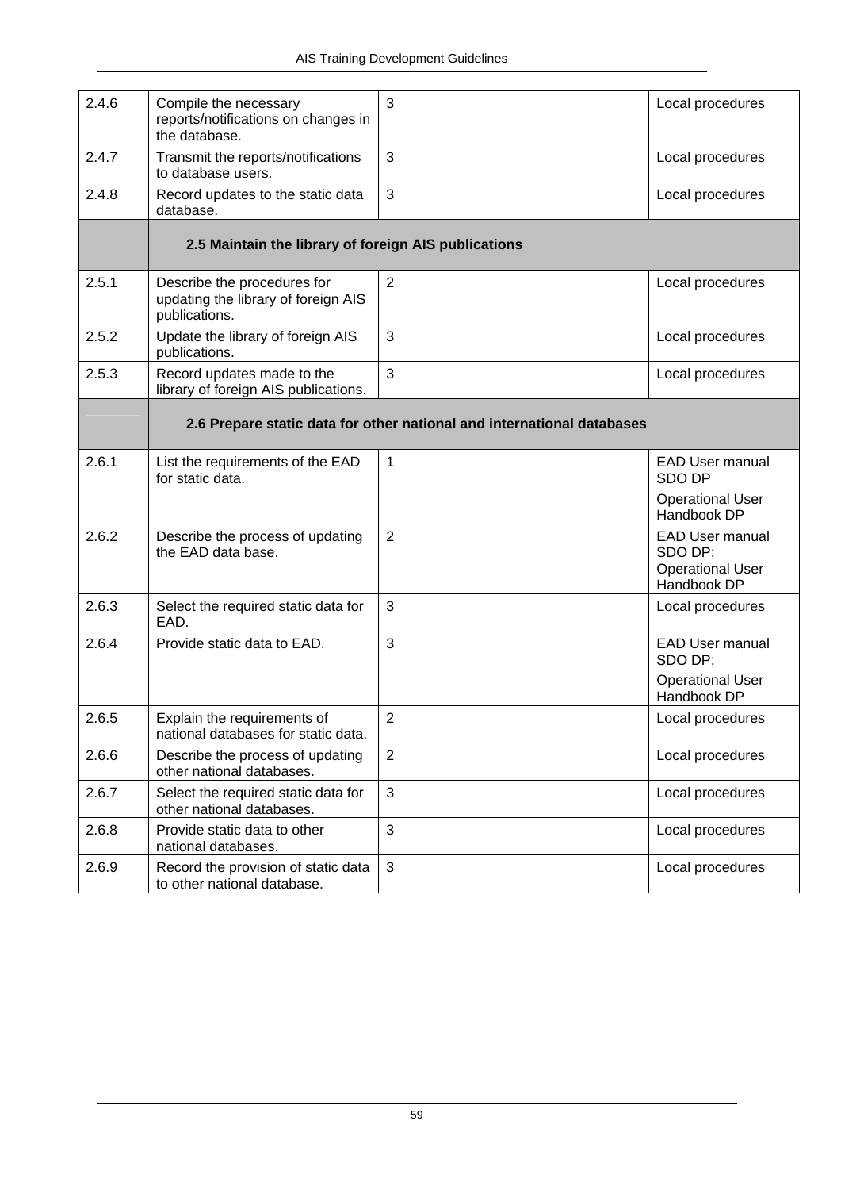| | | | | |
|---|---|---|---|---|
| 2.4.6 | Compile the necessary reports/notifications on changes in the database. | 3 | | Local procedures |
| 2.4.7 | Transmit the reports/notifications to database users. | 3 | | Local procedures |
| 2.4.8 | Record updates to the static data database. | 3 | | Local procedures |
| | **2.5 Maintain the library of foreign AIS publications** | | | |
| 2.5.1 | Describe the procedures for updating the library of foreign AIS publications. | 2 | | Local procedures |
| 2.5.2 | Update the library of foreign AIS publications. | 3 | | Local procedures |
| 2.5.3 | Record updates made to the library of foreign AIS publications. | 3 | | Local procedures |
| | **2.6 Prepare static data for other national and international databases** | | | |
| 2.6.1 | List the requirements of the EAD for static data. | 1 | | EAD User manual SDO DP<br>Operational User Handbook DP |
| 2.6.2 | Describe the process of updating the EAD data base. | 2 | | EAD User manual SDO DP; Operational User Handbook DP |
| 2.6.3 | Select the required static data for EAD. | 3 | | Local procedures |
| 2.6.4 | Provide static data to EAD. | 3 | | EAD User manual SDO DP;<br>Operational User Handbook DP |
| 2.6.5 | Explain the requirements of national databases for static data. | 2 | | Local procedures |
| 2.6.6 | Describe the process of updating other national databases. | 2 | | Local procedures |
| 2.6.7 | Select the required static data for other national databases. | 3 | | Local procedures |
| 2.6.8 | Provide static data to other national databases. | 3 | | Local procedures |
| 2.6.9 | Record the provision of static data to other national database. | 3 | | Local procedures |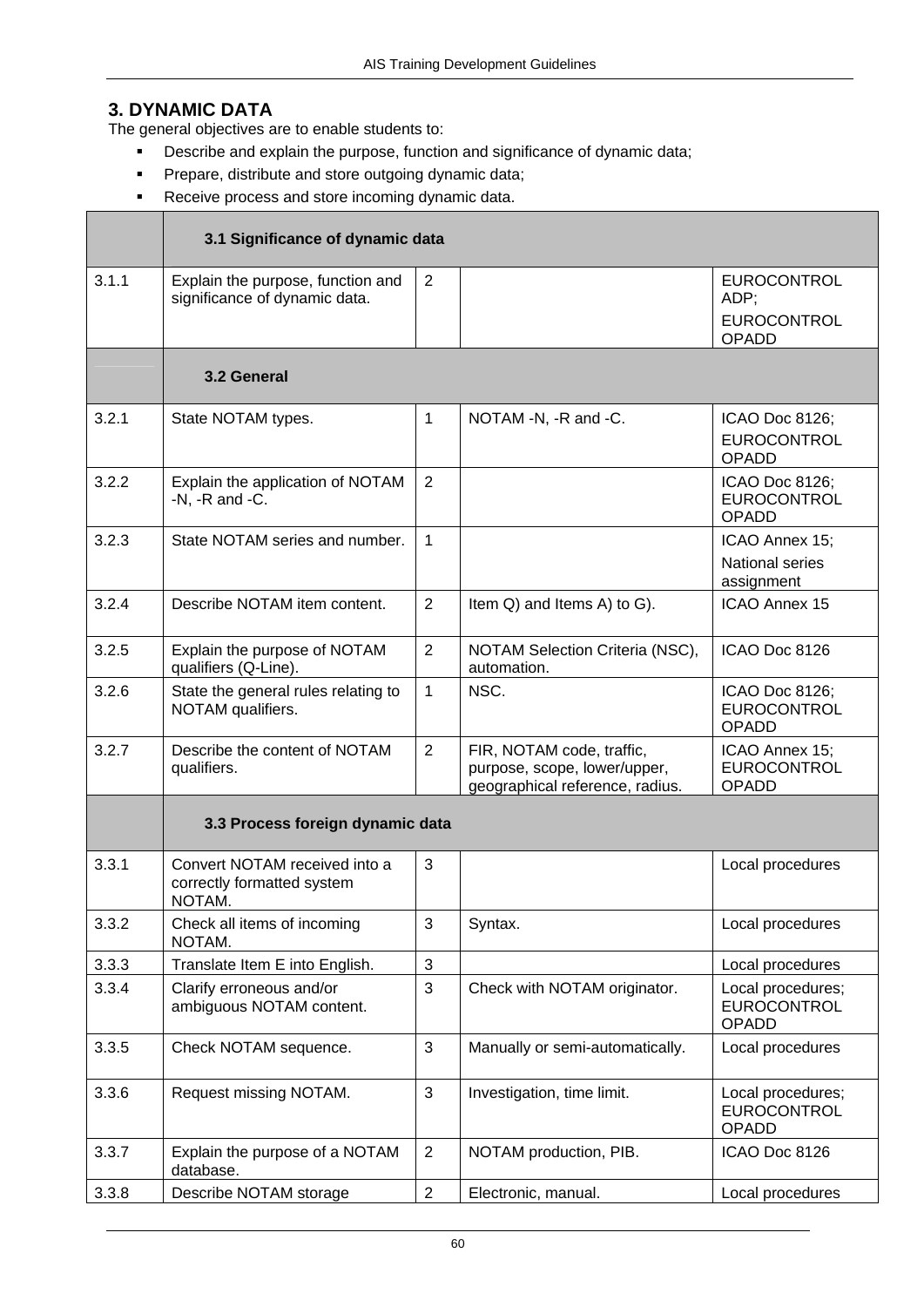## 3. DYNAMIC DATA

The general objectives are to enable students to:

- Describe and explain the purpose, function and significance of dynamic data;
- Prepare, distribute and store outgoing dynamic data;
- Receive process and store incoming dynamic data.

| | | | | |
|---|---|---|---|---|
| | **3.1 Significance of dynamic data** | | | |
| 3.1.1 | Explain the purpose, function and significance of dynamic data. | 2 | | EUROCONTROL ADP; EUROCONTROL OPADD |
| | **3.2 General** | | | |
| 3.2.1 | State NOTAM types. | 1 | NOTAM -N, -R and -C. | ICAO Doc 8126; EUROCONTROL OPADD |
| 3.2.2 | Explain the application of NOTAM -N, -R and -C. | 2 | | ICAO Doc 8126; EUROCONTROL OPADD |
| 3.2.3 | State NOTAM series and number. | 1 | | ICAO Annex 15; National series assignment |
| 3.2.4 | Describe NOTAM item content. | 2 | Item Q) and Items A) to G). | ICAO Annex 15 |
| 3.2.5 | Explain the purpose of NOTAM qualifiers (Q-Line). | 2 | NOTAM Selection Criteria (NSC), automation. | ICAO Doc 8126 |
| 3.2.6 | State the general rules relating to NOTAM qualifiers. | 1 | NSC. | ICAO Doc 8126; EUROCONTROL OPADD |
| 3.2.7 | Describe the content of NOTAM qualifiers. | 2 | FIR, NOTAM code, traffic, purpose, scope, lower/upper, geographical reference, radius. | ICAO Annex 15; EUROCONTROL OPADD |
| | **3.3 Process foreign dynamic data** | | | |
| 3.3.1 | Convert NOTAM received into a correctly formatted system NOTAM. | 3 | | Local procedures |
| 3.3.2 | Check all items of incoming NOTAM. | 3 | Syntax. | Local procedures |
| 3.3.3 | Translate Item E into English. | 3 | | Local procedures |
| 3.3.4 | Clarify erroneous and/or ambiguous NOTAM content. | 3 | Check with NOTAM originator. | Local procedures; EUROCONTROL OPADD |
| 3.3.5 | Check NOTAM sequence. | 3 | Manually or semi-automatically. | Local procedures |
| 3.3.6 | Request missing NOTAM. | 3 | Investigation, time limit. | Local procedures; EUROCONTROL OPADD |
| 3.3.7 | Explain the purpose of a NOTAM database. | 2 | NOTAM production, PIB. | ICAO Doc 8126 |
| 3.3.8 | Describe NOTAM storage | 2 | Electronic, manual. | Local procedures |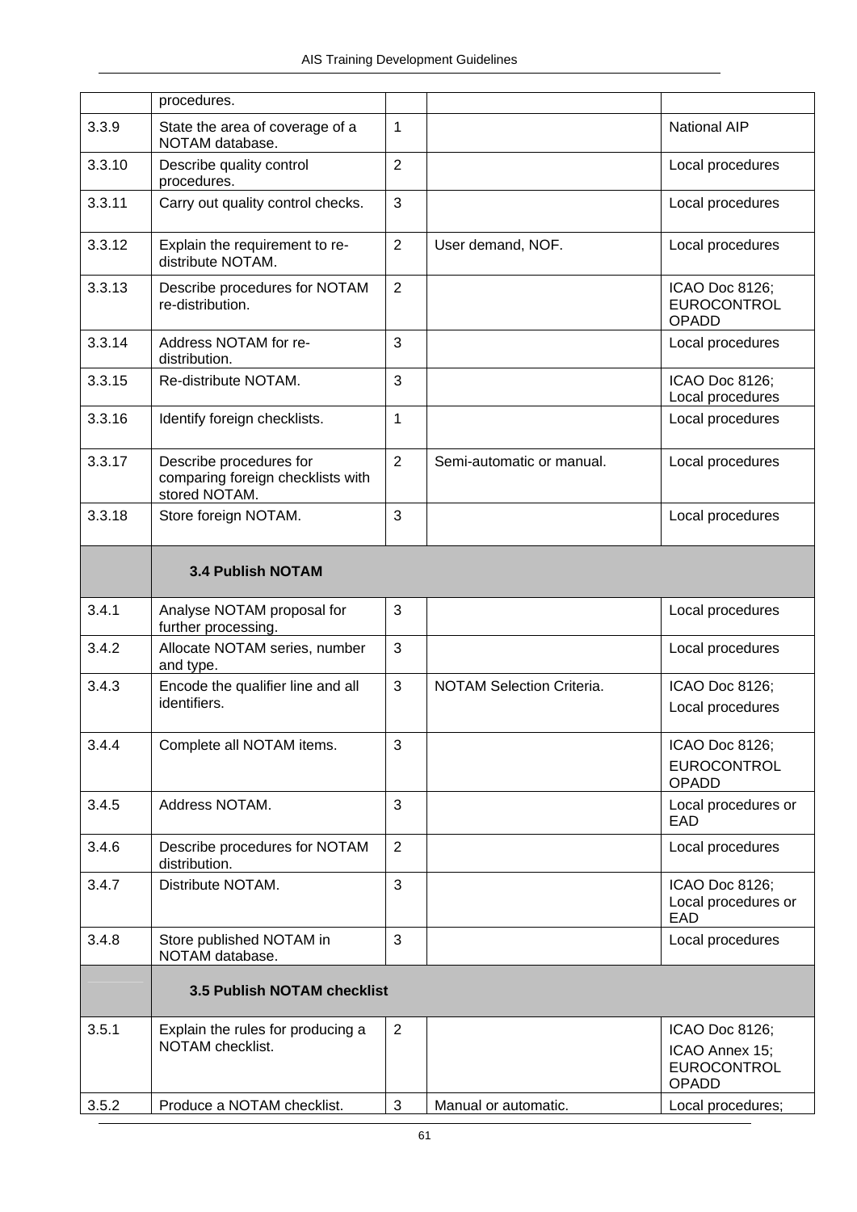| | | | | |
|---|---|---|---|---|
| | procedures. | | | |
| 3.3.9 | State the area of coverage of a NOTAM database. | 1 | | National AIP |
| 3.3.10 | Describe quality control procedures. | 2 | | Local procedures |
| 3.3.11 | Carry out quality control checks. | 3 | | Local procedures |
| 3.3.12 | Explain the requirement to re-distribute NOTAM. | 2 | User demand, NOF. | Local procedures |
| 3.3.13 | Describe procedures for NOTAM re-distribution. | 2 | | ICAO Doc 8126; EUROCONTROL OPADD |
| 3.3.14 | Address NOTAM for re-distribution. | 3 | | Local procedures |
| 3.3.15 | Re-distribute NOTAM. | 3 | | ICAO Doc 8126; Local procedures |
| 3.3.16 | Identify foreign checklists. | 1 | | Local procedures |
| 3.3.17 | Describe procedures for comparing foreign checklists with stored NOTAM. | 2 | Semi-automatic or manual. | Local procedures |
| 3.3.18 | Store foreign NOTAM. | 3 | | Local procedures |
| | **3.4 Publish NOTAM** | | | |
| 3.4.1 | Analyse NOTAM proposal for further processing. | 3 | | Local procedures |
| 3.4.2 | Allocate NOTAM series, number and type. | 3 | | Local procedures |
| 3.4.3 | Encode the qualifier line and all identifiers. | 3 | NOTAM Selection Criteria. | ICAO Doc 8126; Local procedures |
| 3.4.4 | Complete all NOTAM items. | 3 | | ICAO Doc 8126; EUROCONTROL OPADD |
| 3.4.5 | Address NOTAM. | 3 | | Local procedures or EAD |
| 3.4.6 | Describe procedures for NOTAM distribution. | 2 | | Local procedures |
| 3.4.7 | Distribute NOTAM. | 3 | | ICAO Doc 8126; Local procedures or EAD |
| 3.4.8 | Store published NOTAM in NOTAM database. | 3 | | Local procedures |
| | **3.5 Publish NOTAM checklist** | | | |
| 3.5.1 | Explain the rules for producing a NOTAM checklist. | 2 | | ICAO Doc 8126; ICAO Annex 15; EUROCONTROL OPADD |
| 3.5.2 | Produce a NOTAM checklist. | 3 | Manual or automatic. | Local procedures; |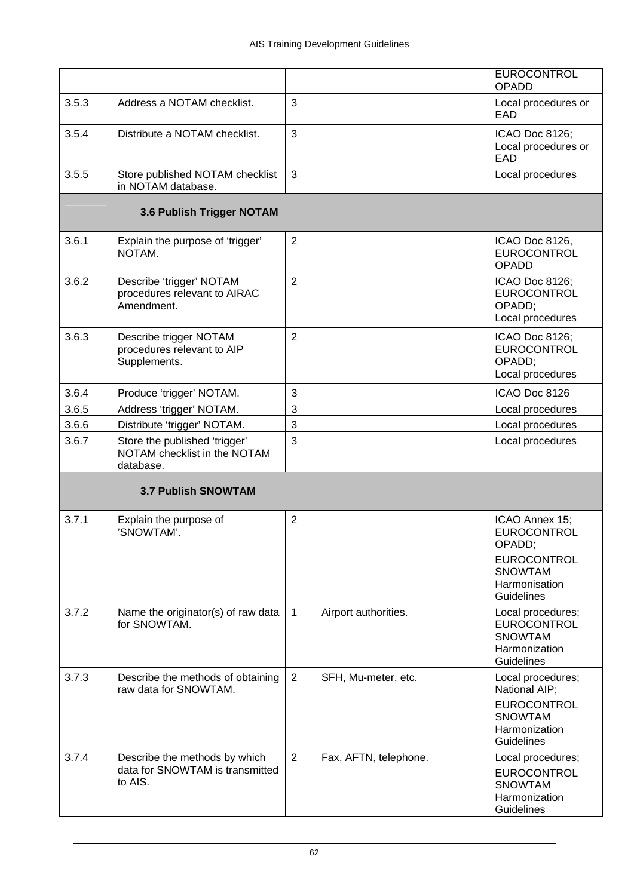| | | | | |
|---|---|---|---|---|
| | | | | EUROCONTROL OPADD |
| 3.5.3 | Address a NOTAM checklist. | 3 | | Local procedures or EAD |
| 3.5.4 | Distribute a NOTAM checklist. | 3 | | ICAO Doc 8126; Local procedures or EAD |
| 3.5.5 | Store published NOTAM checklist in NOTAM database. | 3 | | Local procedures |
| | **3.6 Publish Trigger NOTAM** | | | |
| 3.6.1 | Explain the purpose of 'trigger' NOTAM. | 2 | | ICAO Doc 8126, EUROCONTROL OPADD |
| 3.6.2 | Describe 'trigger' NOTAM procedures relevant to AIRAC Amendment. | 2 | | ICAO Doc 8126; EUROCONTROL OPADD; Local procedures |
| 3.6.3 | Describe trigger NOTAM procedures relevant to AIP Supplements. | 2 | | ICAO Doc 8126; EUROCONTROL OPADD; Local procedures |
| 3.6.4 | Produce 'trigger' NOTAM. | 3 | | ICAO Doc 8126 |
| 3.6.5 | Address 'trigger' NOTAM. | 3 | | Local procedures |
| 3.6.6 | Distribute 'trigger' NOTAM. | 3 | | Local procedures |
| 3.6.7 | Store the published 'trigger' NOTAM checklist in the NOTAM database. | 3 | | Local procedures |
| | **3.7 Publish SNOWTAM** | | | |
| 3.7.1 | Explain the purpose of 'SNOWTAM'. | 2 | | ICAO Annex 15; EUROCONTROL OPADD; EUROCONTROL SNOWTAM Harmonisation Guidelines |
| 3.7.2 | Name the originator(s) of raw data for SNOWTAM. | 1 | Airport authorities. | Local procedures; EUROCONTROL SNOWTAM Harmonization Guidelines |
| 3.7.3 | Describe the methods of obtaining raw data for SNOWTAM. | 2 | SFH, Mu-meter, etc. | Local procedures; National AIP; EUROCONTROL SNOWTAM Harmonization Guidelines |
| 3.7.4 | Describe the methods by which data for SNOWTAM is transmitted to AIS. | 2 | Fax, AFTN, telephone. | Local procedures; EUROCONTROL SNOWTAM Harmonization Guidelines |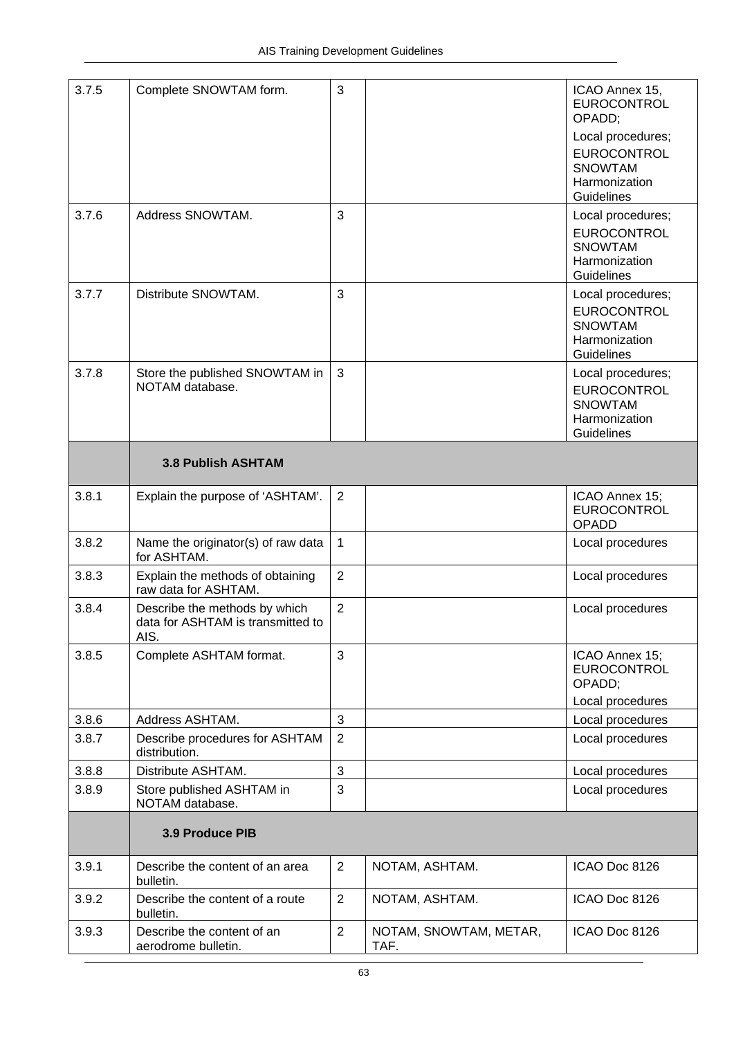| | | | | |
|---|---|---|---|---|
| 3.7.5 | Complete SNOWTAM form. | 3 | | ICAO Annex 15, EUROCONTROL OPADD; Local procedures; EUROCONTROL SNOWTAM Harmonization Guidelines |
| 3.7.6 | Address SNOWTAM. | 3 | | Local procedures; EUROCONTROL SNOWTAM Harmonization Guidelines |
| 3.7.7 | Distribute SNOWTAM. | 3 | | Local procedures; EUROCONTROL SNOWTAM Harmonization Guidelines |
| 3.7.8 | Store the published SNOWTAM in NOTAM database. | 3 | | Local procedures; EUROCONTROL SNOWTAM Harmonization Guidelines |
| | **3.8 Publish ASHTAM** | | | |
| 3.8.1 | Explain the purpose of 'ASHTAM'. | 2 | | ICAO Annex 15; EUROCONTROL OPADD |
| 3.8.2 | Name the originator(s) of raw data for ASHTAM. | 1 | | Local procedures |
| 3.8.3 | Explain the methods of obtaining raw data for ASHTAM. | 2 | | Local procedures |
| 3.8.4 | Describe the methods by which data for ASHTAM is transmitted to AIS. | 2 | | Local procedures |
| 3.8.5 | Complete ASHTAM format. | 3 | | ICAO Annex 15; EUROCONTROL OPADD; Local procedures |
| 3.8.6 | Address ASHTAM. | 3 | | Local procedures |
| 3.8.7 | Describe procedures for ASHTAM distribution. | 2 | | Local procedures |
| 3.8.8 | Distribute ASHTAM. | 3 | | Local procedures |
| 3.8.9 | Store published ASHTAM in NOTAM database. | 3 | | Local procedures |
| | **3.9 Produce PIB** | | | |
| 3.9.1 | Describe the content of an area bulletin. | 2 | NOTAM, ASHTAM. | ICAO Doc 8126 |
| 3.9.2 | Describe the content of a route bulletin. | 2 | NOTAM, ASHTAM. | ICAO Doc 8126 |
| 3.9.3 | Describe the content of an aerodrome bulletin. | 2 | NOTAM, SNOWTAM, METAR, TAF. | ICAO Doc 8126 |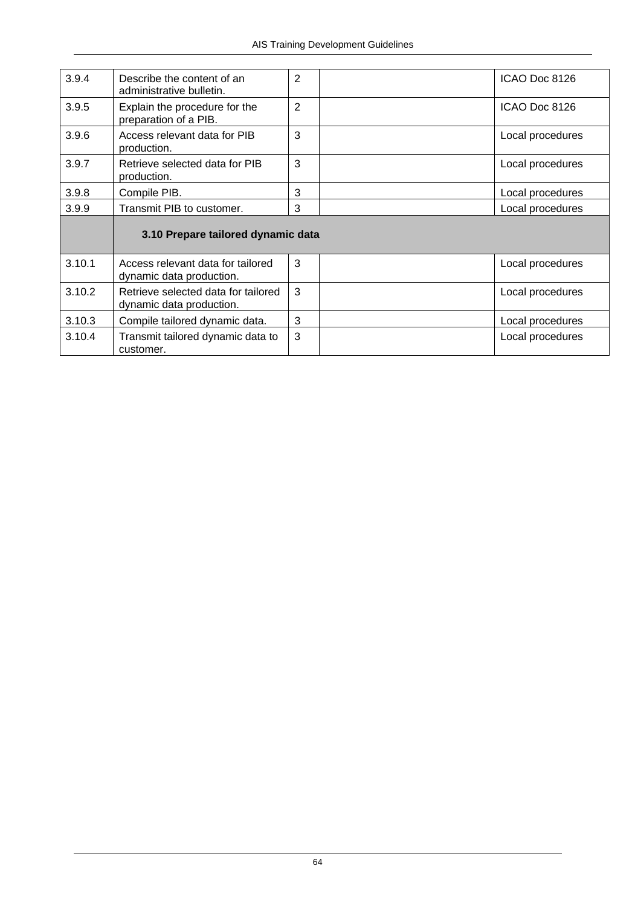| | | | | |
|---|---|---|---|---|
| 3.9.4 | Describe the content of an administrative bulletin. | 2 | | ICAO Doc 8126 |
| 3.9.5 | Explain the procedure for the preparation of a PIB. | 2 | | ICAO Doc 8126 |
| 3.9.6 | Access relevant data for PIB production. | 3 | | Local procedures |
| 3.9.7 | Retrieve selected data for PIB production. | 3 | | Local procedures |
| 3.9.8 | Compile PIB. | 3 | | Local procedures |
| 3.9.9 | Transmit PIB to customer. | 3 | | Local procedures |
| | **3.10 Prepare tailored dynamic data** | | | |
| 3.10.1 | Access relevant data for tailored dynamic data production. | 3 | | Local procedures |
| 3.10.2 | Retrieve selected data for tailored dynamic data production. | 3 | | Local procedures |
| 3.10.3 | Compile tailored dynamic data. | 3 | | Local procedures |
| 3.10.4 | Transmit tailored dynamic data to customer. | 3 | | Local procedures |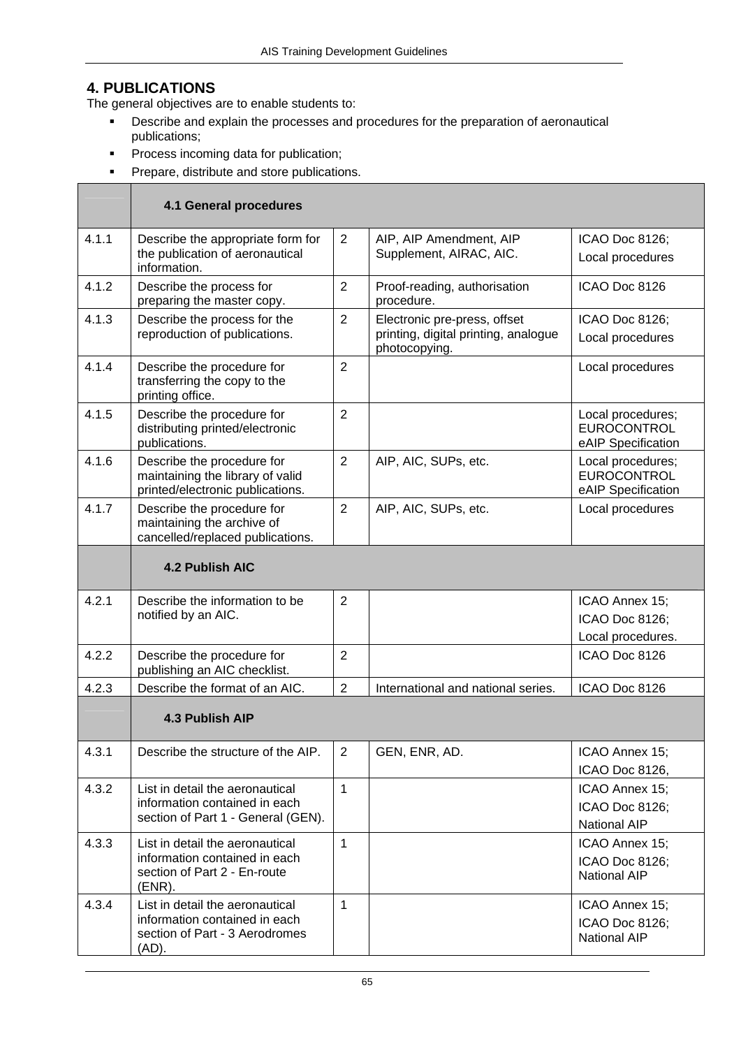## 4. PUBLICATIONS

The general objectives are to enable students to:

- Describe and explain the processes and procedures for the preparation of aeronautical publications;
- Process incoming data for publication;
- Prepare, distribute and store publications.

| | 4.1 General procedures | | | |
|---|---|---|---|---|
| 4.1.1 | Describe the appropriate form for the publication of aeronautical information. | 2 | AIP, AIP Amendment, AIP Supplement, AIRAC, AIC. | ICAO Doc 8126; Local procedures |
| 4.1.2 | Describe the process for preparing the master copy. | 2 | Proof-reading, authorisation procedure. | ICAO Doc 8126 |
| 4.1.3 | Describe the process for the reproduction of publications. | 2 | Electronic pre-press, offset printing, digital printing, analogue photocopying. | ICAO Doc 8126; Local procedures |
| 4.1.4 | Describe the procedure for transferring the copy to the printing office. | 2 | | Local procedures |
| 4.1.5 | Describe the procedure for distributing printed/electronic publications. | 2 | | Local procedures; EUROCONTROL eAIP Specification |
| 4.1.6 | Describe the procedure for maintaining the library of valid printed/electronic publications. | 2 | AIP, AIC, SUPs, etc. | Local procedures; EUROCONTROL eAIP Specification |
| 4.1.7 | Describe the procedure for maintaining the archive of cancelled/replaced publications. | 2 | AIP, AIC, SUPs, etc. | Local procedures |
| | **4.2 Publish AIC** | | | |
| 4.2.1 | Describe the information to be notified by an AIC. | 2 | | ICAO Annex 15; ICAO Doc 8126; Local procedures. |
| 4.2.2 | Describe the procedure for publishing an AIC checklist. | 2 | | ICAO Doc 8126 |
| 4.2.3 | Describe the format of an AIC. | 2 | International and national series. | ICAO Doc 8126 |
| | **4.3 Publish AIP** | | | |
| 4.3.1 | Describe the structure of the AIP. | 2 | GEN, ENR, AD. | ICAO Annex 15; ICAO Doc 8126, |
| 4.3.2 | List in detail the aeronautical information contained in each section of Part 1 - General (GEN). | 1 | | ICAO Annex 15; ICAO Doc 8126; National AIP |
| 4.3.3 | List in detail the aeronautical information contained in each section of Part 2 - En-route (ENR). | 1 | | ICAO Annex 15; ICAO Doc 8126; National AIP |
| 4.3.4 | List in detail the aeronautical information contained in each section of Part - 3 Aerodromes (AD). | 1 | | ICAO Annex 15; ICAO Doc 8126; National AIP |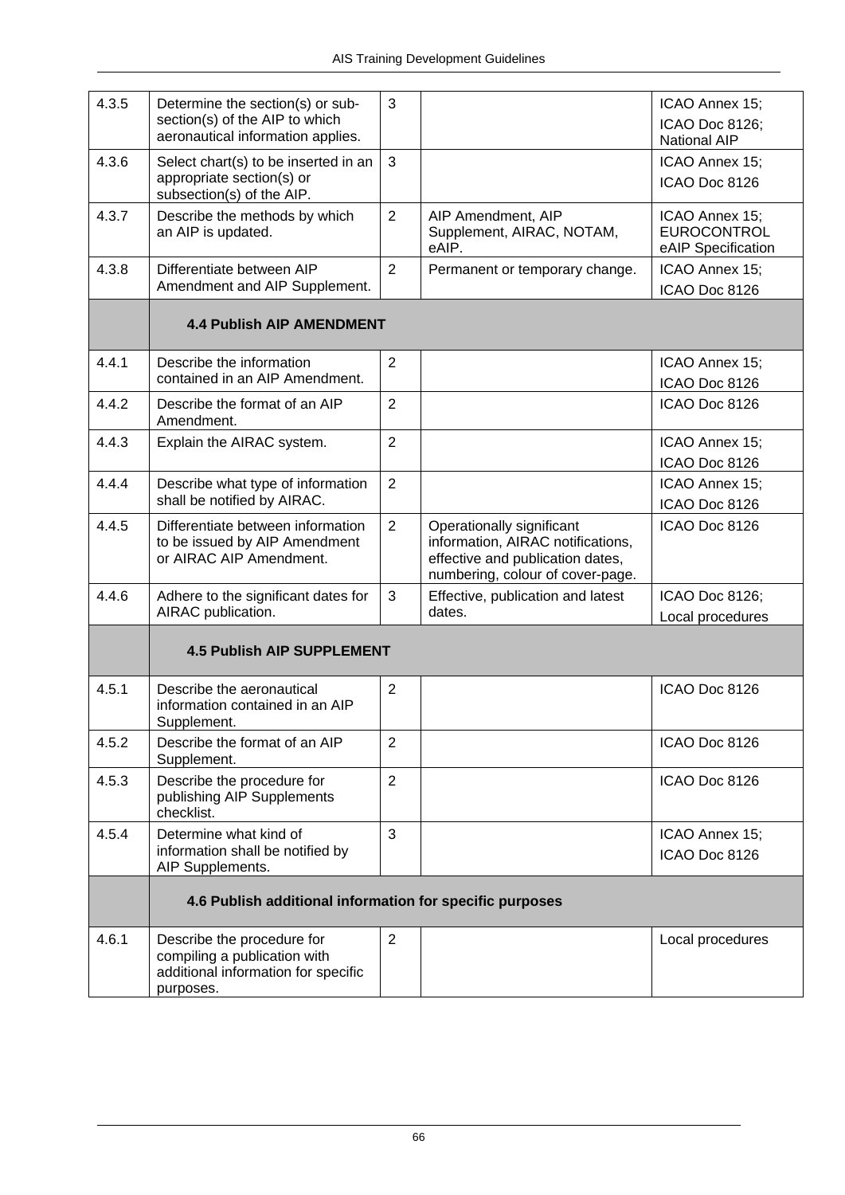| | | | | |
|---|---|---|---|---|
| 4.3.5 | Determine the section(s) or sub-section(s) of the AIP to which aeronautical information applies. | 3 | | ICAO Annex 15; ICAO Doc 8126; National AIP |
| 4.3.6 | Select chart(s) to be inserted in an appropriate section(s) or subsection(s) of the AIP. | 3 | | ICAO Annex 15; ICAO Doc 8126 |
| 4.3.7 | Describe the methods by which an AIP is updated. | 2 | AIP Amendment, AIP Supplement, AIRAC, NOTAM, eAIP. | ICAO Annex 15; EUROCONTROL eAIP Specification |
| 4.3.8 | Differentiate between AIP Amendment and AIP Supplement. | 2 | Permanent or temporary change. | ICAO Annex 15; ICAO Doc 8126 |
| | **4.4 Publish AIP AMENDMENT** | | | |
| 4.4.1 | Describe the information contained in an AIP Amendment. | 2 | | ICAO Annex 15; ICAO Doc 8126 |
| 4.4.2 | Describe the format of an AIP Amendment. | 2 | | ICAO Doc 8126 |
| 4.4.3 | Explain the AIRAC system. | 2 | | ICAO Annex 15; ICAO Doc 8126 |
| 4.4.4 | Describe what type of information shall be notified by AIRAC. | 2 | | ICAO Annex 15; ICAO Doc 8126 |
| 4.4.5 | Differentiate between information to be issued by AIP Amendment or AIRAC AIP Amendment. | 2 | Operationally significant information, AIRAC notifications, effective and publication dates, numbering, colour of cover-page. | ICAO Doc 8126 |
| 4.4.6 | Adhere to the significant dates for AIRAC publication. | 3 | Effective, publication and latest dates. | ICAO Doc 8126; Local procedures |
| | **4.5 Publish AIP SUPPLEMENT** | | | |
| 4.5.1 | Describe the aeronautical information contained in an AIP Supplement. | 2 | | ICAO Doc 8126 |
| 4.5.2 | Describe the format of an AIP Supplement. | 2 | | ICAO Doc 8126 |
| 4.5.3 | Describe the procedure for publishing AIP Supplements checklist. | 2 | | ICAO Doc 8126 |
| 4.5.4 | Determine what kind of information shall be notified by AIP Supplements. | 3 | | ICAO Annex 15; ICAO Doc 8126 |
| | **4.6 Publish additional information for specific purposes** | | | |
| 4.6.1 | Describe the procedure for compiling a publication with additional information for specific purposes. | 2 | | Local procedures |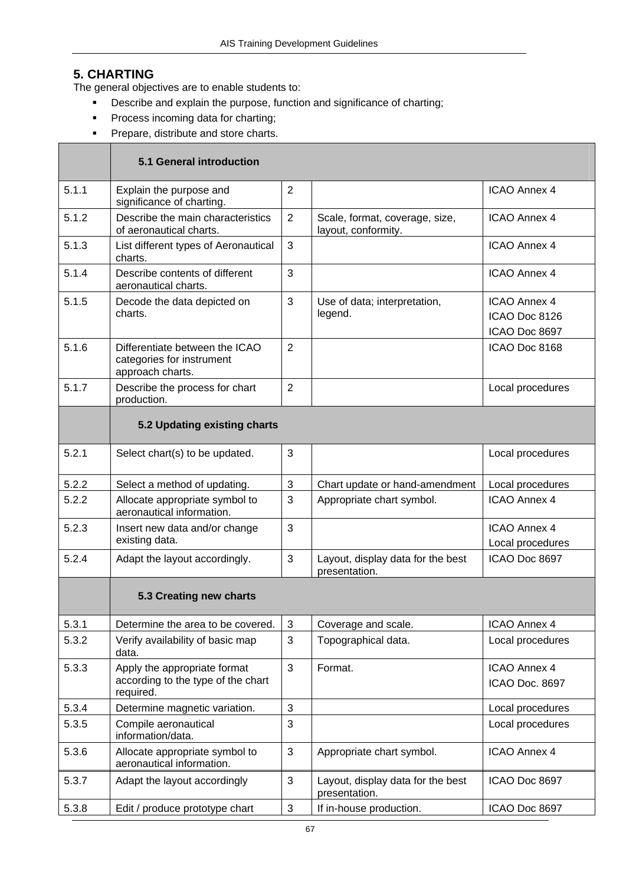## 5. CHARTING

The general objectives are to enable students to:

- Describe and explain the purpose, function and significance of charting;
- Process incoming data for charting;
- Prepare, distribute and store charts.

| | **5.1 General introduction** | | | |
|---|---|---|---|---|
| 5.1.1 | Explain the purpose and significance of charting. | 2 | | ICAO Annex 4 |
| 5.1.2 | Describe the main characteristics of aeronautical charts. | 2 | Scale, format, coverage, size, layout, conformity. | ICAO Annex 4 |
| 5.1.3 | List different types of Aeronautical charts. | 3 | | ICAO Annex 4 |
| 5.1.4 | Describe contents of different aeronautical charts. | 3 | | ICAO Annex 4 |
| 5.1.5 | Decode the data depicted on charts. | 3 | Use of data; interpretation, legend. | ICAO Annex 4<br>ICAO Doc 8126<br>ICAO Doc 8697 |
| 5.1.6 | Differentiate between the ICAO categories for instrument approach charts. | 2 | | ICAO Doc 8168 |
| 5.1.7 | Describe the process for chart production. | 2 | | Local procedures |
| | **5.2 Updating existing charts** | | | |
| 5.2.1 | Select chart(s) to be updated. | 3 | | Local procedures |
| 5.2.2 | Select a method of updating. | 3 | Chart update or hand-amendment | Local procedures |
| 5.2.2 | Allocate appropriate symbol to aeronautical information. | 3 | Appropriate chart symbol. | ICAO Annex 4 |
| 5.2.3 | Insert new data and/or change existing data. | 3 | | ICAO Annex 4<br>Local procedures |
| 5.2.4 | Adapt the layout accordingly. | 3 | Layout, display data for the best presentation. | ICAO Doc 8697 |
| | **5.3 Creating new charts** | | | |
| 5.3.1 | Determine the area to be covered. | 3 | Coverage and scale. | ICAO Annex 4 |
| 5.3.2 | Verify availability of basic map data. | 3 | Topographical data. | Local procedures |
| 5.3.3 | Apply the appropriate format according to the type of the chart required. | 3 | Format. | ICAO Annex 4<br>ICAO Doc. 8697 |
| 5.3.4 | Determine magnetic variation. | 3 | | Local procedures |
| 5.3.5 | Compile aeronautical information/data. | 3 | | Local procedures |
| 5.3.6 | Allocate appropriate symbol to aeronautical information. | 3 | Appropriate chart symbol. | ICAO Annex 4 |
| 5.3.7 | Adapt the layout accordingly | 3 | Layout, display data for the best presentation. | ICAO Doc 8697 |
| 5.3.8 | Edit / produce prototype chart | 3 | If in-house production. | ICAO Doc 8697 |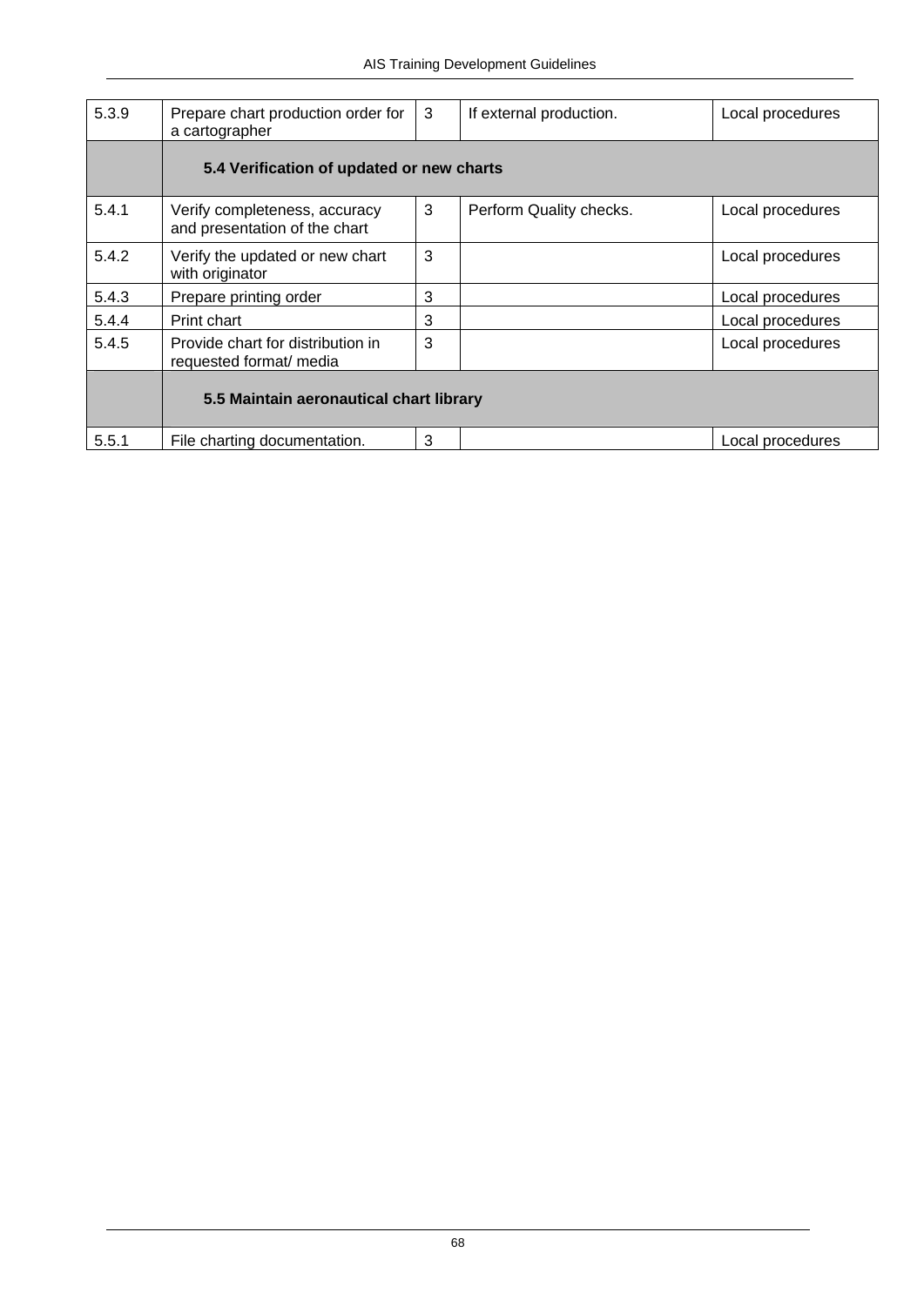| | | | | |
|---|---|---|---|---|
| 5.3.9 | Prepare chart production order for a cartographer | 3 | If external production. | Local procedures |
| | **5.4 Verification of updated or new charts** | | | |
| 5.4.1 | Verify completeness, accuracy and presentation of the chart | 3 | Perform Quality checks. | Local procedures |
| 5.4.2 | Verify the updated or new chart with originator | 3 | | Local procedures |
| 5.4.3 | Prepare printing order | 3 | | Local procedures |
| 5.4.4 | Print chart | 3 | | Local procedures |
| 5.4.5 | Provide chart for distribution in requested format/ media | 3 | | Local procedures |
| | **5.5 Maintain aeronautical chart library** | | | |
| 5.5.1 | File charting documentation. | 3 | | Local procedures |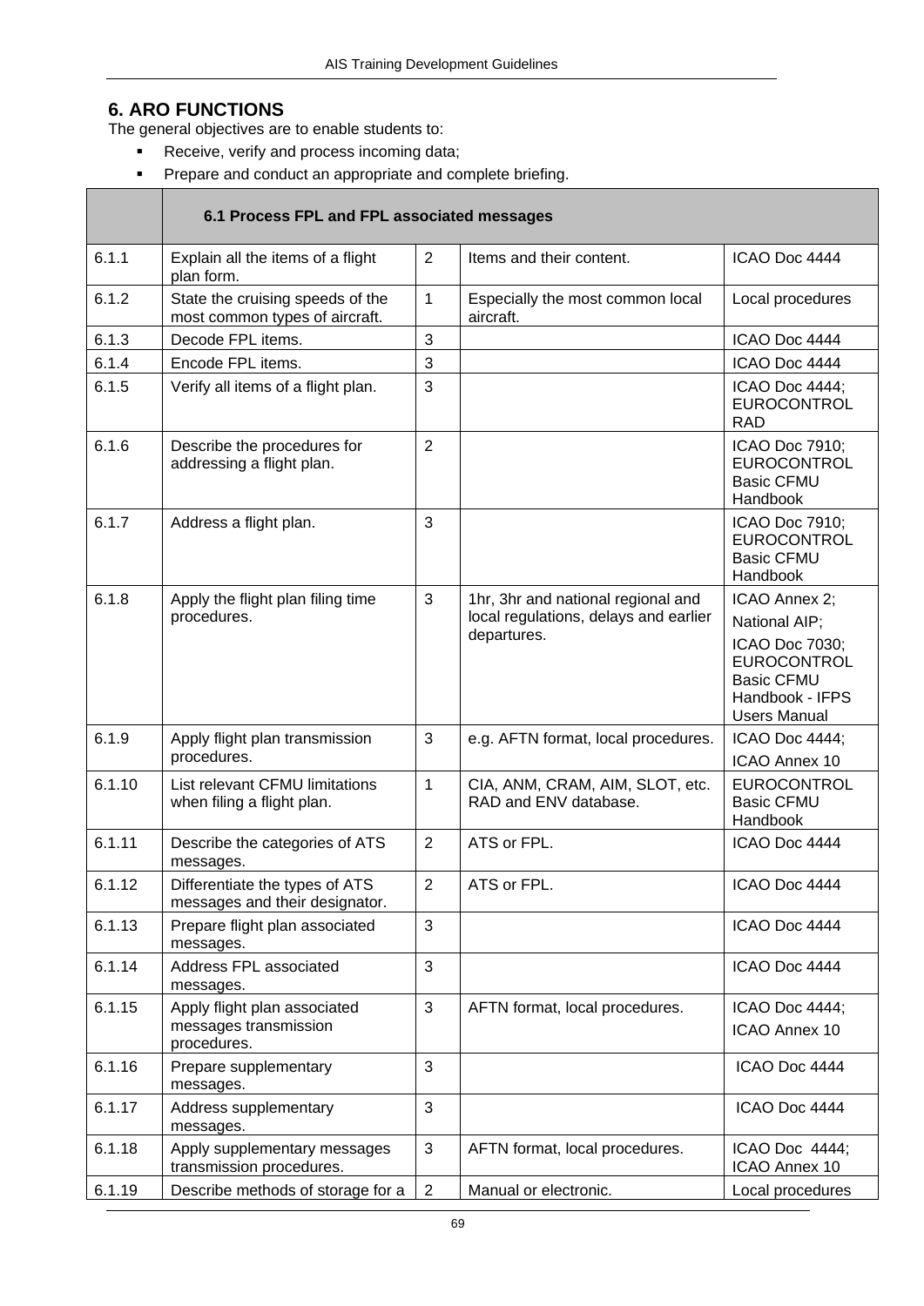## 6. ARO FUNCTIONS

The general objectives are to enable students to:

- Receive, verify and process incoming data;
- Prepare and conduct an appropriate and complete briefing.

| | **6.1 Process FPL and FPL associated messages** | | | |
|---|---|---|---|---|
| 6.1.1 | Explain all the items of a flight plan form. | 2 | Items and their content. | ICAO Doc 4444 |
| 6.1.2 | State the cruising speeds of the most common types of aircraft. | 1 | Especially the most common local aircraft. | Local procedures |
| 6.1.3 | Decode FPL items. | 3 | | ICAO Doc 4444 |
| 6.1.4 | Encode FPL items. | 3 | | ICAO Doc 4444 |
| 6.1.5 | Verify all items of a flight plan. | 3 | | ICAO Doc 4444; EUROCONTROL RAD |
| 6.1.6 | Describe the procedures for addressing a flight plan. | 2 | | ICAO Doc 7910; EUROCONTROL Basic CFMU Handbook |
| 6.1.7 | Address a flight plan. | 3 | | ICAO Doc 7910; EUROCONTROL Basic CFMU Handbook |
| 6.1.8 | Apply the flight plan filing time procedures. | 3 | 1hr, 3hr and national regional and local regulations, delays and earlier departures. | ICAO Annex 2; National AIP; ICAO Doc 7030; EUROCONTROL Basic CFMU Handbook - IFPS Users Manual |
| 6.1.9 | Apply flight plan transmission procedures. | 3 | e.g. AFTN format, local procedures. | ICAO Doc 4444; ICAO Annex 10 |
| 6.1.10 | List relevant CFMU limitations when filing a flight plan. | 1 | CIA, ANM, CRAM, AIM, SLOT, etc. RAD and ENV database. | EUROCONTROL Basic CFMU Handbook |
| 6.1.11 | Describe the categories of ATS messages. | 2 | ATS or FPL. | ICAO Doc 4444 |
| 6.1.12 | Differentiate the types of ATS messages and their designator. | 2 | ATS or FPL. | ICAO Doc 4444 |
| 6.1.13 | Prepare flight plan associated messages. | 3 | | ICAO Doc 4444 |
| 6.1.14 | Address FPL associated messages. | 3 | | ICAO Doc 4444 |
| 6.1.15 | Apply flight plan associated messages transmission procedures. | 3 | AFTN format, local procedures. | ICAO Doc 4444; ICAO Annex 10 |
| 6.1.16 | Prepare supplementary messages. | 3 | | ICAO Doc 4444 |
| 6.1.17 | Address supplementary messages. | 3 | | ICAO Doc 4444 |
| 6.1.18 | Apply supplementary messages transmission procedures. | 3 | AFTN format, local procedures. | ICAO Doc 4444; ICAO Annex 10 |
| 6.1.19 | Describe methods of storage for a | 2 | Manual or electronic. | Local procedures |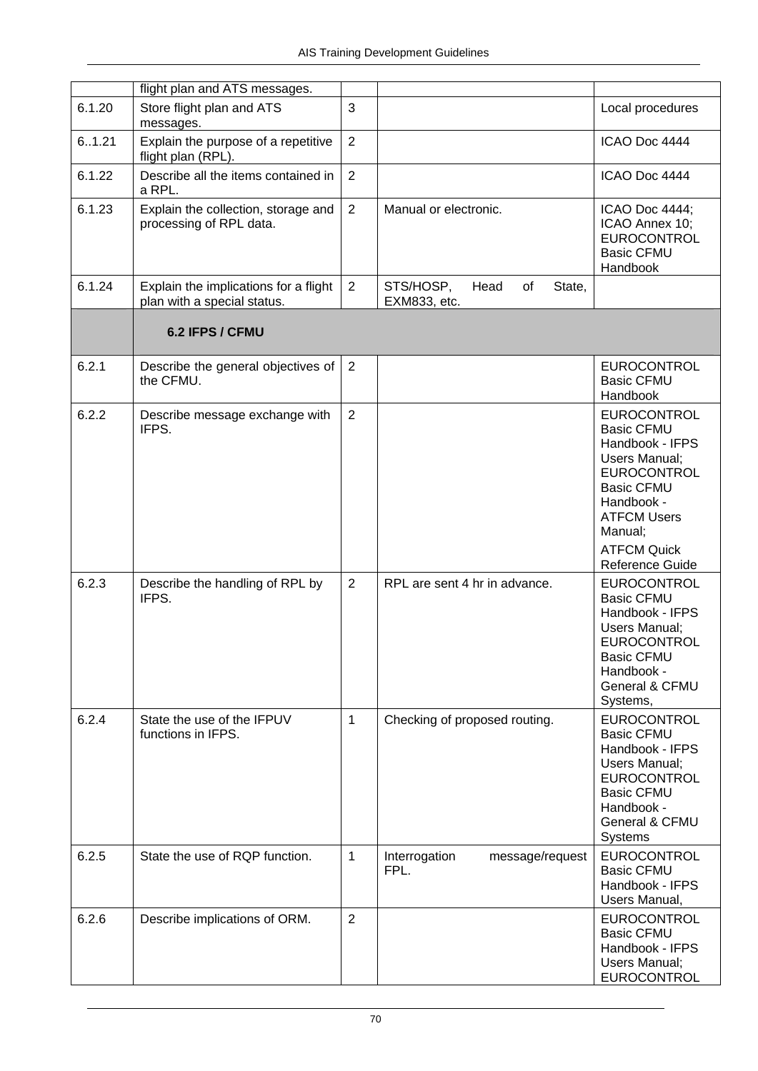|  |  |  |  |  |
|---|---|---|---|---|
|  | flight plan and ATS messages. |  |  |  |
| 6.1.20 | Store flight plan and ATS messages. | 3 |  | Local procedures |
| 6..1.21 | Explain the purpose of a repetitive flight plan (RPL). | 2 |  | ICAO Doc 4444 |
| 6.1.22 | Describe all the items contained in a RPL. | 2 |  | ICAO Doc 4444 |
| 6.1.23 | Explain the collection, storage and processing of RPL data. | 2 | Manual or electronic. | ICAO Doc 4444; ICAO Annex 10; EUROCONTROL Basic CFMU Handbook |
| 6.1.24 | Explain the implications for a flight plan with a special status. | 2 | STS/HOSP, Head of State, EXM833, etc. |  |
|  | **6.2 IFPS / CFMU** |  |  |  |
| 6.2.1 | Describe the general objectives of the CFMU. | 2 |  | EUROCONTROL Basic CFMU Handbook |
| 6.2.2 | Describe message exchange with IFPS. | 2 |  | EUROCONTROL Basic CFMU Handbook - IFPS Users Manual; EUROCONTROL Basic CFMU Handbook - ATFCM Users Manual; ATFCM Quick Reference Guide |
| 6.2.3 | Describe the handling of RPL by IFPS. | 2 | RPL are sent 4 hr in advance. | EUROCONTROL Basic CFMU Handbook - IFPS Users Manual; EUROCONTROL Basic CFMU Handbook - General & CFMU Systems, |
| 6.2.4 | State the use of the IFPUV functions in IFPS. | 1 | Checking of proposed routing. | EUROCONTROL Basic CFMU Handbook - IFPS Users Manual; EUROCONTROL Basic CFMU Handbook - General & CFMU Systems |
| 6.2.5 | State the use of RQP function. | 1 | Interrogation message/request FPL. | EUROCONTROL Basic CFMU Handbook - IFPS Users Manual, |
| 6.2.6 | Describe implications of ORM. | 2 |  | EUROCONTROL Basic CFMU Handbook - IFPS Users Manual; EUROCONTROL |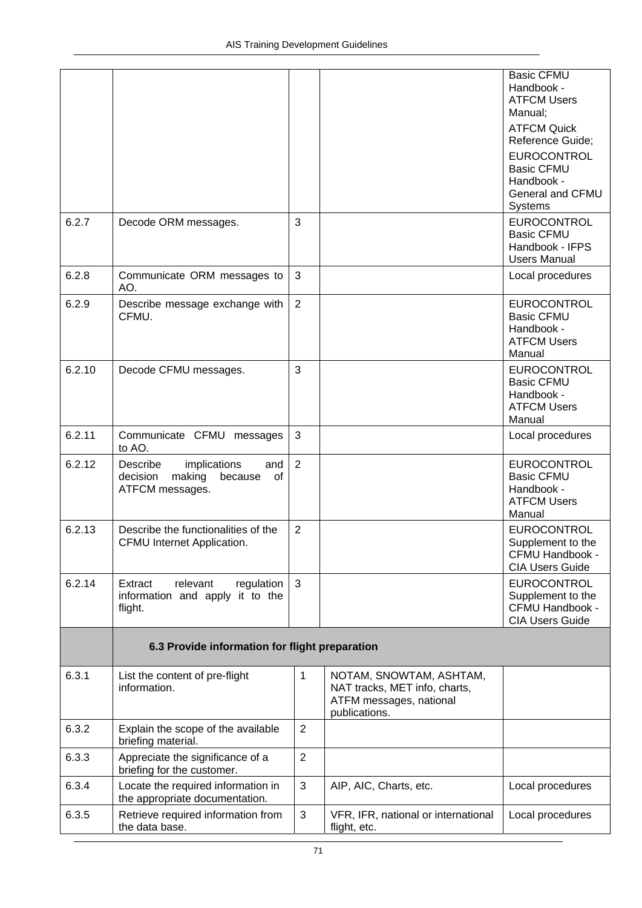| | | | | |
|---|---|---|---|---|
| | | | | Basic CFMU Handbook - ATFCM Users Manual; ATFCM Quick Reference Guide; EUROCONTROL Basic CFMU Handbook - General and CFMU Systems |
| 6.2.7 | Decode ORM messages. | 3 | | EUROCONTROL Basic CFMU Handbook - IFPS Users Manual |
| 6.2.8 | Communicate ORM messages to AO. | 3 | | Local procedures |
| 6.2.9 | Describe message exchange with CFMU. | 2 | | EUROCONTROL Basic CFMU Handbook - ATFCM Users Manual |
| 6.2.10 | Decode CFMU messages. | 3 | | EUROCONTROL Basic CFMU Handbook - ATFCM Users Manual |
| 6.2.11 | Communicate CFMU messages to AO. | 3 | | Local procedures |
| 6.2.12 | Describe implications and decision making because of ATFCM messages. | 2 | | EUROCONTROL Basic CFMU Handbook - ATFCM Users Manual |
| 6.2.13 | Describe the functionalities of the CFMU Internet Application. | 2 | | EUROCONTROL Supplement to the CFMU Handbook - CIA Users Guide |
| 6.2.14 | Extract relevant regulation information and apply it to the flight. | 3 | | EUROCONTROL Supplement to the CFMU Handbook - CIA Users Guide |
| | **6.3 Provide information for flight preparation** | | | |
| 6.3.1 | List the content of pre-flight information. | 1 | NOTAM, SNOWTAM, ASHTAM, NAT tracks, MET info, charts, ATFM messages, national publications. | |
| 6.3.2 | Explain the scope of the available briefing material. | 2 | | |
| 6.3.3 | Appreciate the significance of a briefing for the customer. | 2 | | |
| 6.3.4 | Locate the required information in the appropriate documentation. | 3 | AIP, AIC, Charts, etc. | Local procedures |
| 6.3.5 | Retrieve required information from the data base. | 3 | VFR, IFR, national or international flight, etc. | Local procedures |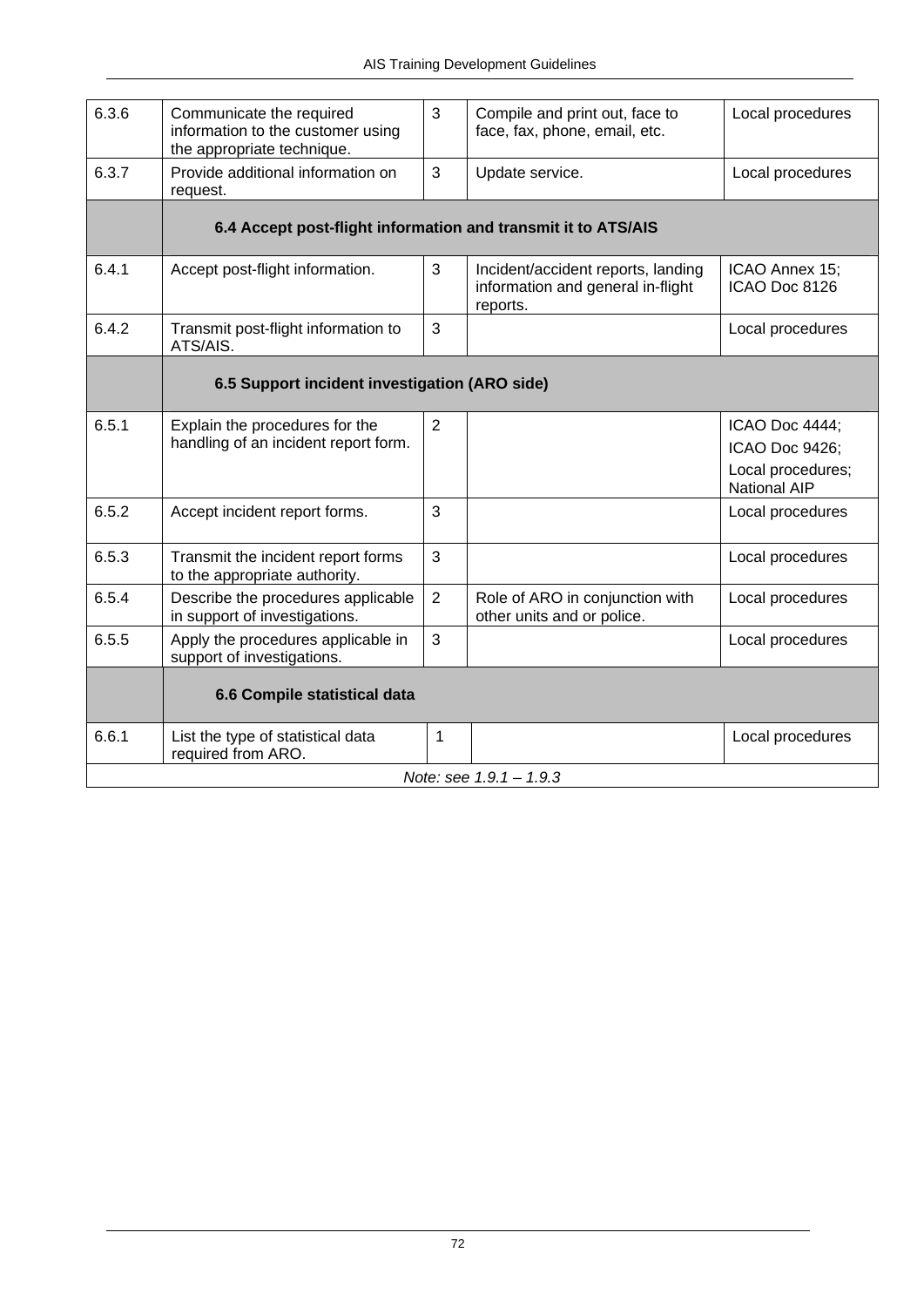| | | | | |
|---|---|---|---|---|
| 6.3.6 | Communicate the required information to the customer using the appropriate technique. | 3 | Compile and print out, face to face, fax, phone, email, etc. | Local procedures |
| 6.3.7 | Provide additional information on request. | 3 | Update service. | Local procedures |
| | **6.4 Accept post-flight information and transmit it to ATS/AIS** | | | |
| 6.4.1 | Accept post-flight information. | 3 | Incident/accident reports, landing information and general in-flight reports. | ICAO Annex 15; ICAO Doc 8126 |
| 6.4.2 | Transmit post-flight information to ATS/AIS. | 3 | | Local procedures |
| | **6.5 Support incident investigation (ARO side)** | | | |
| 6.5.1 | Explain the procedures for the handling of an incident report form. | 2 | | ICAO Doc 4444; ICAO Doc 9426; Local procedures; National AIP |
| 6.5.2 | Accept incident report forms. | 3 | | Local procedures |
| 6.5.3 | Transmit the incident report forms to the appropriate authority. | 3 | | Local procedures |
| 6.5.4 | Describe the procedures applicable in support of investigations. | 2 | Role of ARO in conjunction with other units and or police. | Local procedures |
| 6.5.5 | Apply the procedures applicable in support of investigations. | 3 | | Local procedures |
| | **6.6 Compile statistical data** | | | |
| 6.6.1 | List the type of statistical data required from ARO. | 1 | | Local procedures |
| | *Note: see 1.9.1 – 1.9.3* | | | |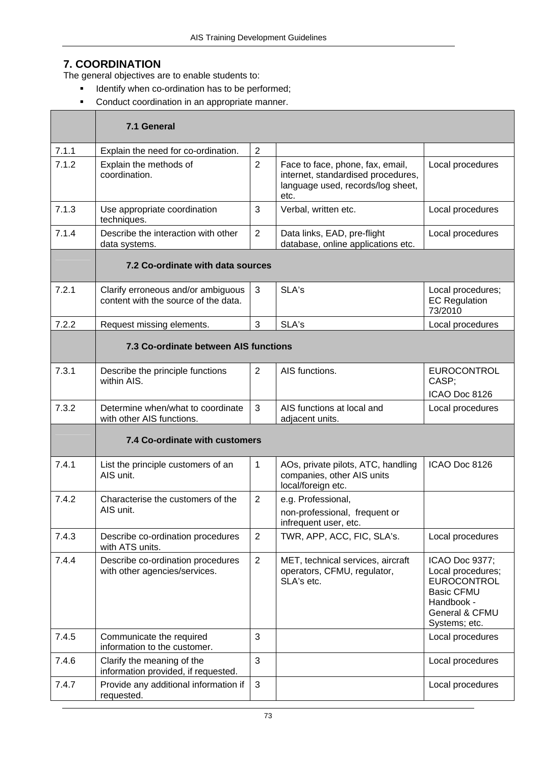## 7. COORDINATION

The general objectives are to enable students to:

- Identify when co-ordination has to be performed;
- Conduct coordination in an appropriate manner.

| | **7.1 General** | | | |
|---|---|---|---|---|
| 7.1.1 | Explain the need for co-ordination. | 2 | | |
| 7.1.2 | Explain the methods of coordination. | 2 | Face to face, phone, fax, email, internet, standardised procedures, language used, records/log sheet, etc. | Local procedures |
| 7.1.3 | Use appropriate coordination techniques. | 3 | Verbal, written etc. | Local procedures |
| 7.1.4 | Describe the interaction with other data systems. | 2 | Data links, EAD, pre-flight database, online applications etc. | Local procedures |
| | **7.2 Co-ordinate with data sources** | | | |
| 7.2.1 | Clarify erroneous and/or ambiguous content with the source of the data. | 3 | SLA's | Local procedures; EC Regulation 73/2010 |
| 7.2.2 | Request missing elements. | 3 | SLA's | Local procedures |
| | **7.3 Co-ordinate between AIS functions** | | | |
| 7.3.1 | Describe the principle functions within AIS. | 2 | AIS functions. | EUROCONTROL CASP; ICAO Doc 8126 |
| 7.3.2 | Determine when/what to coordinate with other AIS functions. | 3 | AIS functions at local and adjacent units. | Local procedures |
| | **7.4 Co-ordinate with customers** | | | |
| 7.4.1 | List the principle customers of an AIS unit. | 1 | AOs, private pilots, ATC, handling companies, other AIS units local/foreign etc. | ICAO Doc 8126 |
| 7.4.2 | Characterise the customers of the AIS unit. | 2 | e.g. Professional, non-professional, frequent or infrequent user, etc. | |
| 7.4.3 | Describe co-ordination procedures with ATS units. | 2 | TWR, APP, ACC, FIC, SLA's. | Local procedures |
| 7.4.4 | Describe co-ordination procedures with other agencies/services. | 2 | MET, technical services, aircraft operators, CFMU, regulator, SLA's etc. | ICAO Doc 9377; Local procedures; EUROCONTROL Basic CFMU Handbook - General & CFMU Systems; etc. |
| 7.4.5 | Communicate the required information to the customer. | 3 | | Local procedures |
| 7.4.6 | Clarify the meaning of the information provided, if requested. | 3 | | Local procedures |
| 7.4.7 | Provide any additional information if requested. | 3 | | Local procedures |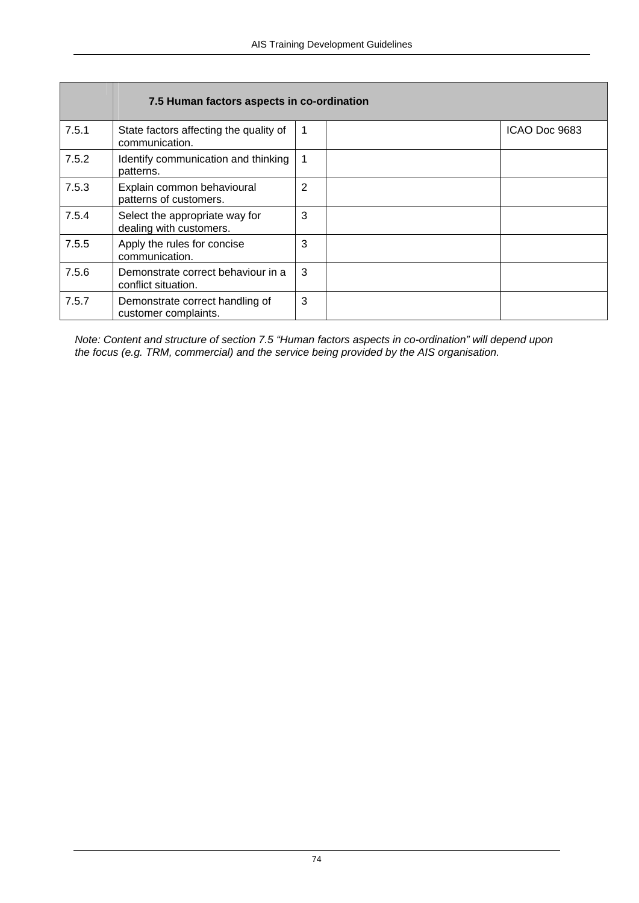| | 7.5 Human factors aspects in co-ordination | | | |
|---|---|---|---|---|
| 7.5.1 | State factors affecting the quality of communication. | 1 | | ICAO Doc 9683 |
| 7.5.2 | Identify communication and thinking patterns. | 1 | | |
| 7.5.3 | Explain common behavioural patterns of customers. | 2 | | |
| 7.5.4 | Select the appropriate way for dealing with customers. | 3 | | |
| 7.5.5 | Apply the rules for concise communication. | 3 | | |
| 7.5.6 | Demonstrate correct behaviour in a conflict situation. | 3 | | |
| 7.5.7 | Demonstrate correct handling of customer complaints. | 3 | | |

*Note: Content and structure of section 7.5 “Human factors aspects in co-ordination” will depend upon the focus (e.g. TRM, commercial) and the service being provided by the AIS organisation.*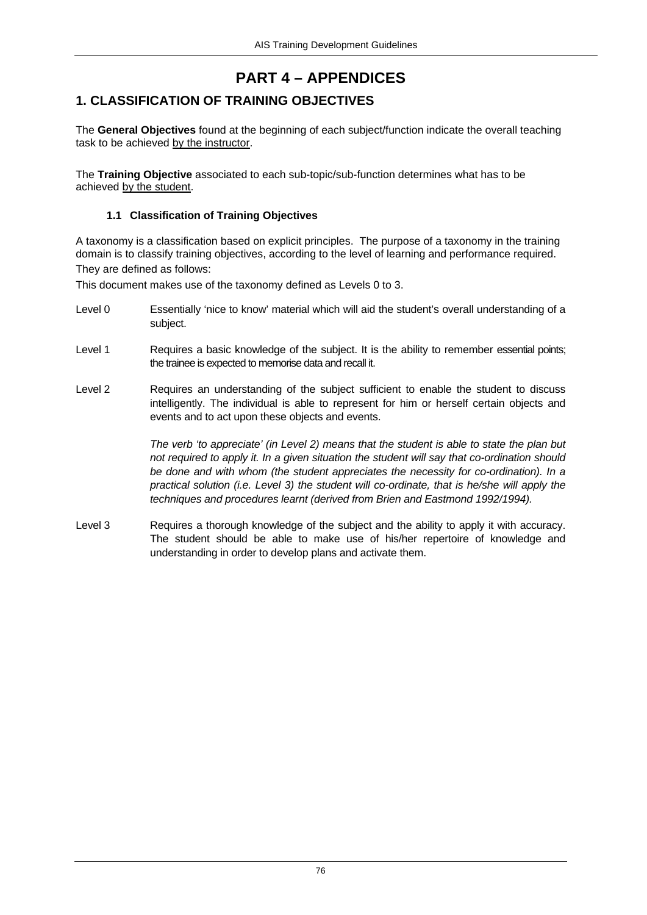# PART 4 – APPENDICES

## 1. CLASSIFICATION OF TRAINING OBJECTIVES

The **General Objectives** found at the beginning of each subject/function indicate the overall teaching task to be achieved by the instructor.

The **Training Objective** associated to each sub-topic/sub-function determines what has to be achieved by the student.

### 1.1 Classification of Training Objectives

A taxonomy is a classification based on explicit principles. The purpose of a taxonomy in the training domain is to classify training objectives, according to the level of learning and performance required. They are defined as follows:

This document makes use of the taxonomy defined as Levels 0 to 3.

Level 0 Essentially 'nice to know' material which will aid the student's overall understanding of a subject.

Level 1 Requires a basic knowledge of the subject. It is the ability to remember essential points; the trainee is expected to memorise data and recall it.

Level 2 Requires an understanding of the subject sufficient to enable the student to discuss intelligently. The individual is able to represent for him or herself certain objects and events and to act upon these objects and events.

*The verb 'to appreciate' (in Level 2) means that the student is able to state the plan but not required to apply it. In a given situation the student will say that co-ordination should be done and with whom (the student appreciates the necessity for co-ordination). In a practical solution (i.e. Level 3) the student will co-ordinate, that is he/she will apply the techniques and procedures learnt (derived from Brien and Eastmond 1992/1994).*

Level 3 Requires a thorough knowledge of the subject and the ability to apply it with accuracy. The student should be able to make use of his/her repertoire of knowledge and understanding in order to develop plans and activate them.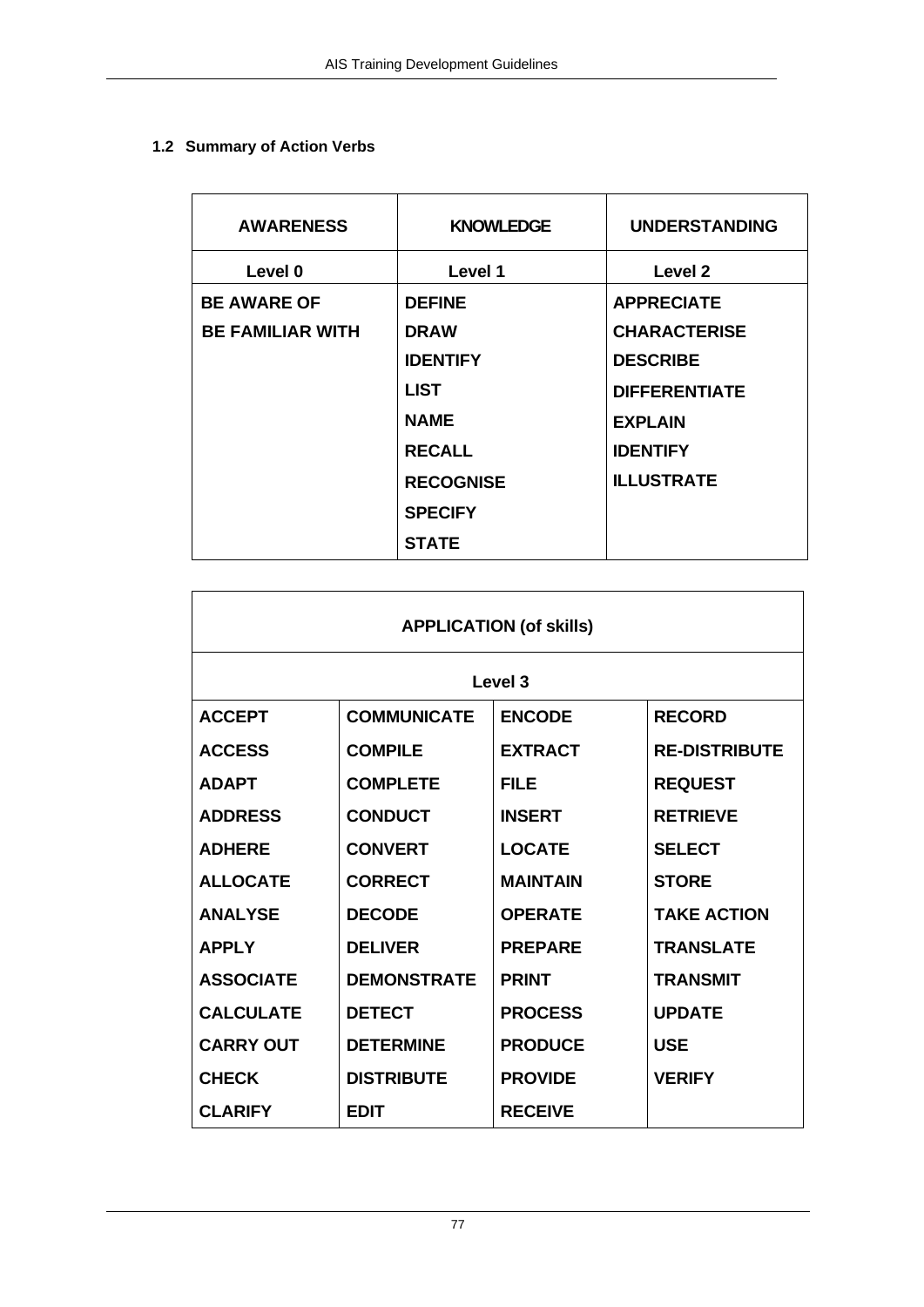### 1.2 Summary of Action Verbs

| AWARENESS | KNOWLEDGE | UNDERSTANDING |
|---|---|---|
| Level 0 | Level 1 | Level 2 |
| BE AWARE OF | DEFINE | APPRECIATE |
| BE FAMILIAR WITH | DRAW | CHARACTERISE |
| | IDENTIFY | DESCRIBE |
| | LIST | DIFFERENTIATE |
| | NAME | EXPLAIN |
| | RECALL | IDENTIFY |
| | RECOGNISE | ILLUSTRATE |
| | SPECIFY | |
| | STATE | |

| APPLICATION (of skills) | | | |
|---|---|---|---|
| Level 3 | | | |
| ACCEPT | COMMUNICATE | ENCODE | RECORD |
| ACCESS | COMPILE | EXTRACT | RE-DISTRIBUTE |
| ADAPT | COMPLETE | FILE | REQUEST |
| ADDRESS | CONDUCT | INSERT | RETRIEVE |
| ADHERE | CONVERT | LOCATE | SELECT |
| ALLOCATE | CORRECT | MAINTAIN | STORE |
| ANALYSE | DECODE | OPERATE | TAKE ACTION |
| APPLY | DELIVER | PREPARE | TRANSLATE |
| ASSOCIATE | DEMONSTRATE | PRINT | TRANSMIT |
| CALCULATE | DETECT | PROCESS | UPDATE |
| CARRY OUT | DETERMINE | PRODUCE | USE |
| CHECK | DISTRIBUTE | PROVIDE | VERIFY |
| CLARIFY | EDIT | RECEIVE | |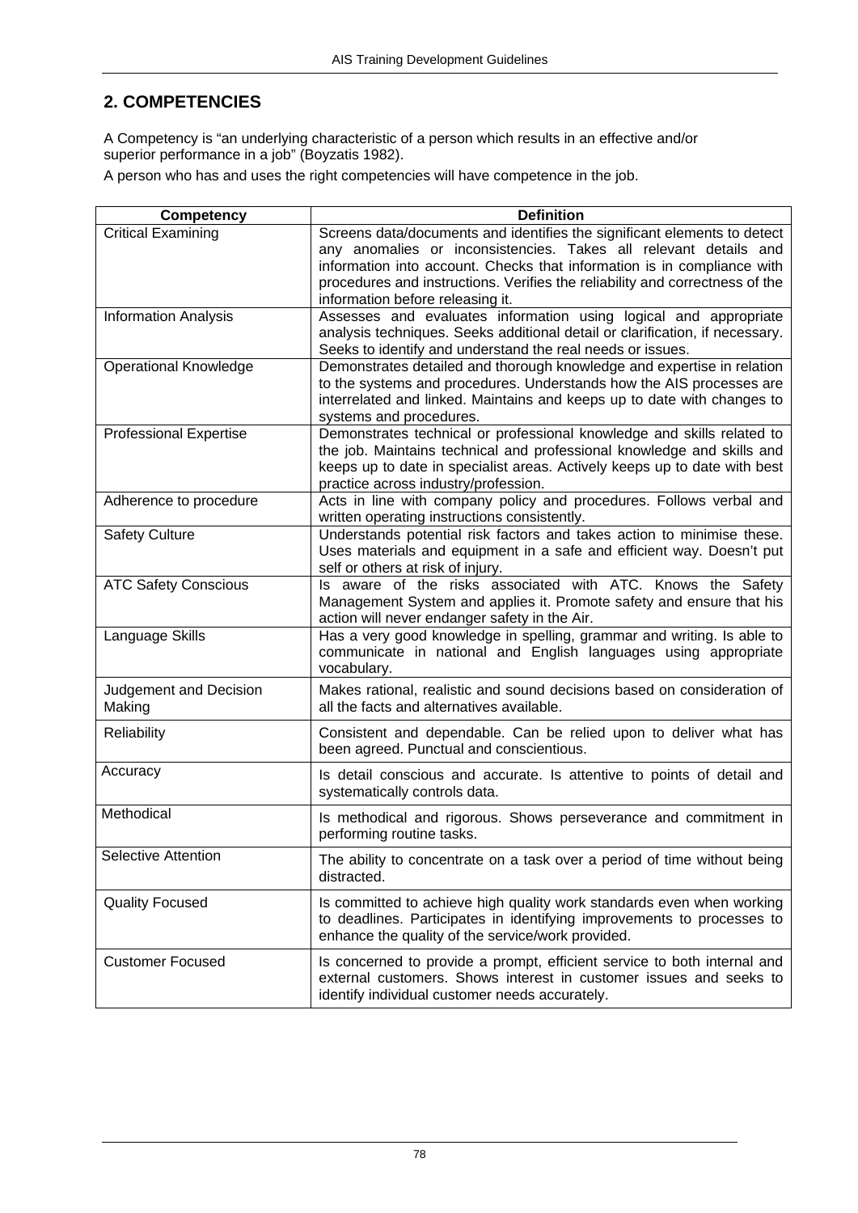## 2. COMPETENCIES

A Competency is "an underlying characteristic of a person which results in an effective and/or superior performance in a job" (Boyzatis 1982).

A person who has and uses the right competencies will have competence in the job.

| Competency | Definition |
|---|---|
| Critical Examining | Screens data/documents and identifies the significant elements to detect any anomalies or inconsistencies. Takes all relevant details and information into account. Checks that information is in compliance with procedures and instructions. Verifies the reliability and correctness of the information before releasing it. |
| Information Analysis | Assesses and evaluates information using logical and appropriate analysis techniques. Seeks additional detail or clarification, if necessary. Seeks to identify and understand the real needs or issues. |
| Operational Knowledge | Demonstrates detailed and thorough knowledge and expertise in relation to the systems and procedures. Understands how the AIS processes are interrelated and linked. Maintains and keeps up to date with changes to systems and procedures. |
| Professional Expertise | Demonstrates technical or professional knowledge and skills related to the job. Maintains technical and professional knowledge and skills and keeps up to date in specialist areas. Actively keeps up to date with best practice across industry/profession. |
| Adherence to procedure | Acts in line with company policy and procedures. Follows verbal and written operating instructions consistently. |
| Safety Culture | Understands potential risk factors and takes action to minimise these. Uses materials and equipment in a safe and efficient way. Doesn't put self or others at risk of injury. |
| ATC Safety Conscious | Is aware of the risks associated with ATC. Knows the Safety Management System and applies it. Promote safety and ensure that his action will never endanger safety in the Air. |
| Language Skills | Has a very good knowledge in spelling, grammar and writing. Is able to communicate in national and English languages using appropriate vocabulary. |
| Judgement and Decision Making | Makes rational, realistic and sound decisions based on consideration of all the facts and alternatives available. |
| Reliability | Consistent and dependable. Can be relied upon to deliver what has been agreed. Punctual and conscientious. |
| Accuracy | Is detail conscious and accurate. Is attentive to points of detail and systematically controls data. |
| Methodical | Is methodical and rigorous. Shows perseverance and commitment in performing routine tasks. |
| Selective Attention | The ability to concentrate on a task over a period of time without being distracted. |
| Quality Focused | Is committed to achieve high quality work standards even when working to deadlines. Participates in identifying improvements to processes to enhance the quality of the service/work provided. |
| Customer Focused | Is concerned to provide a prompt, efficient service to both internal and external customers. Shows interest in customer issues and seeks to identify individual customer needs accurately. |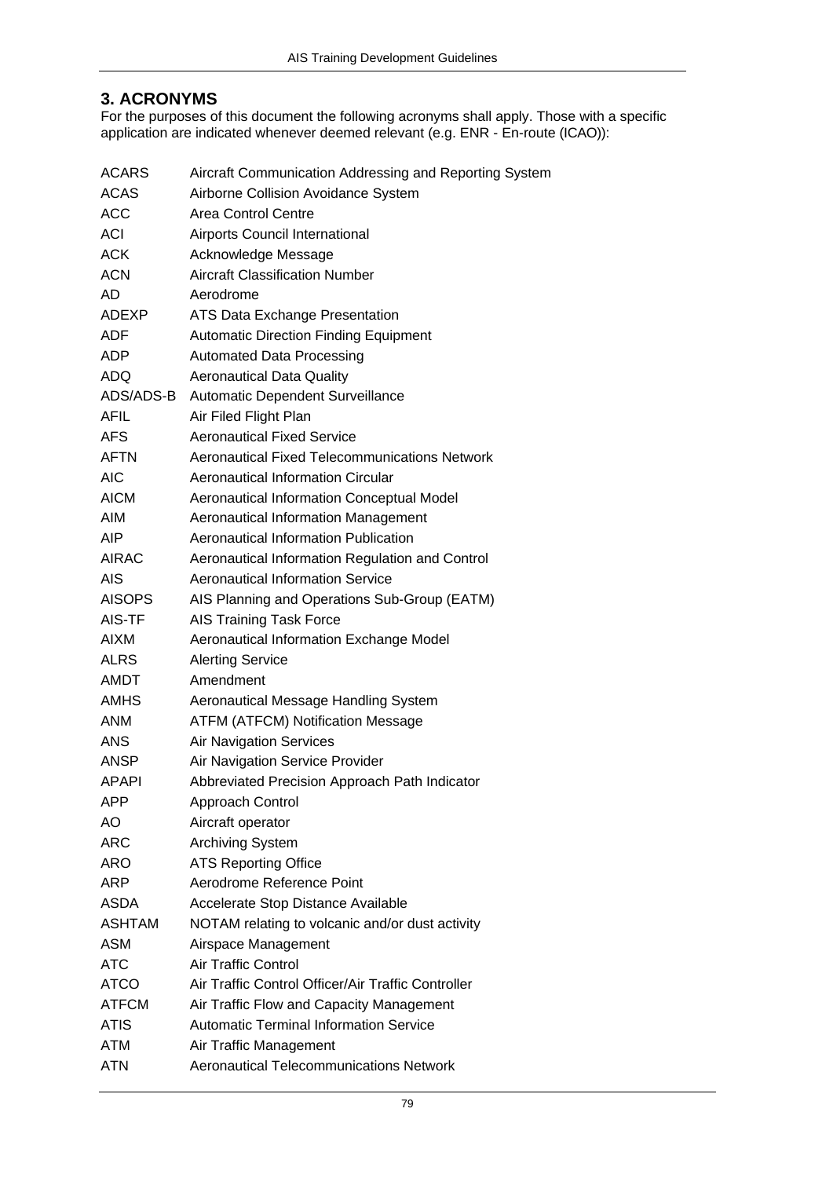## 3. ACRONYMS

For the purposes of this document the following acronyms shall apply. Those with a specific application are indicated whenever deemed relevant (e.g. ENR - En-route (ICAO)):

| | |
|---|---|
| ACARS | Aircraft Communication Addressing and Reporting System |
| ACAS | Airborne Collision Avoidance System |
| ACC | Area Control Centre |
| ACI | Airports Council International |
| ACK | Acknowledge Message |
| ACN | Aircraft Classification Number |
| AD | Aerodrome |
| ADEXP | ATS Data Exchange Presentation |
| ADF | Automatic Direction Finding Equipment |
| ADP | Automated Data Processing |
| ADQ | Aeronautical Data Quality |
| ADS/ADS-B | Automatic Dependent Surveillance |
| AFIL | Air Filed Flight Plan |
| AFS | Aeronautical Fixed Service |
| AFTN | Aeronautical Fixed Telecommunications Network |
| AIC | Aeronautical Information Circular |
| AICM | Aeronautical Information Conceptual Model |
| AIM | Aeronautical Information Management |
| AIP | Aeronautical Information Publication |
| AIRAC | Aeronautical Information Regulation and Control |
| AIS | Aeronautical Information Service |
| AISOPS | AIS Planning and Operations Sub-Group (EATM) |
| AIS-TF | AIS Training Task Force |
| AIXM | Aeronautical Information Exchange Model |
| ALRS | Alerting Service |
| AMDT | Amendment |
| AMHS | Aeronautical Message Handling System |
| ANM | ATFM (ATFCM) Notification Message |
| ANS | Air Navigation Services |
| ANSP | Air Navigation Service Provider |
| APAPI | Abbreviated Precision Approach Path Indicator |
| APP | Approach Control |
| AO | Aircraft operator |
| ARC | Archiving System |
| ARO | ATS Reporting Office |
| ARP | Aerodrome Reference Point |
| ASDA | Accelerate Stop Distance Available |
| ASHTAM | NOTAM relating to volcanic and/or dust activity |
| ASM | Airspace Management |
| ATC | Air Traffic Control |
| ATCO | Air Traffic Control Officer/Air Traffic Controller |
| ATFCM | Air Traffic Flow and Capacity Management |
| ATIS | Automatic Terminal Information Service |
| ATM | Air Traffic Management |
| ATN | Aeronautical Telecommunications Network |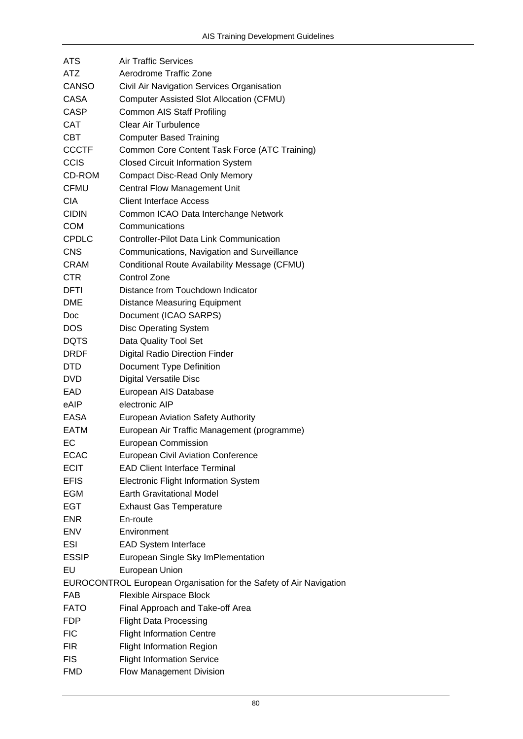| | |
|---|---|
| ATS | Air Traffic Services |
| ATZ | Aerodrome Traffic Zone |
| CANSO | Civil Air Navigation Services Organisation |
| CASA | Computer Assisted Slot Allocation (CFMU) |
| CASP | Common AIS Staff Profiling |
| CAT | Clear Air Turbulence |
| CBT | Computer Based Training |
| CCCTF | Common Core Content Task Force (ATC Training) |
| CCIS | Closed Circuit Information System |
| CD-ROM | Compact Disc-Read Only Memory |
| CFMU | Central Flow Management Unit |
| CIA | Client Interface Access |
| CIDIN | Common ICAO Data Interchange Network |
| COM | Communications |
| CPDLC | Controller-Pilot Data Link Communication |
| CNS | Communications, Navigation and Surveillance |
| CRAM | Conditional Route Availability Message (CFMU) |
| CTR | Control Zone |
| DFTI | Distance from Touchdown Indicator |
| DME | Distance Measuring Equipment |
| Doc | Document (ICAO SARPS) |
| DOS | Disc Operating System |
| DQTS | Data Quality Tool Set |
| DRDF | Digital Radio Direction Finder |
| DTD | Document Type Definition |
| DVD | Digital Versatile Disc |
| EAD | European AIS Database |
| eAIP | electronic AIP |
| EASA | European Aviation Safety Authority |
| EATM | European Air Traffic Management (programme) |
| EC | European Commission |
| ECAC | European Civil Aviation Conference |
| ECIT | EAD Client Interface Terminal |
| EFIS | Electronic Flight Information System |
| EGM | Earth Gravitational Model |
| EGT | Exhaust Gas Temperature |
| ENR | En-route |
| ENV | Environment |
| ESI | EAD System Interface |
| ESSIP | European Single Sky ImPlementation |
| EU | European Union |
| EUROCONTROL | European Organisation for the Safety of Air Navigation |
| FAB | Flexible Airspace Block |
| FATO | Final Approach and Take-off Area |
| FDP | Flight Data Processing |
| FIC | Flight Information Centre |
| FIR | Flight Information Region |
| FIS | Flight Information Service |
| FMD | Flow Management Division |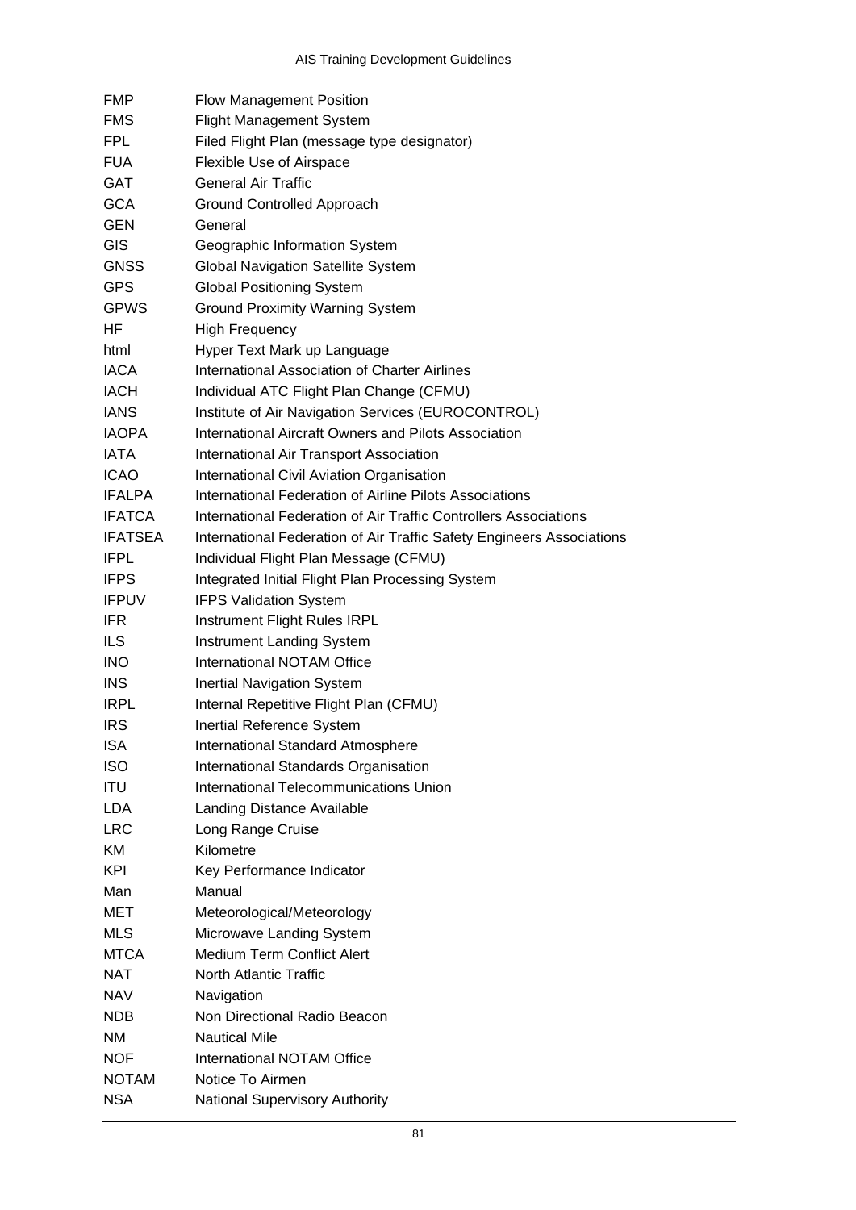| | |
|---|---|
| FMP | Flow Management Position |
| FMS | Flight Management System |
| FPL | Filed Flight Plan (message type designator) |
| FUA | Flexible Use of Airspace |
| GAT | General Air Traffic |
| GCA | Ground Controlled Approach |
| GEN | General |
| GIS | Geographic Information System |
| GNSS | Global Navigation Satellite System |
| GPS | Global Positioning System |
| GPWS | Ground Proximity Warning System |
| HF | High Frequency |
| html | Hyper Text Mark up Language |
| IACA | International Association of Charter Airlines |
| IACH | Individual ATC Flight Plan Change (CFMU) |
| IANS | Institute of Air Navigation Services (EUROCONTROL) |
| IAOPA | International Aircraft Owners and Pilots Association |
| IATA | International Air Transport Association |
| ICAO | International Civil Aviation Organisation |
| IFALPA | International Federation of Airline Pilots Associations |
| IFATCA | International Federation of Air Traffic Controllers Associations |
| IFATSEA | International Federation of Air Traffic Safety Engineers Associations |
| IFPL | Individual Flight Plan Message (CFMU) |
| IFPS | Integrated Initial Flight Plan Processing System |
| IFPUV | IFPS Validation System |
| IFR | Instrument Flight Rules IRPL |
| ILS | Instrument Landing System |
| INO | International NOTAM Office |
| INS | Inertial Navigation System |
| IRPL | Internal Repetitive Flight Plan (CFMU) |
| IRS | Inertial Reference System |
| ISA | International Standard Atmosphere |
| ISO | International Standards Organisation |
| ITU | International Telecommunications Union |
| LDA | Landing Distance Available |
| LRC | Long Range Cruise |
| KM | Kilometre |
| KPI | Key Performance Indicator |
| Man | Manual |
| MET | Meteorological/Meteorology |
| MLS | Microwave Landing System |
| MTCA | Medium Term Conflict Alert |
| NAT | North Atlantic Traffic |
| NAV | Navigation |
| NDB | Non Directional Radio Beacon |
| NM | Nautical Mile |
| NOF | International NOTAM Office |
| NOTAM | Notice To Airmen |
| NSA | National Supervisory Authority |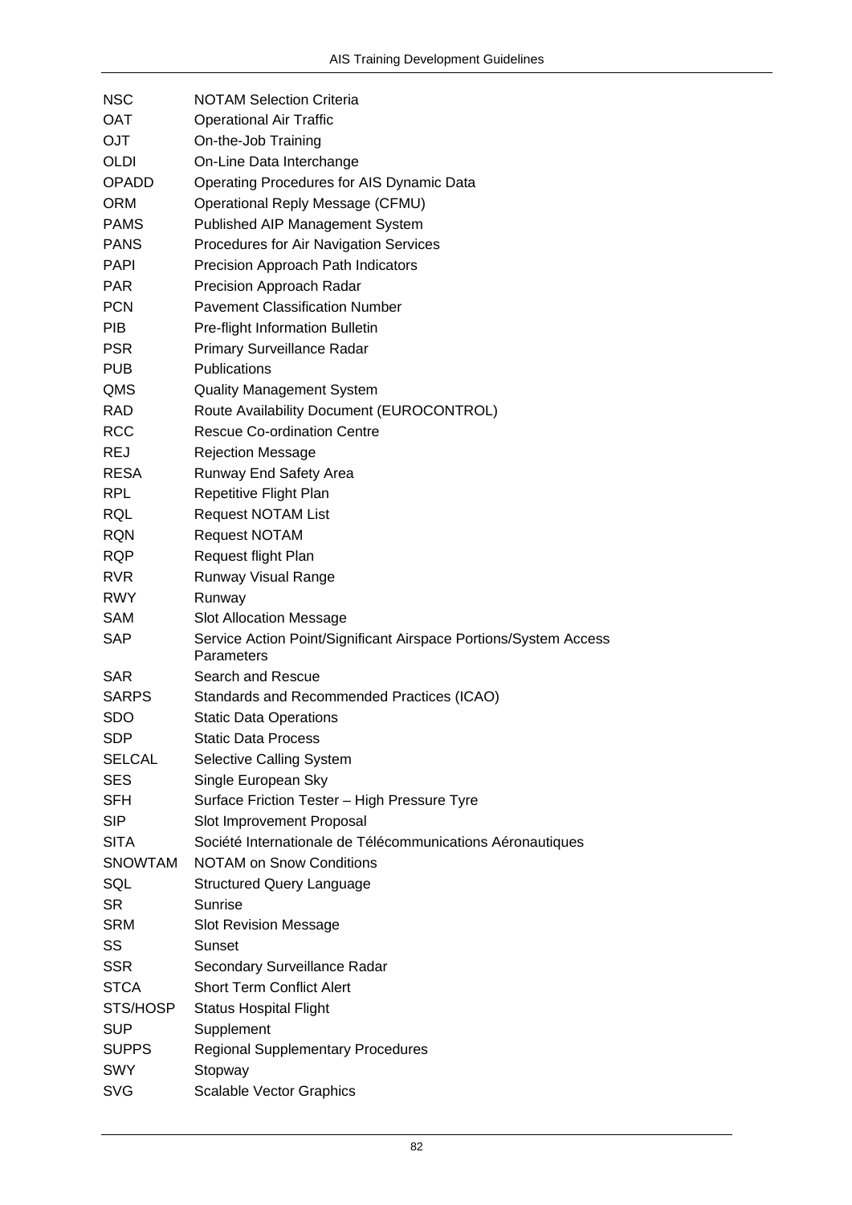| | |
|---|---|
| NSC | NOTAM Selection Criteria |
| OAT | Operational Air Traffic |
| OJT | On-the-Job Training |
| OLDI | On-Line Data Interchange |
| OPADD | Operating Procedures for AIS Dynamic Data |
| ORM | Operational Reply Message (CFMU) |
| PAMS | Published AIP Management System |
| PANS | Procedures for Air Navigation Services |
| PAPI | Precision Approach Path Indicators |
| PAR | Precision Approach Radar |
| PCN | Pavement Classification Number |
| PIB | Pre-flight Information Bulletin |
| PSR | Primary Surveillance Radar |
| PUB | Publications |
| QMS | Quality Management System |
| RAD | Route Availability Document (EUROCONTROL) |
| RCC | Rescue Co-ordination Centre |
| REJ | Rejection Message |
| RESA | Runway End Safety Area |
| RPL | Repetitive Flight Plan |
| RQL | Request NOTAM List |
| RQN | Request NOTAM |
| RQP | Request flight Plan |
| RVR | Runway Visual Range |
| RWY | Runway |
| SAM | Slot Allocation Message |
| SAP | Service Action Point/Significant Airspace Portions/System Access Parameters |
| SAR | Search and Rescue |
| SARPS | Standards and Recommended Practices (ICAO) |
| SDO | Static Data Operations |
| SDP | Static Data Process |
| SELCAL | Selective Calling System |
| SES | Single European Sky |
| SFH | Surface Friction Tester – High Pressure Tyre |
| SIP | Slot Improvement Proposal |
| SITA | Société Internationale de Télécommunications Aéronautiques |
| SNOWTAM | NOTAM on Snow Conditions |
| SQL | Structured Query Language |
| SR | Sunrise |
| SRM | Slot Revision Message |
| SS | Sunset |
| SSR | Secondary Surveillance Radar |
| STCA | Short Term Conflict Alert |
| STS/HOSP | Status Hospital Flight |
| SUP | Supplement |
| SUPPS | Regional Supplementary Procedures |
| SWY | Stopway |
| SVG | Scalable Vector Graphics |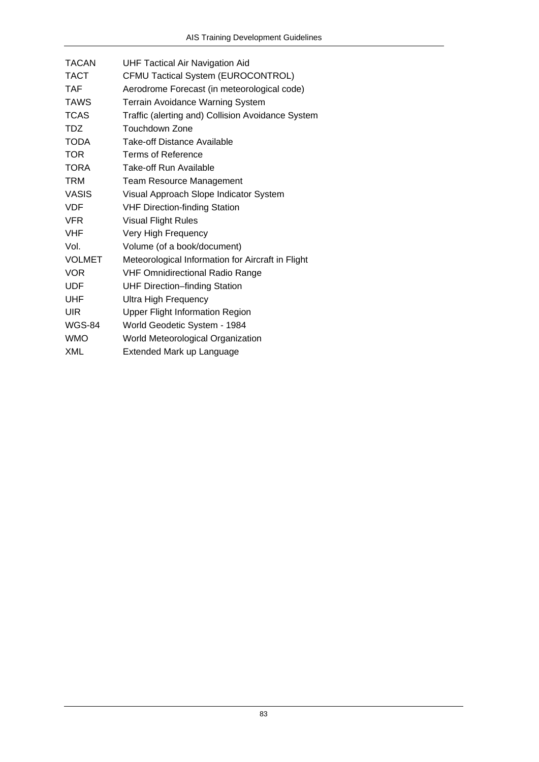| | |
|---|---|
| TACAN | UHF Tactical Air Navigation Aid |
| TACT | CFMU Tactical System (EUROCONTROL) |
| TAF | Aerodrome Forecast (in meteorological code) |
| TAWS | Terrain Avoidance Warning System |
| TCAS | Traffic (alerting and) Collision Avoidance System |
| TDZ | Touchdown Zone |
| TODA | Take-off Distance Available |
| TOR | Terms of Reference |
| TORA | Take-off Run Available |
| TRM | Team Resource Management |
| VASIS | Visual Approach Slope Indicator System |
| VDF | VHF Direction-finding Station |
| VFR | Visual Flight Rules |
| VHF | Very High Frequency |
| Vol. | Volume (of a book/document) |
| VOLMET | Meteorological Information for Aircraft in Flight |
| VOR | VHF Omnidirectional Radio Range |
| UDF | UHF Direction–finding Station |
| UHF | Ultra High Frequency |
| UIR | Upper Flight Information Region |
| WGS-84 | World Geodetic System - 1984 |
| WMO | World Meteorological Organization |
| XML | Extended Mark up Language |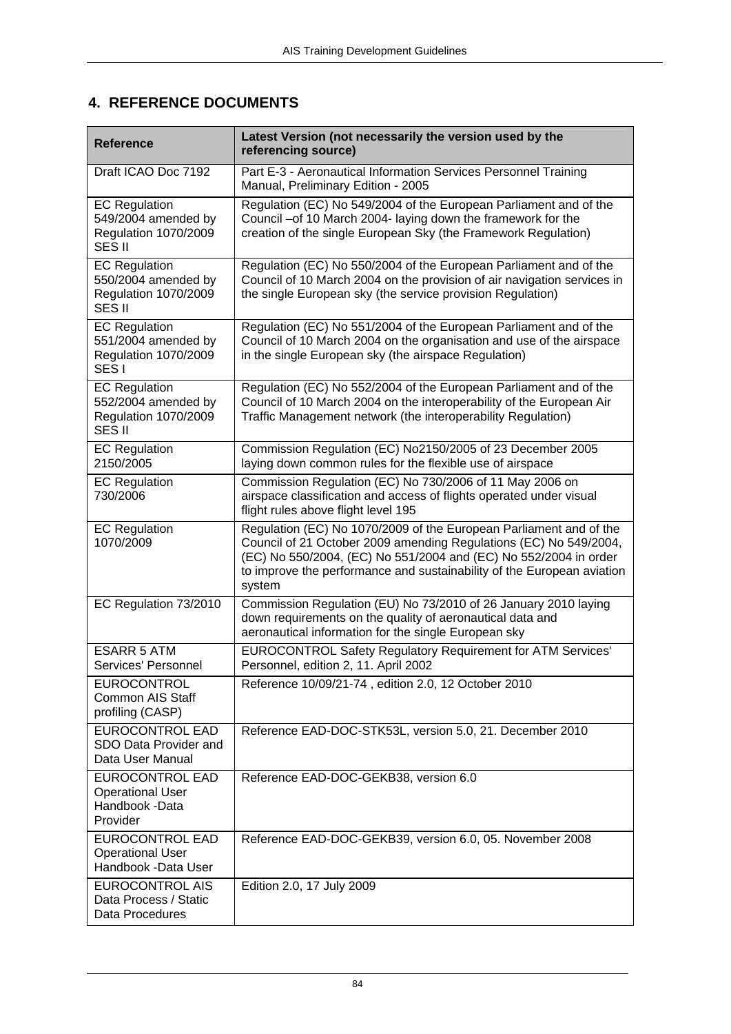## 4. REFERENCE DOCUMENTS

| Reference | Latest Version (not necessarily the version used by the referencing source) |
|---|---|
| Draft ICAO Doc 7192 | Part E-3 - Aeronautical Information Services Personnel Training Manual, Preliminary Edition - 2005 |
| EC Regulation 549/2004 amended by Regulation 1070/2009 SES II | Regulation (EC) No 549/2004 of the European Parliament and of the Council –of 10 March 2004- laying down the framework for the creation of the single European Sky (the Framework Regulation) |
| EC Regulation 550/2004 amended by Regulation 1070/2009 SES II | Regulation (EC) No 550/2004 of the European Parliament and of the Council of 10 March 2004 on the provision of air navigation services in the single European sky (the service provision Regulation) |
| EC Regulation 551/2004 amended by Regulation 1070/2009 SES I | Regulation (EC) No 551/2004 of the European Parliament and of the Council of 10 March 2004 on the organisation and use of the airspace in the single European sky (the airspace Regulation) |
| EC Regulation 552/2004 amended by Regulation 1070/2009 SES II | Regulation (EC) No 552/2004 of the European Parliament and of the Council of 10 March 2004 on the interoperability of the European Air Traffic Management network (the interoperability Regulation) |
| EC Regulation 2150/2005 | Commission Regulation (EC) No2150/2005 of 23 December 2005 laying down common rules for the flexible use of airspace |
| EC Regulation 730/2006 | Commission Regulation (EC) No 730/2006 of 11 May 2006 on airspace classification and access of flights operated under visual flight rules above flight level 195 |
| EC Regulation 1070/2009 | Regulation (EC) No 1070/2009 of the European Parliament and of the Council of 21 October 2009 amending Regulations (EC) No 549/2004, (EC) No 550/2004, (EC) No 551/2004 and (EC) No 552/2004 in order to improve the performance and sustainability of the European aviation system |
| EC Regulation 73/2010 | Commission Regulation (EU) No 73/2010 of 26 January 2010 laying down requirements on the quality of aeronautical data and aeronautical information for the single European sky |
| ESARR 5 ATM Services' Personnel | EUROCONTROL Safety Regulatory Requirement for ATM Services' Personnel, edition 2, 11. April 2002 |
| EUROCONTROL Common AIS Staff profiling (CASP) | Reference 10/09/21-74 , edition 2.0, 12 October 2010 |
| EUROCONTROL EAD SDO Data Provider and Data User Manual | Reference EAD-DOC-STK53L, version 5.0, 21. December 2010 |
| EUROCONTROL EAD Operational User Handbook -Data Provider | Reference EAD-DOC-GEKB38, version 6.0 |
| EUROCONTROL EAD Operational User Handbook -Data User | Reference EAD-DOC-GEKB39, version 6.0, 05. November 2008 |
| EUROCONTROL AIS Data Process / Static Data Procedures | Edition 2.0, 17 July 2009 |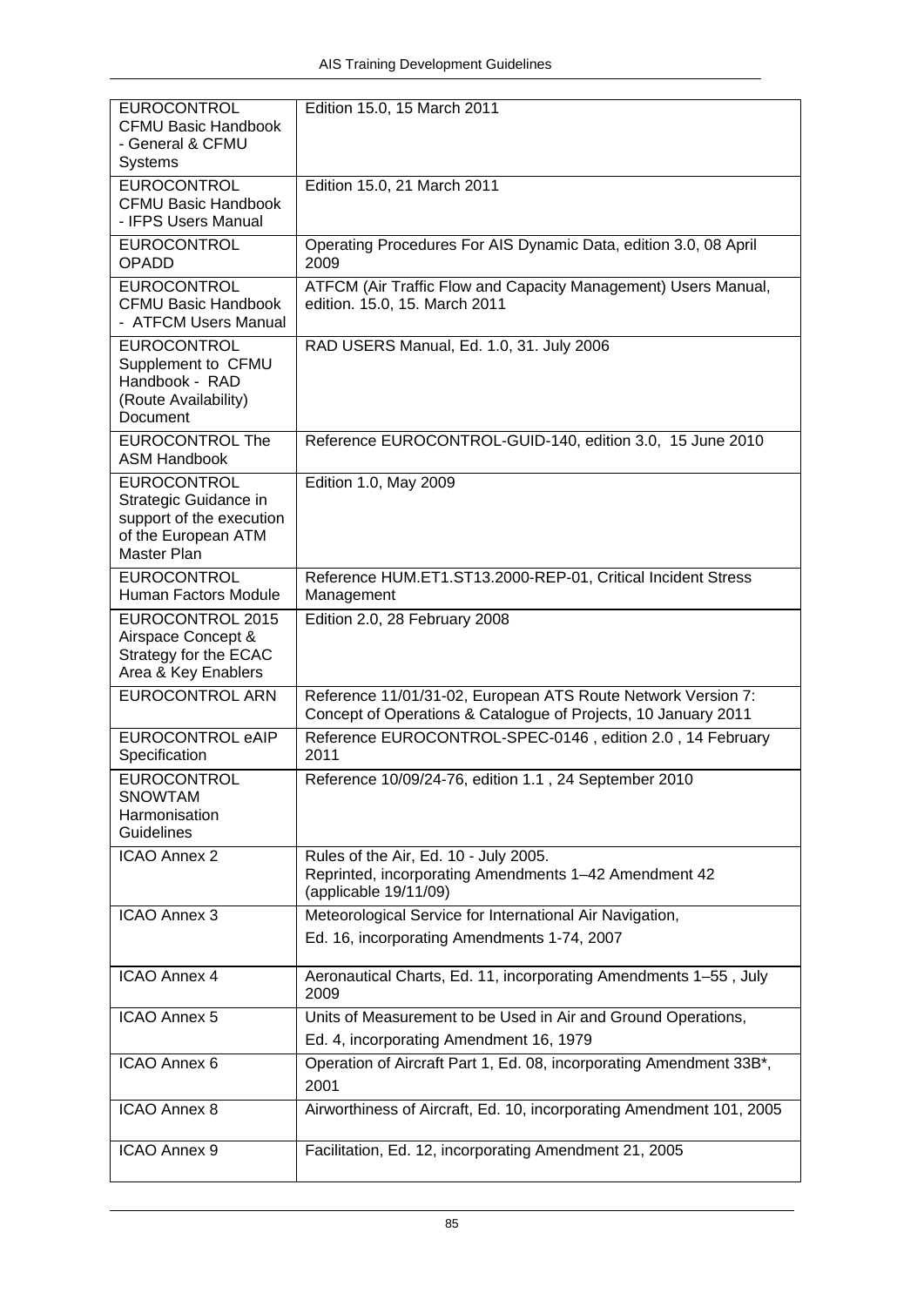| | |
|---|---|
| EUROCONTROL CFMU Basic Handbook - General & CFMU Systems | Edition 15.0, 15 March 2011 |
| EUROCONTROL CFMU Basic Handbook - IFPS Users Manual | Edition 15.0, 21 March 2011 |
| EUROCONTROL OPADD | Operating Procedures For AIS Dynamic Data, edition 3.0, 08 April 2009 |
| EUROCONTROL CFMU Basic Handbook - ATFCM Users Manual | ATFCM (Air Traffic Flow and Capacity Management) Users Manual, edition. 15.0, 15. March 2011 |
| EUROCONTROL Supplement to CFMU Handbook - RAD (Route Availability) Document | RAD USERS Manual, Ed. 1.0, 31. July 2006 |
| EUROCONTROL The ASM Handbook | Reference EUROCONTROL-GUID-140, edition 3.0, 15 June 2010 |
| EUROCONTROL Strategic Guidance in support of the execution of the European ATM Master Plan | Edition 1.0, May 2009 |
| EUROCONTROL Human Factors Module | Reference HUM.ET1.ST13.2000-REP-01, Critical Incident Stress Management |
| EUROCONTROL 2015 Airspace Concept & Strategy for the ECAC Area & Key Enablers | Edition 2.0, 28 February 2008 |
| EUROCONTROL ARN | Reference 11/01/31-02, European ATS Route Network Version 7: Concept of Operations & Catalogue of Projects, 10 January 2011 |
| EUROCONTROL eAIP Specification | Reference EUROCONTROL-SPEC-0146 , edition 2.0 , 14 February 2011 |
| EUROCONTROL SNOWTAM Harmonisation Guidelines | Reference 10/09/24-76, edition 1.1 , 24 September 2010 |
| ICAO Annex 2 | Rules of the Air, Ed. 10 - July 2005. Reprinted, incorporating Amendments 1–42 Amendment 42 (applicable 19/11/09) |
| ICAO Annex 3 | Meteorological Service for International Air Navigation, Ed. 16, incorporating Amendments 1-74, 2007 |
| ICAO Annex 4 | Aeronautical Charts, Ed. 11, incorporating Amendments 1–55 , July 2009 |
| ICAO Annex 5 | Units of Measurement to be Used in Air and Ground Operations, Ed. 4, incorporating Amendment 16, 1979 |
| ICAO Annex 6 | Operation of Aircraft Part 1, Ed. 08, incorporating Amendment 33B*, 2001 |
| ICAO Annex 8 | Airworthiness of Aircraft, Ed. 10, incorporating Amendment 101, 2005 |
| ICAO Annex 9 | Facilitation, Ed. 12, incorporating Amendment 21, 2005 |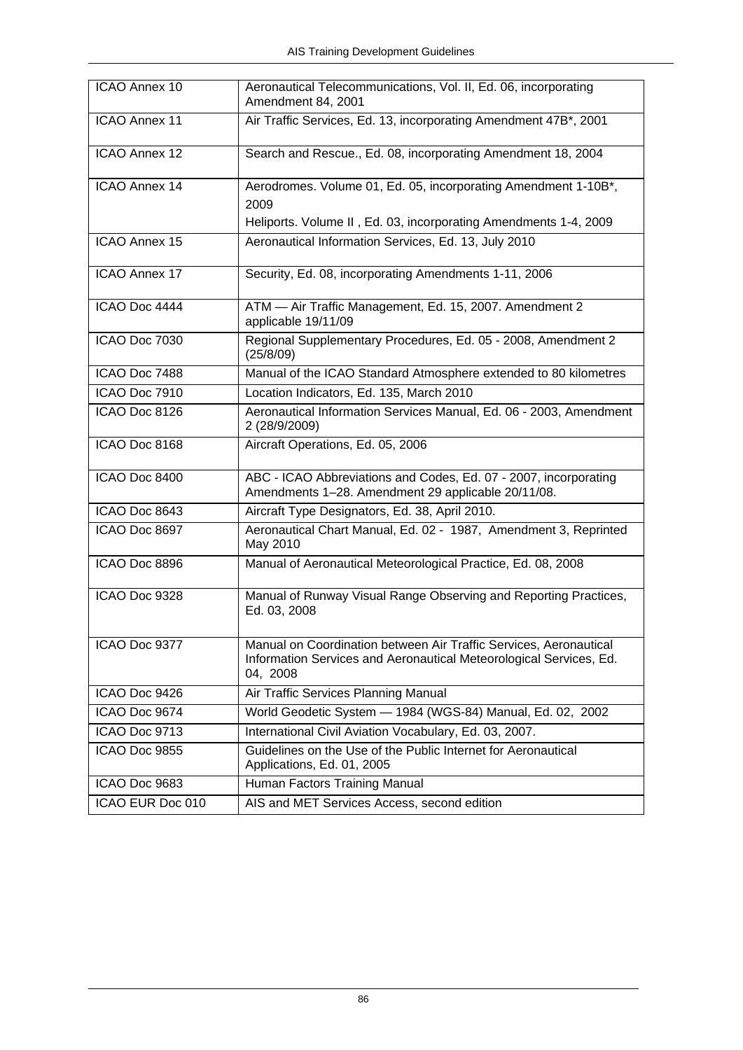| | |
|---|---|
| ICAO Annex 10 | Aeronautical Telecommunications, Vol. II, Ed. 06, incorporating Amendment 84, 2001 |
| ICAO Annex 11 | Air Traffic Services, Ed. 13, incorporating Amendment 47B*, 2001 |
| ICAO Annex 12 | Search and Rescue., Ed. 08, incorporating Amendment 18, 2004 |
| ICAO Annex 14 | Aerodromes. Volume 01, Ed. 05, incorporating Amendment 1-10B*, 2009<br>Heliports. Volume II , Ed. 03, incorporating Amendments 1-4, 2009 |
| ICAO Annex 15 | Aeronautical Information Services, Ed. 13, July 2010 |
| ICAO Annex 17 | Security, Ed. 08, incorporating Amendments 1-11, 2006 |
| ICAO Doc 4444 | ATM — Air Traffic Management, Ed. 15, 2007. Amendment 2 applicable 19/11/09 |
| ICAO Doc 7030 | Regional Supplementary Procedures, Ed. 05 - 2008, Amendment 2 (25/8/09) |
| ICAO Doc 7488 | Manual of the ICAO Standard Atmosphere extended to 80 kilometres |
| ICAO Doc 7910 | Location Indicators, Ed. 135, March 2010 |
| ICAO Doc 8126 | Aeronautical Information Services Manual, Ed. 06 - 2003, Amendment 2 (28/9/2009) |
| ICAO Doc 8168 | Aircraft Operations, Ed. 05, 2006 |
| ICAO Doc 8400 | ABC - ICAO Abbreviations and Codes, Ed. 07 - 2007, incorporating Amendments 1–28. Amendment 29 applicable 20/11/08. |
| ICAO Doc 8643 | Aircraft Type Designators, Ed. 38, April 2010. |
| ICAO Doc 8697 | Aeronautical Chart Manual, Ed. 02 - 1987, Amendment 3, Reprinted May 2010 |
| ICAO Doc 8896 | Manual of Aeronautical Meteorological Practice, Ed. 08, 2008 |
| ICAO Doc 9328 | Manual of Runway Visual Range Observing and Reporting Practices, Ed. 03, 2008 |
| ICAO Doc 9377 | Manual on Coordination between Air Traffic Services, Aeronautical Information Services and Aeronautical Meteorological Services, Ed. 04, 2008 |
| ICAO Doc 9426 | Air Traffic Services Planning Manual |
| ICAO Doc 9674 | World Geodetic System — 1984 (WGS-84) Manual, Ed. 02, 2002 |
| ICAO Doc 9713 | International Civil Aviation Vocabulary, Ed. 03, 2007. |
| ICAO Doc 9855 | Guidelines on the Use of the Public Internet for Aeronautical Applications, Ed. 01, 2005 |
| ICAO Doc 9683 | Human Factors Training Manual |
| ICAO EUR Doc 010 | AIS and MET Services Access, second edition |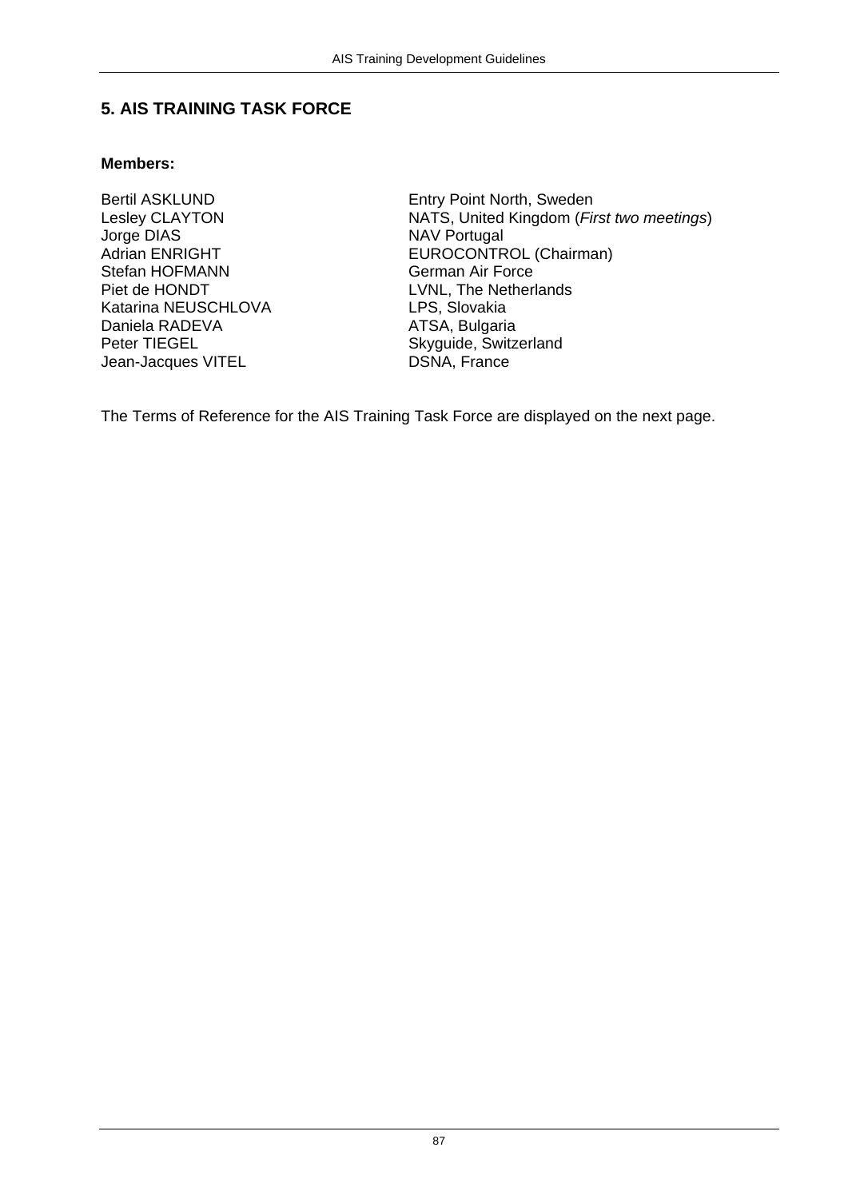## 5. AIS TRAINING TASK FORCE

**Members:**

| | |
|---|---|
| Bertil ASKLUND | Entry Point North, Sweden |
| Lesley CLAYTON | NATS, United Kingdom (*First two meetings*) |
| Jorge DIAS | NAV Portugal |
| Adrian ENRIGHT | EUROCONTROL (Chairman) |
| Stefan HOFMANN | German Air Force |
| Piet de HONDT | LVNL, The Netherlands |
| Katarina NEUSCHLOVA | LPS, Slovakia |
| Daniela RADEVA | ATSA, Bulgaria |
| Peter TIEGEL | Skyguide, Switzerland |
| Jean-Jacques VITEL | DSNA, France |

The Terms of Reference for the AIS Training Task Force are displayed on the next page.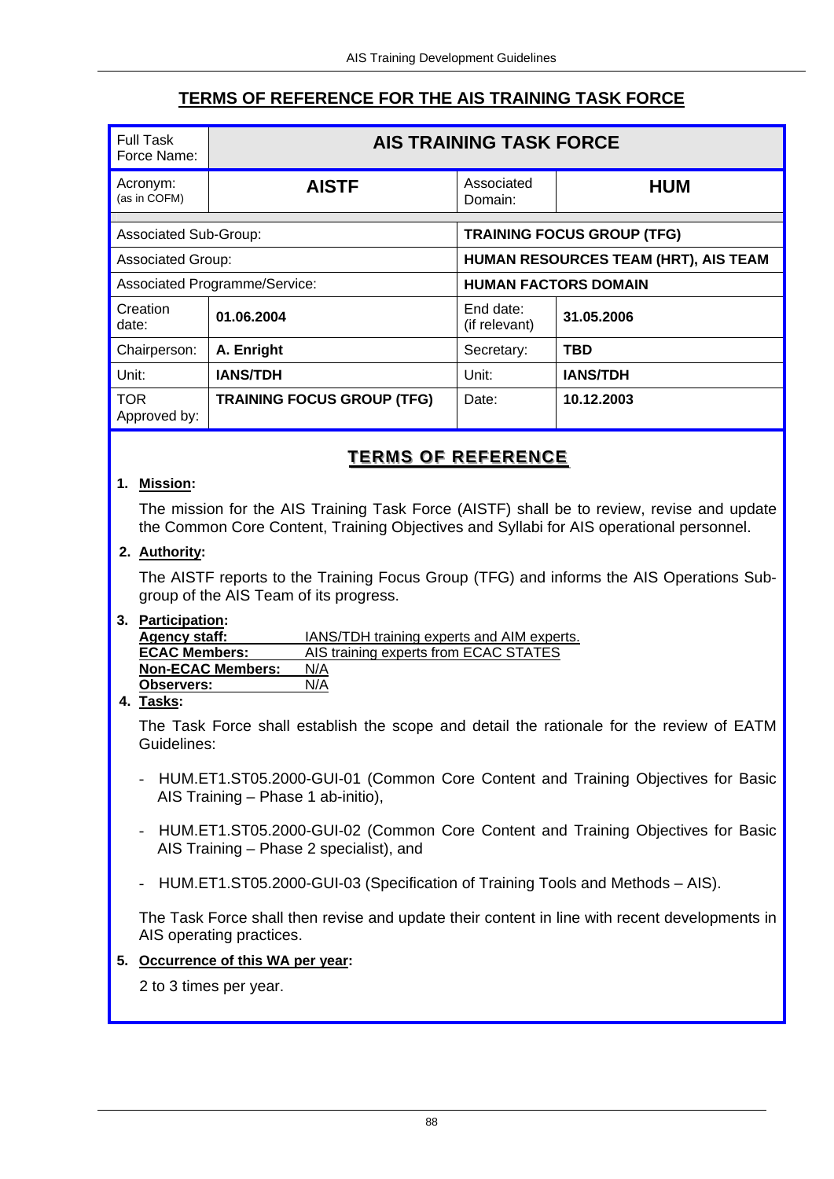## TERMS OF REFERENCE FOR THE AIS TRAINING TASK FORCE

| Full Task Force Name: | **AIS TRAINING TASK FORCE** | | |
|---|---|---|---|
| Acronym: (as in COFM) | **AISTF** | Associated Domain: | **HUM** |
| Associated Sub-Group: | | **TRAINING FOCUS GROUP (TFG)** | |
| Associated Group: | | **HUMAN RESOURCES TEAM (HRT), AIS TEAM** | |
| Associated Programme/Service: | | **HUMAN FACTORS DOMAIN** | |
| Creation date: | **01.06.2004** | End date: (if relevant) | **31.05.2006** |
| Chairperson: | **A. Enright** | Secretary: | **TBD** |
| Unit: | **IANS/TDH** | Unit: | **IANS/TDH** |
| TOR Approved by: | **TRAINING FOCUS GROUP (TFG)** | Date: | **10.12.2003** |

### TERMS OF REFERENCE

1. **Mission:**

   The mission for the AIS Training Task Force (AISTF) shall be to review, revise and update the Common Core Content, Training Objectives and Syllabi for AIS operational personnel.

2. **Authority:**

   The AISTF reports to the Training Focus Group (TFG) and informs the AIS Operations Sub-group of the AIS Team of its progress.

3. **Participation:**

   **Agency staff:** IANS/TDH training experts and AIM experts.
   **ECAC Members:** AIS training experts from ECAC STATES
   **Non-ECAC Members:** N/A
   **Observers:** N/A

4. **Tasks:**

   The Task Force shall establish the scope and detail the rationale for the review of EATM Guidelines:

   - HUM.ET1.ST05.2000-GUI-01 (Common Core Content and Training Objectives for Basic AIS Training – Phase 1 ab-initio),
   - HUM.ET1.ST05.2000-GUI-02 (Common Core Content and Training Objectives for Basic AIS Training – Phase 2 specialist), and
   - HUM.ET1.ST05.2000-GUI-03 (Specification of Training Tools and Methods – AIS).

   The Task Force shall then revise and update their content in line with recent developments in AIS operating practices.

5. **Occurrence of this WA per year:**

   2 to 3 times per year.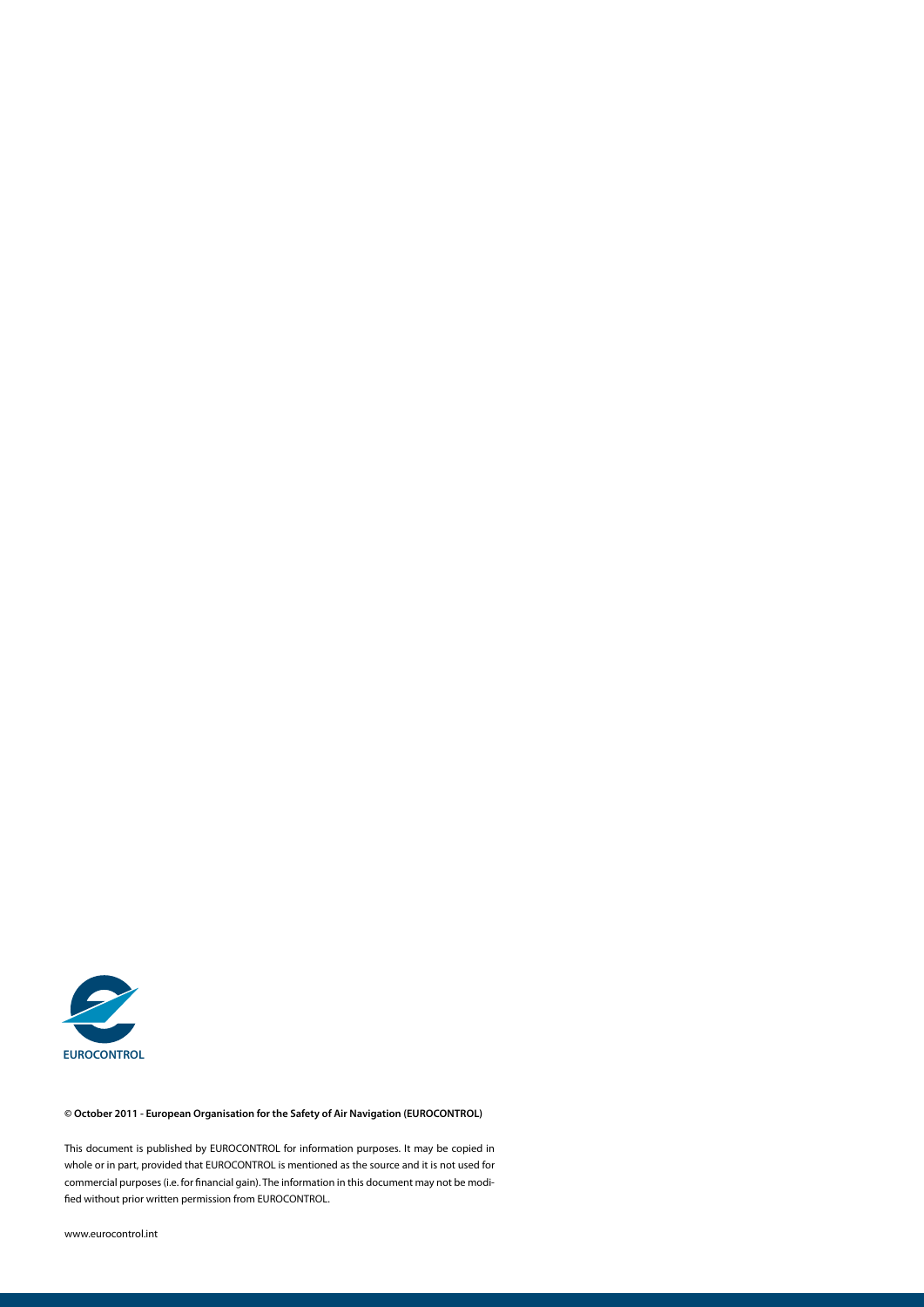EUROCONTROL

**© October 2011 - European Organisation for the Safety of Air Navigation (EUROCONTROL)**

This document is published by EUROCONTROL for information purposes. It may be copied in whole or in part, provided that EUROCONTROL is mentioned as the source and it is not used for commercial purposes (i.e. for financial gain). The information in this document may not be modified without prior written permission from EUROCONTROL.

www.eurocontrol.int